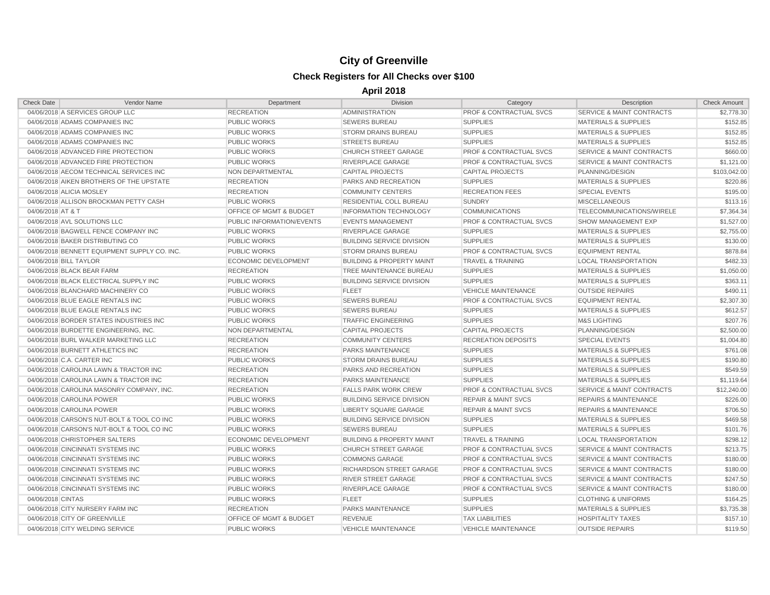# City of Greenville

## Check Registers for All Checks over $100

### April 2018

| Check Date | Vendor Name | Department | Division | Category | Description | Check Amount |
|---|---|---|---|---|---|---|
| 04/06/2018 | A SERVICES GROUP LLC | RECREATION | ADMINISTRATION | PROF & CONTRACTUAL SVCS | SERVICE & MAINT CONTRACTS | $2,778.30 |
| 04/06/2018 | ADAMS COMPANIES INC | PUBLIC WORKS | SEWERS BUREAU | SUPPLIES | MATERIALS & SUPPLIES | $152.85 |
| 04/06/2018 | ADAMS COMPANIES INC | PUBLIC WORKS | STORM DRAINS BUREAU | SUPPLIES | MATERIALS & SUPPLIES | $152.85 |
| 04/06/2018 | ADAMS COMPANIES INC | PUBLIC WORKS | STREETS BUREAU | SUPPLIES | MATERIALS & SUPPLIES | $152.85 |
| 04/06/2018 | ADVANCED FIRE PROTECTION | PUBLIC WORKS | CHURCH STREET GARAGE | PROF & CONTRACTUAL SVCS | SERVICE & MAINT CONTRACTS | $660.00 |
| 04/06/2018 | ADVANCED FIRE PROTECTION | PUBLIC WORKS | RIVERPLACE GARAGE | PROF & CONTRACTUAL SVCS | SERVICE & MAINT CONTRACTS | $1,121.00 |
| 04/06/2018 | AECOM TECHNICAL SERVICES INC | NON DEPARTMENTAL | CAPITAL PROJECTS | CAPITAL PROJECTS | PLANNING/DESIGN | $103,042.00 |
| 04/06/2018 | AIKEN BROTHERS OF THE UPSTATE | RECREATION | PARKS AND RECREATION | SUPPLIES | MATERIALS & SUPPLIES | $220.86 |
| 04/06/2018 | ALICIA MOSLEY | RECREATION | COMMUNITY CENTERS | RECREATION FEES | SPECIAL EVENTS | $195.00 |
| 04/06/2018 | ALLISON BROCKMAN PETTY CASH | PUBLIC WORKS | RESIDENTIAL COLL BUREAU | SUNDRY | MISCELLANEOUS | $113.16 |
| 04/06/2018 | AT & T | OFFICE OF MGMT & BUDGET | INFORMATION TECHNOLOGY | COMMUNICATIONS | TELECOMMUNICATIONS/WIRELE | $7,364.34 |
| 04/06/2018 | AVL SOLUTIONS LLC | PUBLIC INFORMATION/EVENTS | EVENTS MANAGEMENT | PROF & CONTRACTUAL SVCS | SHOW MANAGEMENT EXP | $1,527.00 |
| 04/06/2018 | BAGWELL FENCE COMPANY INC | PUBLIC WORKS | RIVERPLACE GARAGE | SUPPLIES | MATERIALS & SUPPLIES | $2,755.00 |
| 04/06/2018 | BAKER DISTRIBUTING CO | PUBLIC WORKS | BUILDING SERVICE DIVISION | SUPPLIES | MATERIALS & SUPPLIES | $130.00 |
| 04/06/2018 | BENNETT EQUIPMENT SUPPLY CO. INC. | PUBLIC WORKS | STORM DRAINS BUREAU | PROF & CONTRACTUAL SVCS | EQUIPMENT RENTAL | $878.84 |
| 04/06/2018 | BILL TAYLOR | ECONOMIC DEVELOPMENT | BUILDING & PROPERTY MAINT | TRAVEL & TRAINING | LOCAL TRANSPORTATION | $482.33 |
| 04/06/2018 | BLACK BEAR FARM | RECREATION | TREE MAINTENANCE BUREAU | SUPPLIES | MATERIALS & SUPPLIES | $1,050.00 |
| 04/06/2018 | BLACK ELECTRICAL SUPPLY INC | PUBLIC WORKS | BUILDING SERVICE DIVISION | SUPPLIES | MATERIALS & SUPPLIES | $363.11 |
| 04/06/2018 | BLANCHARD MACHINERY CO | PUBLIC WORKS | FLEET | VEHICLE MAINTENANCE | OUTSIDE REPAIRS | $490.11 |
| 04/06/2018 | BLUE EAGLE RENTALS INC | PUBLIC WORKS | SEWERS BUREAU | PROF & CONTRACTUAL SVCS | EQUIPMENT RENTAL | $2,307.30 |
| 04/06/2018 | BLUE EAGLE RENTALS INC | PUBLIC WORKS | SEWERS BUREAU | SUPPLIES | MATERIALS & SUPPLIES | $612.57 |
| 04/06/2018 | BORDER STATES INDUSTRIES INC | PUBLIC WORKS | TRAFFIC ENGINEERING | SUPPLIES | M&S LIGHTING | $207.76 |
| 04/06/2018 | BURDETTE ENGINEERING, INC. | NON DEPARTMENTAL | CAPITAL PROJECTS | CAPITAL PROJECTS | PLANNING/DESIGN | $2,500.00 |
| 04/06/2018 | BURL WALKER MARKETING LLC | RECREATION | COMMUNITY CENTERS | RECREATION DEPOSITS | SPECIAL EVENTS | $1,004.80 |
| 04/06/2018 | BURNETT ATHLETICS INC | RECREATION | PARKS MAINTENANCE | SUPPLIES | MATERIALS & SUPPLIES | $761.08 |
| 04/06/2018 | C.A. CARTER INC | PUBLIC WORKS | STORM DRAINS BUREAU | SUPPLIES | MATERIALS & SUPPLIES | $190.80 |
| 04/06/2018 | CAROLINA LAWN & TRACTOR INC | RECREATION | PARKS AND RECREATION | SUPPLIES | MATERIALS & SUPPLIES | $549.59 |
| 04/06/2018 | CAROLINA LAWN & TRACTOR INC | RECREATION | PARKS MAINTENANCE | SUPPLIES | MATERIALS & SUPPLIES | $1,119.64 |
| 04/06/2018 | CAROLINA MASONRY COMPANY, INC. | RECREATION | FALLS PARK WORK CREW | PROF & CONTRACTUAL SVCS | SERVICE & MAINT CONTRACTS | $12,240.00 |
| 04/06/2018 | CAROLINA POWER | PUBLIC WORKS | BUILDING SERVICE DIVISION | REPAIR & MAINT SVCS | REPAIRS & MAINTENANCE | $226.00 |
| 04/06/2018 | CAROLINA POWER | PUBLIC WORKS | LIBERTY SQUARE GARAGE | REPAIR & MAINT SVCS | REPAIRS & MAINTENANCE | $706.50 |
| 04/06/2018 | CARSON'S NUT-BOLT & TOOL CO INC | PUBLIC WORKS | BUILDING SERVICE DIVISION | SUPPLIES | MATERIALS & SUPPLIES | $469.58 |
| 04/06/2018 | CARSON'S NUT-BOLT & TOOL CO INC | PUBLIC WORKS | SEWERS BUREAU | SUPPLIES | MATERIALS & SUPPLIES | $101.76 |
| 04/06/2018 | CHRISTOPHER SALTERS | ECONOMIC DEVELOPMENT | BUILDING & PROPERTY MAINT | TRAVEL & TRAINING | LOCAL TRANSPORTATION | $298.12 |
| 04/06/2018 | CINCINNATI SYSTEMS INC | PUBLIC WORKS | CHURCH STREET GARAGE | PROF & CONTRACTUAL SVCS | SERVICE & MAINT CONTRACTS | $213.75 |
| 04/06/2018 | CINCINNATI SYSTEMS INC | PUBLIC WORKS | COMMONS GARAGE | PROF & CONTRACTUAL SVCS | SERVICE & MAINT CONTRACTS | $180.00 |
| 04/06/2018 | CINCINNATI SYSTEMS INC | PUBLIC WORKS | RICHARDSON STREET GARAGE | PROF & CONTRACTUAL SVCS | SERVICE & MAINT CONTRACTS | $180.00 |
| 04/06/2018 | CINCINNATI SYSTEMS INC | PUBLIC WORKS | RIVER STREET GARAGE | PROF & CONTRACTUAL SVCS | SERVICE & MAINT CONTRACTS | $247.50 |
| 04/06/2018 | CINCINNATI SYSTEMS INC | PUBLIC WORKS | RIVERPLACE GARAGE | PROF & CONTRACTUAL SVCS | SERVICE & MAINT CONTRACTS | $180.00 |
| 04/06/2018 | CINTAS | PUBLIC WORKS | FLEET | SUPPLIES | CLOTHING & UNIFORMS | $164.25 |
| 04/06/2018 | CITY NURSERY FARM INC | RECREATION | PARKS MAINTENANCE | SUPPLIES | MATERIALS & SUPPLIES | $3,735.38 |
| 04/06/2018 | CITY OF GREENVILLE | OFFICE OF MGMT & BUDGET | REVENUE | TAX LIABILITIES | HOSPITALITY TAXES | $157.10 |
| 04/06/2018 | CITY WELDING SERVICE | PUBLIC WORKS | VEHICLE MAINTENANCE | VEHICLE MAINTENANCE | OUTSIDE REPAIRS | $119.50 |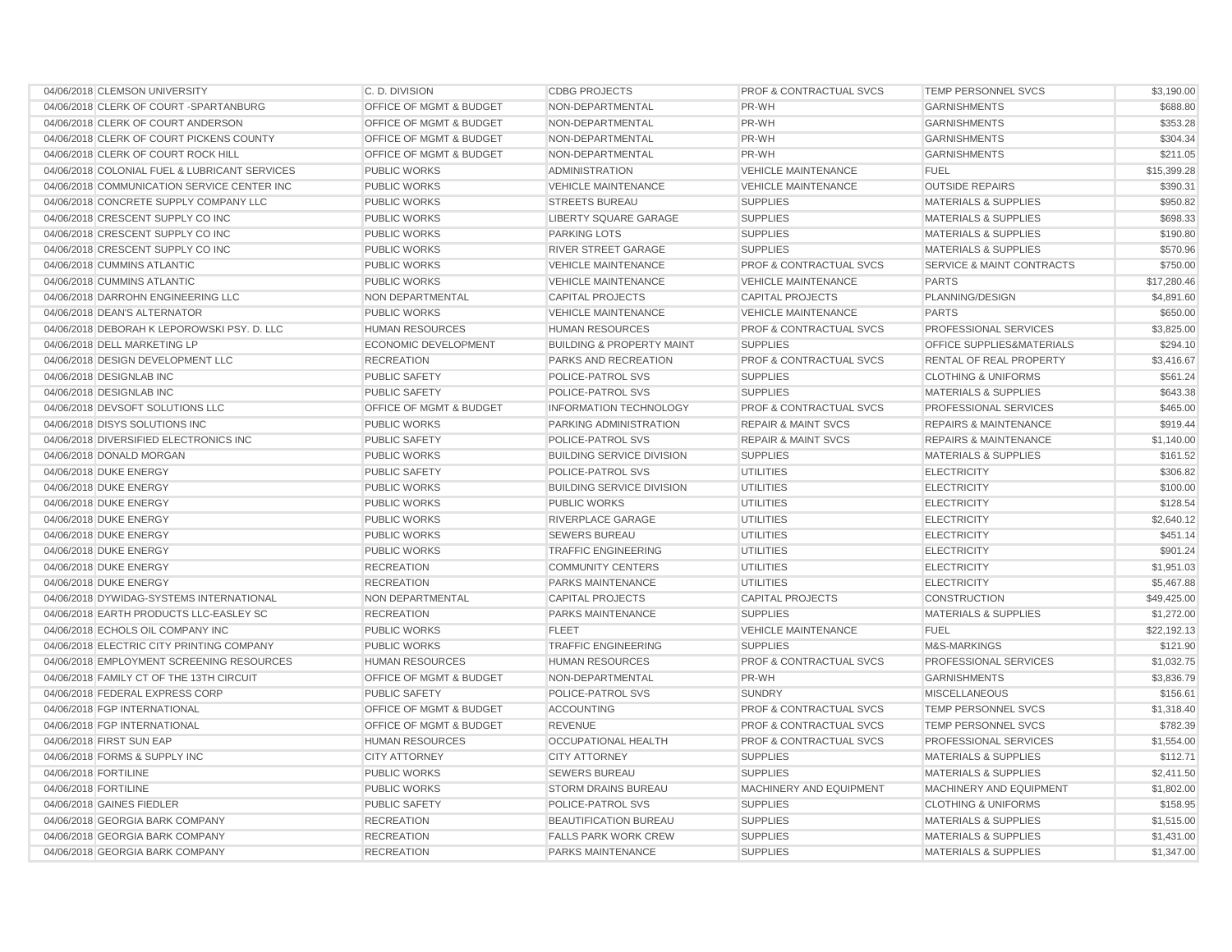| 04/06/2018 | CLEMSON UNIVERSITY | C. D. DIVISION | CDBG PROJECTS | PROF & CONTRACTUAL SVCS | TEMP PERSONNEL SVCS | $3,190.00 |
|---|---|---|---|---|---|---|
| 04/06/2018 | CLERK OF COURT -SPARTANBURG | OFFICE OF MGMT & BUDGET | NON-DEPARTMENTAL | PR-WH | GARNISHMENTS | $688.80 |
| 04/06/2018 | CLERK OF COURT ANDERSON | OFFICE OF MGMT & BUDGET | NON-DEPARTMENTAL | PR-WH | GARNISHMENTS | $353.28 |
| 04/06/2018 | CLERK OF COURT PICKENS COUNTY | OFFICE OF MGMT & BUDGET | NON-DEPARTMENTAL | PR-WH | GARNISHMENTS | $304.34 |
| 04/06/2018 | CLERK OF COURT ROCK HILL | OFFICE OF MGMT & BUDGET | NON-DEPARTMENTAL | PR-WH | GARNISHMENTS | $211.05 |
| 04/06/2018 | COLONIAL FUEL & LUBRICANT SERVICES | PUBLIC WORKS | ADMINISTRATION | VEHICLE MAINTENANCE | FUEL | $15,399.28 |
| 04/06/2018 | COMMUNICATION SERVICE CENTER INC | PUBLIC WORKS | VEHICLE MAINTENANCE | VEHICLE MAINTENANCE | OUTSIDE REPAIRS | $390.31 |
| 04/06/2018 | CONCRETE SUPPLY COMPANY LLC | PUBLIC WORKS | STREETS BUREAU | SUPPLIES | MATERIALS & SUPPLIES | $950.82 |
| 04/06/2018 | CRESCENT SUPPLY CO INC | PUBLIC WORKS | LIBERTY SQUARE GARAGE | SUPPLIES | MATERIALS & SUPPLIES | $698.33 |
| 04/06/2018 | CRESCENT SUPPLY CO INC | PUBLIC WORKS | PARKING LOTS | SUPPLIES | MATERIALS & SUPPLIES | $190.80 |
| 04/06/2018 | CRESCENT SUPPLY CO INC | PUBLIC WORKS | RIVER STREET GARAGE | SUPPLIES | MATERIALS & SUPPLIES | $570.96 |
| 04/06/2018 | CUMMINS ATLANTIC | PUBLIC WORKS | VEHICLE MAINTENANCE | PROF & CONTRACTUAL SVCS | SERVICE & MAINT CONTRACTS | $750.00 |
| 04/06/2018 | CUMMINS ATLANTIC | PUBLIC WORKS | VEHICLE MAINTENANCE | VEHICLE MAINTENANCE | PARTS | $17,280.46 |
| 04/06/2018 | DARROHN ENGINEERING LLC | NON DEPARTMENTAL | CAPITAL PROJECTS | CAPITAL PROJECTS | PLANNING/DESIGN | $4,891.60 |
| 04/06/2018 | DEAN'S ALTERNATOR | PUBLIC WORKS | VEHICLE MAINTENANCE | VEHICLE MAINTENANCE | PARTS | $650.00 |
| 04/06/2018 | DEBORAH K LEPOROWSKI PSY. D. LLC | HUMAN RESOURCES | HUMAN RESOURCES | PROF & CONTRACTUAL SVCS | PROFESSIONAL SERVICES | $3,825.00 |
| 04/06/2018 | DELL MARKETING LP | ECONOMIC DEVELOPMENT | BUILDING & PROPERTY MAINT | SUPPLIES | OFFICE SUPPLIES&MATERIALS | $294.10 |
| 04/06/2018 | DESIGN DEVELOPMENT LLC | RECREATION | PARKS AND RECREATION | PROF & CONTRACTUAL SVCS | RENTAL OF REAL PROPERTY | $3,416.67 |
| 04/06/2018 | DESIGNLAB INC | PUBLIC SAFETY | POLICE-PATROL SVS | SUPPLIES | CLOTHING & UNIFORMS | $561.24 |
| 04/06/2018 | DESIGNLAB INC | PUBLIC SAFETY | POLICE-PATROL SVS | SUPPLIES | MATERIALS & SUPPLIES | $643.38 |
| 04/06/2018 | DEVSOFT SOLUTIONS LLC | OFFICE OF MGMT & BUDGET | INFORMATION TECHNOLOGY | PROF & CONTRACTUAL SVCS | PROFESSIONAL SERVICES | $465.00 |
| 04/06/2018 | DISYS SOLUTIONS INC | PUBLIC WORKS | PARKING ADMINISTRATION | REPAIR & MAINT SVCS | REPAIRS & MAINTENANCE | $919.44 |
| 04/06/2018 | DIVERSIFIED ELECTRONICS INC | PUBLIC SAFETY | POLICE-PATROL SVS | REPAIR & MAINT SVCS | REPAIRS & MAINTENANCE | $1,140.00 |
| 04/06/2018 | DONALD MORGAN | PUBLIC WORKS | BUILDING SERVICE DIVISION | SUPPLIES | MATERIALS & SUPPLIES | $161.52 |
| 04/06/2018 | DUKE ENERGY | PUBLIC SAFETY | POLICE-PATROL SVS | UTILITIES | ELECTRICITY | $306.82 |
| 04/06/2018 | DUKE ENERGY | PUBLIC WORKS | BUILDING SERVICE DIVISION | UTILITIES | ELECTRICITY | $100.00 |
| 04/06/2018 | DUKE ENERGY | PUBLIC WORKS | PUBLIC WORKS | UTILITIES | ELECTRICITY | $128.54 |
| 04/06/2018 | DUKE ENERGY | PUBLIC WORKS | RIVERPLACE GARAGE | UTILITIES | ELECTRICITY | $2,640.12 |
| 04/06/2018 | DUKE ENERGY | PUBLIC WORKS | SEWERS BUREAU | UTILITIES | ELECTRICITY | $451.14 |
| 04/06/2018 | DUKE ENERGY | PUBLIC WORKS | TRAFFIC ENGINEERING | UTILITIES | ELECTRICITY | $901.24 |
| 04/06/2018 | DUKE ENERGY | RECREATION | COMMUNITY CENTERS | UTILITIES | ELECTRICITY | $1,951.03 |
| 04/06/2018 | DUKE ENERGY | RECREATION | PARKS MAINTENANCE | UTILITIES | ELECTRICITY | $5,467.88 |
| 04/06/2018 | DYWIDAG-SYSTEMS INTERNATIONAL | NON DEPARTMENTAL | CAPITAL PROJECTS | CAPITAL PROJECTS | CONSTRUCTION | $49,425.00 |
| 04/06/2018 | EARTH PRODUCTS LLC-EASLEY SC | RECREATION | PARKS MAINTENANCE | SUPPLIES | MATERIALS & SUPPLIES | $1,272.00 |
| 04/06/2018 | ECHOLS OIL COMPANY INC | PUBLIC WORKS | FLEET | VEHICLE MAINTENANCE | FUEL | $22,192.13 |
| 04/06/2018 | ELECTRIC CITY PRINTING COMPANY | PUBLIC WORKS | TRAFFIC ENGINEERING | SUPPLIES | M&S-MARKINGS | $121.90 |
| 04/06/2018 | EMPLOYMENT SCREENING RESOURCES | HUMAN RESOURCES | HUMAN RESOURCES | PROF & CONTRACTUAL SVCS | PROFESSIONAL SERVICES | $1,032.75 |
| 04/06/2018 | FAMILY CT OF THE 13TH CIRCUIT | OFFICE OF MGMT & BUDGET | NON-DEPARTMENTAL | PR-WH | GARNISHMENTS | $3,836.79 |
| 04/06/2018 | FEDERAL EXPRESS CORP | PUBLIC SAFETY | POLICE-PATROL SVS | SUNDRY | MISCELLANEOUS | $156.61 |
| 04/06/2018 | FGP INTERNATIONAL | OFFICE OF MGMT & BUDGET | ACCOUNTING | PROF & CONTRACTUAL SVCS | TEMP PERSONNEL SVCS | $1,318.40 |
| 04/06/2018 | FGP INTERNATIONAL | OFFICE OF MGMT & BUDGET | REVENUE | PROF & CONTRACTUAL SVCS | TEMP PERSONNEL SVCS | $782.39 |
| 04/06/2018 | FIRST SUN EAP | HUMAN RESOURCES | OCCUPATIONAL HEALTH | PROF & CONTRACTUAL SVCS | PROFESSIONAL SERVICES | $1,554.00 |
| 04/06/2018 | FORMS & SUPPLY INC | CITY ATTORNEY | CITY ATTORNEY | SUPPLIES | MATERIALS & SUPPLIES | $112.71 |
| 04/06/2018 | FORTILINE | PUBLIC WORKS | SEWERS BUREAU | SUPPLIES | MATERIALS & SUPPLIES | $2,411.50 |
| 04/06/2018 | FORTILINE | PUBLIC WORKS | STORM DRAINS BUREAU | MACHINERY AND EQUIPMENT | MACHINERY AND EQUIPMENT | $1,802.00 |
| 04/06/2018 | GAINES FIEDLER | PUBLIC SAFETY | POLICE-PATROL SVS | SUPPLIES | CLOTHING & UNIFORMS | $158.95 |
| 04/06/2018 | GEORGIA BARK COMPANY | RECREATION | BEAUTIFICATION BUREAU | SUPPLIES | MATERIALS & SUPPLIES | $1,515.00 |
| 04/06/2018 | GEORGIA BARK COMPANY | RECREATION | FALLS PARK WORK CREW | SUPPLIES | MATERIALS & SUPPLIES | $1,431.00 |
| 04/06/2018 | GEORGIA BARK COMPANY | RECREATION | PARKS MAINTENANCE | SUPPLIES | MATERIALS & SUPPLIES | $1,347.00 |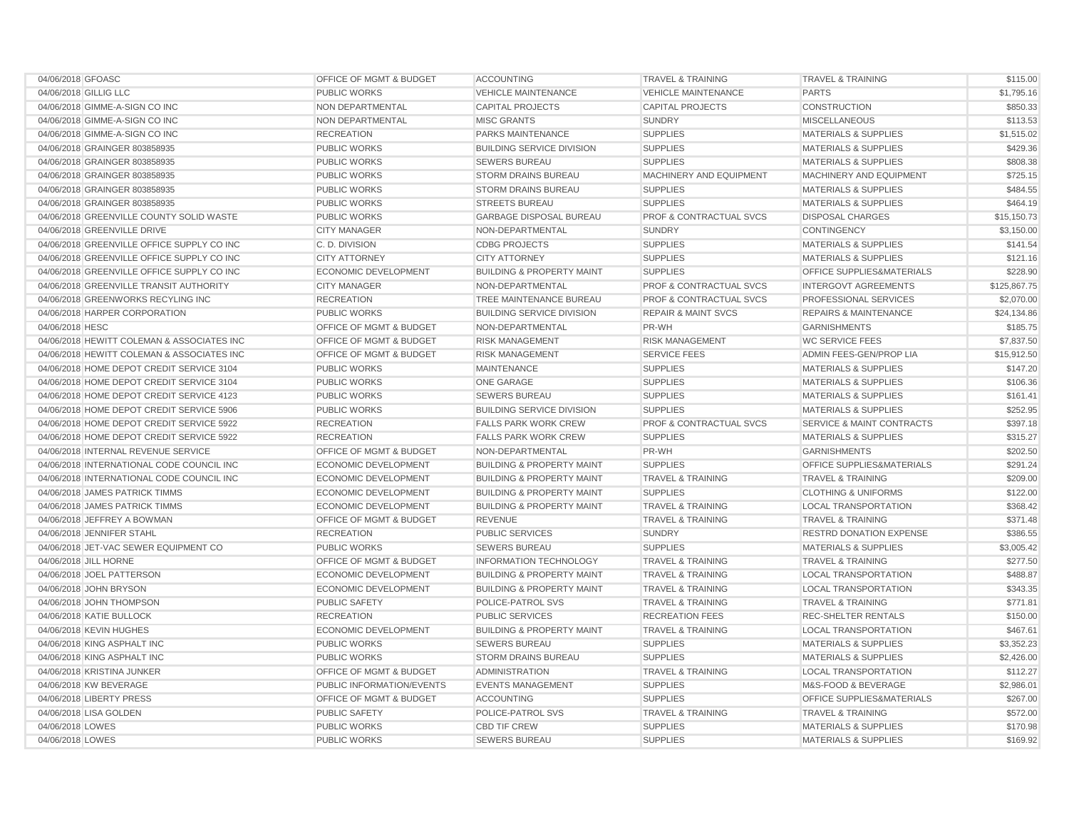| 04/06/2018 | GFOASC | OFFICE OF MGMT & BUDGET | ACCOUNTING | TRAVEL & TRAINING | TRAVEL & TRAINING | $115.00 |
|---|---|---|---|---|---|---|
| 04/06/2018 | GILLIG LLC | PUBLIC WORKS | VEHICLE MAINTENANCE | VEHICLE MAINTENANCE | PARTS | $1,795.16 |
| 04/06/2018 | GIMME-A-SIGN CO INC | NON DEPARTMENTAL | CAPITAL PROJECTS | CAPITAL PROJECTS | CONSTRUCTION | $850.33 |
| 04/06/2018 | GIMME-A-SIGN CO INC | NON DEPARTMENTAL | MISC GRANTS | SUNDRY | MISCELLANEOUS | $113.53 |
| 04/06/2018 | GIMME-A-SIGN CO INC | RECREATION | PARKS MAINTENANCE | SUPPLIES | MATERIALS & SUPPLIES | $1,515.02 |
| 04/06/2018 | GRAINGER 803858935 | PUBLIC WORKS | BUILDING SERVICE DIVISION | SUPPLIES | MATERIALS & SUPPLIES | $429.36 |
| 04/06/2018 | GRAINGER 803858935 | PUBLIC WORKS | SEWERS BUREAU | SUPPLIES | MATERIALS & SUPPLIES | $808.38 |
| 04/06/2018 | GRAINGER 803858935 | PUBLIC WORKS | STORM DRAINS BUREAU | MACHINERY AND EQUIPMENT | MACHINERY AND EQUIPMENT | $725.15 |
| 04/06/2018 | GRAINGER 803858935 | PUBLIC WORKS | STORM DRAINS BUREAU | SUPPLIES | MATERIALS & SUPPLIES | $484.55 |
| 04/06/2018 | GRAINGER 803858935 | PUBLIC WORKS | STREETS BUREAU | SUPPLIES | MATERIALS & SUPPLIES | $464.19 |
| 04/06/2018 | GREENVILLE COUNTY SOLID WASTE | PUBLIC WORKS | GARBAGE DISPOSAL BUREAU | PROF & CONTRACTUAL SVCS | DISPOSAL CHARGES | $15,150.73 |
| 04/06/2018 | GREENVILLE DRIVE | CITY MANAGER | NON-DEPARTMENTAL | SUNDRY | CONTINGENCY | $3,150.00 |
| 04/06/2018 | GREENVILLE OFFICE SUPPLY CO INC | C. D. DIVISION | CDBG PROJECTS | SUPPLIES | MATERIALS & SUPPLIES | $141.54 |
| 04/06/2018 | GREENVILLE OFFICE SUPPLY CO INC | CITY ATTORNEY | CITY ATTORNEY | SUPPLIES | MATERIALS & SUPPLIES | $121.16 |
| 04/06/2018 | GREENVILLE OFFICE SUPPLY CO INC | ECONOMIC DEVELOPMENT | BUILDING & PROPERTY MAINT | SUPPLIES | OFFICE SUPPLIES&MATERIALS | $228.90 |
| 04/06/2018 | GREENVILLE TRANSIT AUTHORITY | CITY MANAGER | NON-DEPARTMENTAL | PROF & CONTRACTUAL SVCS | INTERGOVT AGREEMENTS | $125,867.75 |
| 04/06/2018 | GREENWORKS RECYLING INC | RECREATION | TREE MAINTENANCE BUREAU | PROF & CONTRACTUAL SVCS | PROFESSIONAL SERVICES | $2,070.00 |
| 04/06/2018 | HARPER CORPORATION | PUBLIC WORKS | BUILDING SERVICE DIVISION | REPAIR & MAINT SVCS | REPAIRS & MAINTENANCE | $24,134.86 |
| 04/06/2018 | HESC | OFFICE OF MGMT & BUDGET | NON-DEPARTMENTAL | PR-WH | GARNISHMENTS | $185.75 |
| 04/06/2018 | HEWITT COLEMAN & ASSOCIATES INC | OFFICE OF MGMT & BUDGET | RISK MANAGEMENT | RISK MANAGEMENT | WC SERVICE FEES | $7,837.50 |
| 04/06/2018 | HEWITT COLEMAN & ASSOCIATES INC | OFFICE OF MGMT & BUDGET | RISK MANAGEMENT | SERVICE FEES | ADMIN FEES-GEN/PROP LIA | $15,912.50 |
| 04/06/2018 | HOME DEPOT CREDIT SERVICE 3104 | PUBLIC WORKS | MAINTENANCE | SUPPLIES | MATERIALS & SUPPLIES | $147.20 |
| 04/06/2018 | HOME DEPOT CREDIT SERVICE 3104 | PUBLIC WORKS | ONE GARAGE | SUPPLIES | MATERIALS & SUPPLIES | $106.36 |
| 04/06/2018 | HOME DEPOT CREDIT SERVICE 4123 | PUBLIC WORKS | SEWERS BUREAU | SUPPLIES | MATERIALS & SUPPLIES | $161.41 |
| 04/06/2018 | HOME DEPOT CREDIT SERVICE 5906 | PUBLIC WORKS | BUILDING SERVICE DIVISION | SUPPLIES | MATERIALS & SUPPLIES | $252.95 |
| 04/06/2018 | HOME DEPOT CREDIT SERVICE 5922 | RECREATION | FALLS PARK WORK CREW | PROF & CONTRACTUAL SVCS | SERVICE & MAINT CONTRACTS | $397.18 |
| 04/06/2018 | HOME DEPOT CREDIT SERVICE 5922 | RECREATION | FALLS PARK WORK CREW | SUPPLIES | MATERIALS & SUPPLIES | $315.27 |
| 04/06/2018 | INTERNAL REVENUE SERVICE | OFFICE OF MGMT & BUDGET | NON-DEPARTMENTAL | PR-WH | GARNISHMENTS | $202.50 |
| 04/06/2018 | INTERNATIONAL CODE COUNCIL INC | ECONOMIC DEVELOPMENT | BUILDING & PROPERTY MAINT | SUPPLIES | OFFICE SUPPLIES&MATERIALS | $291.24 |
| 04/06/2018 | INTERNATIONAL CODE COUNCIL INC | ECONOMIC DEVELOPMENT | BUILDING & PROPERTY MAINT | TRAVEL & TRAINING | TRAVEL & TRAINING | $209.00 |
| 04/06/2018 | JAMES PATRICK TIMMS | ECONOMIC DEVELOPMENT | BUILDING & PROPERTY MAINT | SUPPLIES | CLOTHING & UNIFORMS | $122.00 |
| 04/06/2018 | JAMES PATRICK TIMMS | ECONOMIC DEVELOPMENT | BUILDING & PROPERTY MAINT | TRAVEL & TRAINING | LOCAL TRANSPORTATION | $368.42 |
| 04/06/2018 | JEFFREY A BOWMAN | OFFICE OF MGMT & BUDGET | REVENUE | TRAVEL & TRAINING | TRAVEL & TRAINING | $371.48 |
| 04/06/2018 | JENNIFER STAHL | RECREATION | PUBLIC SERVICES | SUNDRY | RESTRD DONATION EXPENSE | $386.55 |
| 04/06/2018 | JET-VAC SEWER EQUIPMENT CO | PUBLIC WORKS | SEWERS BUREAU | SUPPLIES | MATERIALS & SUPPLIES | $3,005.42 |
| 04/06/2018 | JILL HORNE | OFFICE OF MGMT & BUDGET | INFORMATION TECHNOLOGY | TRAVEL & TRAINING | TRAVEL & TRAINING | $277.50 |
| 04/06/2018 | JOEL PATTERSON | ECONOMIC DEVELOPMENT | BUILDING & PROPERTY MAINT | TRAVEL & TRAINING | LOCAL TRANSPORTATION | $488.87 |
| 04/06/2018 | JOHN BRYSON | ECONOMIC DEVELOPMENT | BUILDING & PROPERTY MAINT | TRAVEL & TRAINING | LOCAL TRANSPORTATION | $343.35 |
| 04/06/2018 | JOHN THOMPSON | PUBLIC SAFETY | POLICE-PATROL SVS | TRAVEL & TRAINING | TRAVEL & TRAINING | $771.81 |
| 04/06/2018 | KATIE BULLOCK | RECREATION | PUBLIC SERVICES | RECREATION FEES | REC-SHELTER RENTALS | $150.00 |
| 04/06/2018 | KEVIN HUGHES | ECONOMIC DEVELOPMENT | BUILDING & PROPERTY MAINT | TRAVEL & TRAINING | LOCAL TRANSPORTATION | $467.61 |
| 04/06/2018 | KING ASPHALT INC | PUBLIC WORKS | SEWERS BUREAU | SUPPLIES | MATERIALS & SUPPLIES | $3,352.23 |
| 04/06/2018 | KING ASPHALT INC | PUBLIC WORKS | STORM DRAINS BUREAU | SUPPLIES | MATERIALS & SUPPLIES | $2,426.00 |
| 04/06/2018 | KRISTINA JUNKER | OFFICE OF MGMT & BUDGET | ADMINISTRATION | TRAVEL & TRAINING | LOCAL TRANSPORTATION | $112.27 |
| 04/06/2018 | KW BEVERAGE | PUBLIC INFORMATION/EVENTS | EVENTS MANAGEMENT | SUPPLIES | M&S-FOOD & BEVERAGE | $2,986.01 |
| 04/06/2018 | LIBERTY PRESS | OFFICE OF MGMT & BUDGET | ACCOUNTING | SUPPLIES | OFFICE SUPPLIES&MATERIALS | $267.00 |
| 04/06/2018 | LISA GOLDEN | PUBLIC SAFETY | POLICE-PATROL SVS | TRAVEL & TRAINING | TRAVEL & TRAINING | $572.00 |
| 04/06/2018 | LOWES | PUBLIC WORKS | CBD TIF CREW | SUPPLIES | MATERIALS & SUPPLIES | $170.98 |
| 04/06/2018 | LOWES | PUBLIC WORKS | SEWERS BUREAU | SUPPLIES | MATERIALS & SUPPLIES | $169.92 |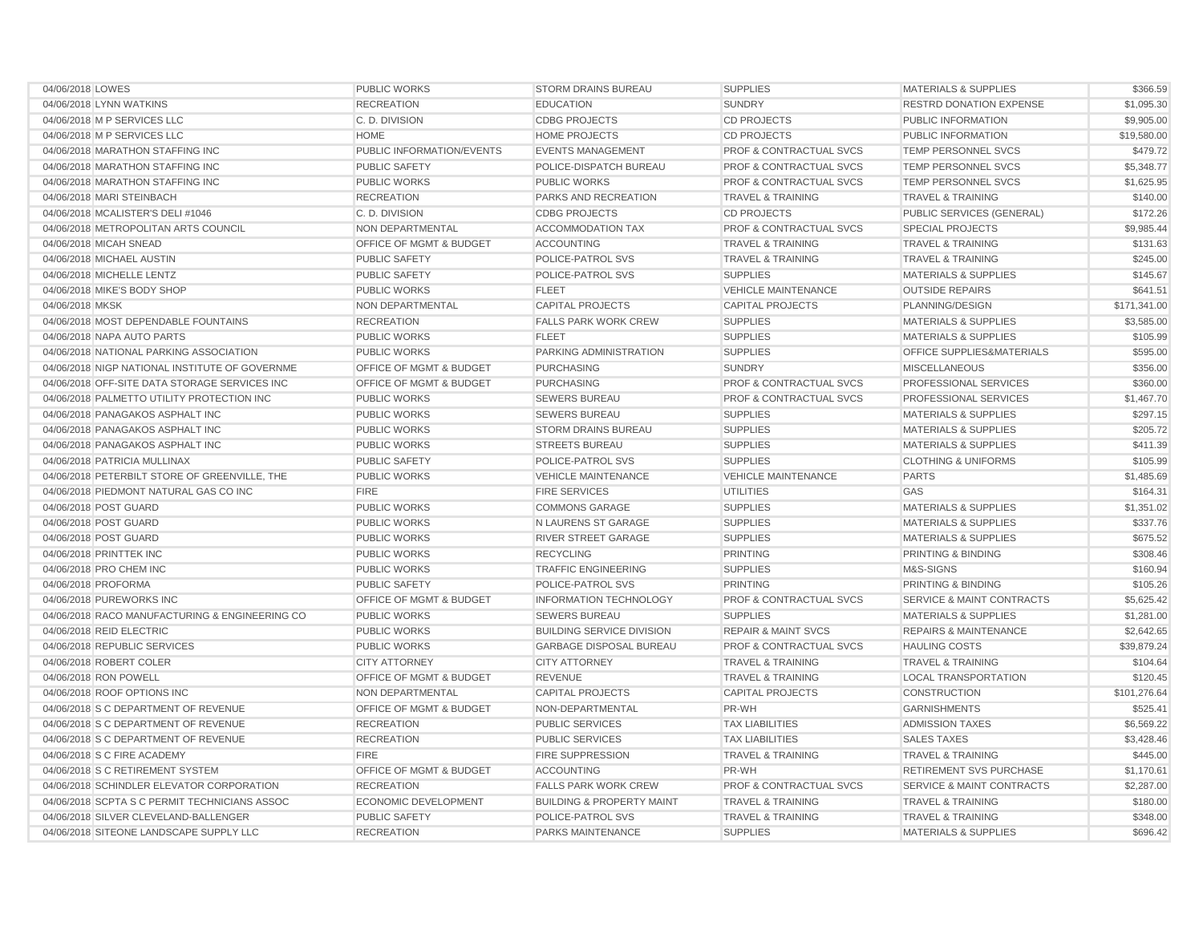| | | | | | | |
|---|---|---|---|---|---|---|
| 04/06/2018 | LOWES | PUBLIC WORKS | STORM DRAINS BUREAU | SUPPLIES | MATERIALS & SUPPLIES | $366.59 |
| 04/06/2018 | LYNN WATKINS | RECREATION | EDUCATION | SUNDRY | RESTRD DONATION EXPENSE | $1,095.30 |
| 04/06/2018 | M P SERVICES LLC | C. D. DIVISION | CDBG PROJECTS | CD PROJECTS | PUBLIC INFORMATION | $9,905.00 |
| 04/06/2018 | M P SERVICES LLC | HOME | HOME PROJECTS | CD PROJECTS | PUBLIC INFORMATION | $19,580.00 |
| 04/06/2018 | MARATHON STAFFING INC | PUBLIC INFORMATION/EVENTS | EVENTS MANAGEMENT | PROF & CONTRACTUAL SVCS | TEMP PERSONNEL SVCS | $479.72 |
| 04/06/2018 | MARATHON STAFFING INC | PUBLIC SAFETY | POLICE-DISPATCH BUREAU | PROF & CONTRACTUAL SVCS | TEMP PERSONNEL SVCS | $5,348.77 |
| 04/06/2018 | MARATHON STAFFING INC | PUBLIC WORKS | PUBLIC WORKS | PROF & CONTRACTUAL SVCS | TEMP PERSONNEL SVCS | $1,625.95 |
| 04/06/2018 | MARI STEINBACH | RECREATION | PARKS AND RECREATION | TRAVEL & TRAINING | TRAVEL & TRAINING | $140.00 |
| 04/06/2018 | MCALISTER'S DELI #1046 | C. D. DIVISION | CDBG PROJECTS | CD PROJECTS | PUBLIC SERVICES (GENERAL) | $172.26 |
| 04/06/2018 | METROPOLITAN ARTS COUNCIL | NON DEPARTMENTAL | ACCOMMODATION TAX | PROF & CONTRACTUAL SVCS | SPECIAL PROJECTS | $9,985.44 |
| 04/06/2018 | MICAH SNEAD | OFFICE OF MGMT & BUDGET | ACCOUNTING | TRAVEL & TRAINING | TRAVEL & TRAINING | $131.63 |
| 04/06/2018 | MICHAEL AUSTIN | PUBLIC SAFETY | POLICE-PATROL SVS | TRAVEL & TRAINING | TRAVEL & TRAINING | $245.00 |
| 04/06/2018 | MICHELLE LENTZ | PUBLIC SAFETY | POLICE-PATROL SVS | SUPPLIES | MATERIALS & SUPPLIES | $145.67 |
| 04/06/2018 | MIKE'S BODY SHOP | PUBLIC WORKS | FLEET | VEHICLE MAINTENANCE | OUTSIDE REPAIRS | $641.51 |
| 04/06/2018 | MKSK | NON DEPARTMENTAL | CAPITAL PROJECTS | CAPITAL PROJECTS | PLANNING/DESIGN | $171,341.00 |
| 04/06/2018 | MOST DEPENDABLE FOUNTAINS | RECREATION | FALLS PARK WORK CREW | SUPPLIES | MATERIALS & SUPPLIES | $3,585.00 |
| 04/06/2018 | NAPA AUTO PARTS | PUBLIC WORKS | FLEET | SUPPLIES | MATERIALS & SUPPLIES | $105.99 |
| 04/06/2018 | NATIONAL PARKING ASSOCIATION | PUBLIC WORKS | PARKING ADMINISTRATION | SUPPLIES | OFFICE SUPPLIES&MATERIALS | $595.00 |
| 04/06/2018 | NIGP NATIONAL INSTITUTE OF GOVERNME | OFFICE OF MGMT & BUDGET | PURCHASING | SUNDRY | MISCELLANEOUS | $356.00 |
| 04/06/2018 | OFF-SITE DATA STORAGE SERVICES INC | OFFICE OF MGMT & BUDGET | PURCHASING | PROF & CONTRACTUAL SVCS | PROFESSIONAL SERVICES | $360.00 |
| 04/06/2018 | PALMETTO UTILITY PROTECTION INC | PUBLIC WORKS | SEWERS BUREAU | PROF & CONTRACTUAL SVCS | PROFESSIONAL SERVICES | $1,467.70 |
| 04/06/2018 | PANAGAKOS ASPHALT INC | PUBLIC WORKS | SEWERS BUREAU | SUPPLIES | MATERIALS & SUPPLIES | $297.15 |
| 04/06/2018 | PANAGAKOS ASPHALT INC | PUBLIC WORKS | STORM DRAINS BUREAU | SUPPLIES | MATERIALS & SUPPLIES | $205.72 |
| 04/06/2018 | PANAGAKOS ASPHALT INC | PUBLIC WORKS | STREETS BUREAU | SUPPLIES | MATERIALS & SUPPLIES | $411.39 |
| 04/06/2018 | PATRICIA MULLINAX | PUBLIC SAFETY | POLICE-PATROL SVS | SUPPLIES | CLOTHING & UNIFORMS | $105.99 |
| 04/06/2018 | PETERBILT STORE OF GREENVILLE, THE | PUBLIC WORKS | VEHICLE MAINTENANCE | VEHICLE MAINTENANCE | PARTS | $1,485.69 |
| 04/06/2018 | PIEDMONT NATURAL GAS CO INC | FIRE | FIRE SERVICES | UTILITIES | GAS | $164.31 |
| 04/06/2018 | POST GUARD | PUBLIC WORKS | COMMONS GARAGE | SUPPLIES | MATERIALS & SUPPLIES | $1,351.02 |
| 04/06/2018 | POST GUARD | PUBLIC WORKS | N LAURENS ST GARAGE | SUPPLIES | MATERIALS & SUPPLIES | $337.76 |
| 04/06/2018 | POST GUARD | PUBLIC WORKS | RIVER STREET GARAGE | SUPPLIES | MATERIALS & SUPPLIES | $675.52 |
| 04/06/2018 | PRINTTEK INC | PUBLIC WORKS | RECYCLING | PRINTING | PRINTING & BINDING | $308.46 |
| 04/06/2018 | PRO CHEM INC | PUBLIC WORKS | TRAFFIC ENGINEERING | SUPPLIES | M&S-SIGNS | $160.94 |
| 04/06/2018 | PROFORMA | PUBLIC SAFETY | POLICE-PATROL SVS | PRINTING | PRINTING & BINDING | $105.26 |
| 04/06/2018 | PUREWORKS INC | OFFICE OF MGMT & BUDGET | INFORMATION TECHNOLOGY | PROF & CONTRACTUAL SVCS | SERVICE & MAINT CONTRACTS | $5,625.42 |
| 04/06/2018 | RACO MANUFACTURING & ENGINEERING CO | PUBLIC WORKS | SEWERS BUREAU | SUPPLIES | MATERIALS & SUPPLIES | $1,281.00 |
| 04/06/2018 | REID ELECTRIC | PUBLIC WORKS | BUILDING SERVICE DIVISION | REPAIR & MAINT SVCS | REPAIRS & MAINTENANCE | $2,642.65 |
| 04/06/2018 | REPUBLIC SERVICES | PUBLIC WORKS | GARBAGE DISPOSAL BUREAU | PROF & CONTRACTUAL SVCS | HAULING COSTS | $39,879.24 |
| 04/06/2018 | ROBERT COLER | CITY ATTORNEY | CITY ATTORNEY | TRAVEL & TRAINING | TRAVEL & TRAINING | $104.64 |
| 04/06/2018 | RON POWELL | OFFICE OF MGMT & BUDGET | REVENUE | TRAVEL & TRAINING | LOCAL TRANSPORTATION | $120.45 |
| 04/06/2018 | ROOF OPTIONS INC | NON DEPARTMENTAL | CAPITAL PROJECTS | CAPITAL PROJECTS | CONSTRUCTION | $101,276.64 |
| 04/06/2018 | S C DEPARTMENT OF REVENUE | OFFICE OF MGMT & BUDGET | NON-DEPARTMENTAL | PR-WH | GARNISHMENTS | $525.41 |
| 04/06/2018 | S C DEPARTMENT OF REVENUE | RECREATION | PUBLIC SERVICES | TAX LIABILITIES | ADMISSION TAXES | $6,569.22 |
| 04/06/2018 | S C DEPARTMENT OF REVENUE | RECREATION | PUBLIC SERVICES | TAX LIABILITIES | SALES TAXES | $3,428.46 |
| 04/06/2018 | S C FIRE ACADEMY | FIRE | FIRE SUPPRESSION | TRAVEL & TRAINING | TRAVEL & TRAINING | $445.00 |
| 04/06/2018 | S C RETIREMENT SYSTEM | OFFICE OF MGMT & BUDGET | ACCOUNTING | PR-WH | RETIREMENT SVS PURCHASE | $1,170.61 |
| 04/06/2018 | SCHINDLER ELEVATOR CORPORATION | RECREATION | FALLS PARK WORK CREW | PROF & CONTRACTUAL SVCS | SERVICE & MAINT CONTRACTS | $2,287.00 |
| 04/06/2018 | SCPTA S C PERMIT TECHNICIANS ASSOC | ECONOMIC DEVELOPMENT | BUILDING & PROPERTY MAINT | TRAVEL & TRAINING | TRAVEL & TRAINING | $180.00 |
| 04/06/2018 | SILVER CLEVELAND-BALLENGER | PUBLIC SAFETY | POLICE-PATROL SVS | TRAVEL & TRAINING | TRAVEL & TRAINING | $348.00 |
| 04/06/2018 | SITEONE LANDSCAPE SUPPLY LLC | RECREATION | PARKS MAINTENANCE | SUPPLIES | MATERIALS & SUPPLIES | $696.42 |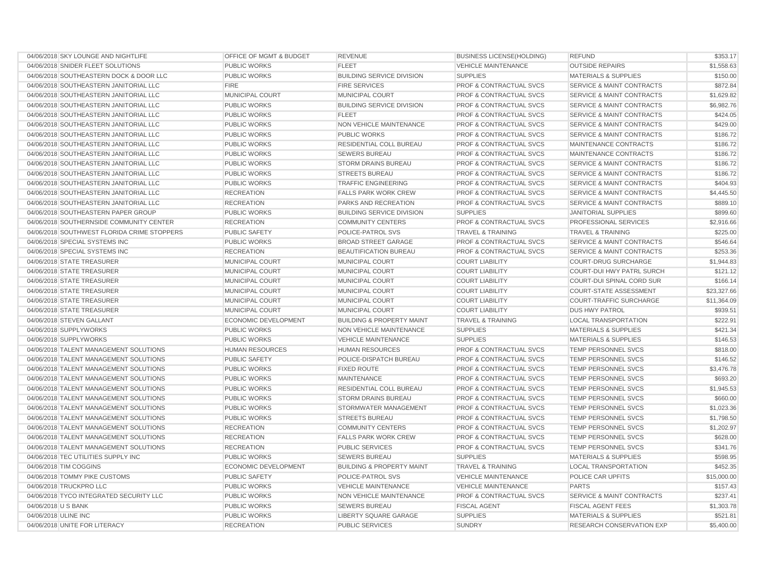| | | | | | | |
|---|---|---|---|---|---|---|
| 04/06/2018 | SKY LOUNGE AND NIGHTLIFE | OFFICE OF MGMT & BUDGET | REVENUE | BUSINESS LICENSE(HOLDING) | REFUND | $353.17 |
| 04/06/2018 | SNIDER FLEET SOLUTIONS | PUBLIC WORKS | FLEET | VEHICLE MAINTENANCE | OUTSIDE REPAIRS | $1,558.63 |
| 04/06/2018 | SOUTHEASTERN DOCK & DOOR LLC | PUBLIC WORKS | BUILDING SERVICE DIVISION | SUPPLIES | MATERIALS & SUPPLIES | $150.00 |
| 04/06/2018 | SOUTHEASTERN JANITORIAL LLC | FIRE | FIRE SERVICES | PROF & CONTRACTUAL SVCS | SERVICE & MAINT CONTRACTS | $872.84 |
| 04/06/2018 | SOUTHEASTERN JANITORIAL LLC | MUNICIPAL COURT | MUNICIPAL COURT | PROF & CONTRACTUAL SVCS | SERVICE & MAINT CONTRACTS | $1,629.82 |
| 04/06/2018 | SOUTHEASTERN JANITORIAL LLC | PUBLIC WORKS | BUILDING SERVICE DIVISION | PROF & CONTRACTUAL SVCS | SERVICE & MAINT CONTRACTS | $6,982.76 |
| 04/06/2018 | SOUTHEASTERN JANITORIAL LLC | PUBLIC WORKS | FLEET | PROF & CONTRACTUAL SVCS | SERVICE & MAINT CONTRACTS | $424.05 |
| 04/06/2018 | SOUTHEASTERN JANITORIAL LLC | PUBLIC WORKS | NON VEHICLE MAINTENANCE | PROF & CONTRACTUAL SVCS | SERVICE & MAINT CONTRACTS | $429.00 |
| 04/06/2018 | SOUTHEASTERN JANITORIAL LLC | PUBLIC WORKS | PUBLIC WORKS | PROF & CONTRACTUAL SVCS | SERVICE & MAINT CONTRACTS | $186.72 |
| 04/06/2018 | SOUTHEASTERN JANITORIAL LLC | PUBLIC WORKS | RESIDENTIAL COLL BUREAU | PROF & CONTRACTUAL SVCS | MAINTENANCE CONTRACTS | $186.72 |
| 04/06/2018 | SOUTHEASTERN JANITORIAL LLC | PUBLIC WORKS | SEWERS BUREAU | PROF & CONTRACTUAL SVCS | MAINTENANCE CONTRACTS | $186.72 |
| 04/06/2018 | SOUTHEASTERN JANITORIAL LLC | PUBLIC WORKS | STORM DRAINS BUREAU | PROF & CONTRACTUAL SVCS | SERVICE & MAINT CONTRACTS | $186.72 |
| 04/06/2018 | SOUTHEASTERN JANITORIAL LLC | PUBLIC WORKS | STREETS BUREAU | PROF & CONTRACTUAL SVCS | SERVICE & MAINT CONTRACTS | $186.72 |
| 04/06/2018 | SOUTHEASTERN JANITORIAL LLC | PUBLIC WORKS | TRAFFIC ENGINEERING | PROF & CONTRACTUAL SVCS | SERVICE & MAINT CONTRACTS | $404.93 |
| 04/06/2018 | SOUTHEASTERN JANITORIAL LLC | RECREATION | FALLS PARK WORK CREW | PROF & CONTRACTUAL SVCS | SERVICE & MAINT CONTRACTS | $4,445.50 |
| 04/06/2018 | SOUTHEASTERN JANITORIAL LLC | RECREATION | PARKS AND RECREATION | PROF & CONTRACTUAL SVCS | SERVICE & MAINT CONTRACTS | $889.10 |
| 04/06/2018 | SOUTHEASTERN PAPER GROUP | PUBLIC WORKS | BUILDING SERVICE DIVISION | SUPPLIES | JANITORIAL SUPPLIES | $899.60 |
| 04/06/2018 | SOUTHERNSIDE COMMUNITY CENTER | RECREATION | COMMUNITY CENTERS | PROF & CONTRACTUAL SVCS | PROFESSIONAL SERVICES | $2,916.66 |
| 04/06/2018 | SOUTHWEST FLORIDA CRIME STOPPERS | PUBLIC SAFETY | POLICE-PATROL SVS | TRAVEL & TRAINING | TRAVEL & TRAINING | $225.00 |
| 04/06/2018 | SPECIAL SYSTEMS INC | PUBLIC WORKS | BROAD STREET GARAGE | PROF & CONTRACTUAL SVCS | SERVICE & MAINT CONTRACTS | $546.64 |
| 04/06/2018 | SPECIAL SYSTEMS INC | RECREATION | BEAUTIFICATION BUREAU | PROF & CONTRACTUAL SVCS | SERVICE & MAINT CONTRACTS | $253.36 |
| 04/06/2018 | STATE TREASURER | MUNICIPAL COURT | MUNICIPAL COURT | COURT LIABILITY | COURT-DRUG SURCHARGE | $1,944.83 |
| 04/06/2018 | STATE TREASURER | MUNICIPAL COURT | MUNICIPAL COURT | COURT LIABILITY | COURT-DUI HWY PATRL SURCH | $121.12 |
| 04/06/2018 | STATE TREASURER | MUNICIPAL COURT | MUNICIPAL COURT | COURT LIABILITY | COURT-DUI SPINAL CORD SUR | $166.14 |
| 04/06/2018 | STATE TREASURER | MUNICIPAL COURT | MUNICIPAL COURT | COURT LIABILITY | COURT-STATE ASSESSMENT | $23,327.66 |
| 04/06/2018 | STATE TREASURER | MUNICIPAL COURT | MUNICIPAL COURT | COURT LIABILITY | COURT-TRAFFIC SURCHARGE | $11,364.09 |
| 04/06/2018 | STATE TREASURER | MUNICIPAL COURT | MUNICIPAL COURT | COURT LIABILITY | DUS HWY PATROL | $939.51 |
| 04/06/2018 | STEVEN GALLANT | ECONOMIC DEVELOPMENT | BUILDING & PROPERTY MAINT | TRAVEL & TRAINING | LOCAL TRANSPORTATION | $222.91 |
| 04/06/2018 | SUPPLYWORKS | PUBLIC WORKS | NON VEHICLE MAINTENANCE | SUPPLIES | MATERIALS & SUPPLIES | $421.34 |
| 04/06/2018 | SUPPLYWORKS | PUBLIC WORKS | VEHICLE MAINTENANCE | SUPPLIES | MATERIALS & SUPPLIES | $146.53 |
| 04/06/2018 | TALENT MANAGEMENT SOLUTIONS | HUMAN RESOURCES | HUMAN RESOURCES | PROF & CONTRACTUAL SVCS | TEMP PERSONNEL SVCS | $818.00 |
| 04/06/2018 | TALENT MANAGEMENT SOLUTIONS | PUBLIC SAFETY | POLICE-DISPATCH BUREAU | PROF & CONTRACTUAL SVCS | TEMP PERSONNEL SVCS | $146.52 |
| 04/06/2018 | TALENT MANAGEMENT SOLUTIONS | PUBLIC WORKS | FIXED ROUTE | PROF & CONTRACTUAL SVCS | TEMP PERSONNEL SVCS | $3,476.78 |
| 04/06/2018 | TALENT MANAGEMENT SOLUTIONS | PUBLIC WORKS | MAINTENANCE | PROF & CONTRACTUAL SVCS | TEMP PERSONNEL SVCS | $693.20 |
| 04/06/2018 | TALENT MANAGEMENT SOLUTIONS | PUBLIC WORKS | RESIDENTIAL COLL BUREAU | PROF & CONTRACTUAL SVCS | TEMP PERSONNEL SVCS | $1,945.53 |
| 04/06/2018 | TALENT MANAGEMENT SOLUTIONS | PUBLIC WORKS | STORM DRAINS BUREAU | PROF & CONTRACTUAL SVCS | TEMP PERSONNEL SVCS | $660.00 |
| 04/06/2018 | TALENT MANAGEMENT SOLUTIONS | PUBLIC WORKS | STORMWATER MANAGEMENT | PROF & CONTRACTUAL SVCS | TEMP PERSONNEL SVCS | $1,023.36 |
| 04/06/2018 | TALENT MANAGEMENT SOLUTIONS | PUBLIC WORKS | STREETS BUREAU | PROF & CONTRACTUAL SVCS | TEMP PERSONNEL SVCS | $1,798.50 |
| 04/06/2018 | TALENT MANAGEMENT SOLUTIONS | RECREATION | COMMUNITY CENTERS | PROF & CONTRACTUAL SVCS | TEMP PERSONNEL SVCS | $1,202.97 |
| 04/06/2018 | TALENT MANAGEMENT SOLUTIONS | RECREATION | FALLS PARK WORK CREW | PROF & CONTRACTUAL SVCS | TEMP PERSONNEL SVCS | $628.00 |
| 04/06/2018 | TALENT MANAGEMENT SOLUTIONS | RECREATION | PUBLIC SERVICES | PROF & CONTRACTUAL SVCS | TEMP PERSONNEL SVCS | $341.76 |
| 04/06/2018 | TEC UTILITIES SUPPLY INC | PUBLIC WORKS | SEWERS BUREAU | SUPPLIES | MATERIALS & SUPPLIES | $598.95 |
| 04/06/2018 | TIM COGGINS | ECONOMIC DEVELOPMENT | BUILDING & PROPERTY MAINT | TRAVEL & TRAINING | LOCAL TRANSPORTATION | $452.35 |
| 04/06/2018 | TOMMY PIKE CUSTOMS | PUBLIC SAFETY | POLICE-PATROL SVS | VEHICLE MAINTENANCE | POLICE CAR UPFITS | $15,000.00 |
| 04/06/2018 | TRUCKPRO LLC | PUBLIC WORKS | VEHICLE MAINTENANCE | VEHICLE MAINTENANCE | PARTS | $157.43 |
| 04/06/2018 | TYCO INTEGRATED SECURITY LLC | PUBLIC WORKS | NON VEHICLE MAINTENANCE | PROF & CONTRACTUAL SVCS | SERVICE & MAINT CONTRACTS | $237.41 |
| 04/06/2018 | U S BANK | PUBLIC WORKS | SEWERS BUREAU | FISCAL AGENT | FISCAL AGENT FEES | $1,303.78 |
| 04/06/2018 | ULINE INC | PUBLIC WORKS | LIBERTY SQUARE GARAGE | SUPPLIES | MATERIALS & SUPPLIES | $521.81 |
| 04/06/2018 | UNITE FOR LITERACY | RECREATION | PUBLIC SERVICES | SUNDRY | RESEARCH CONSERVATION EXP | $5,400.00 |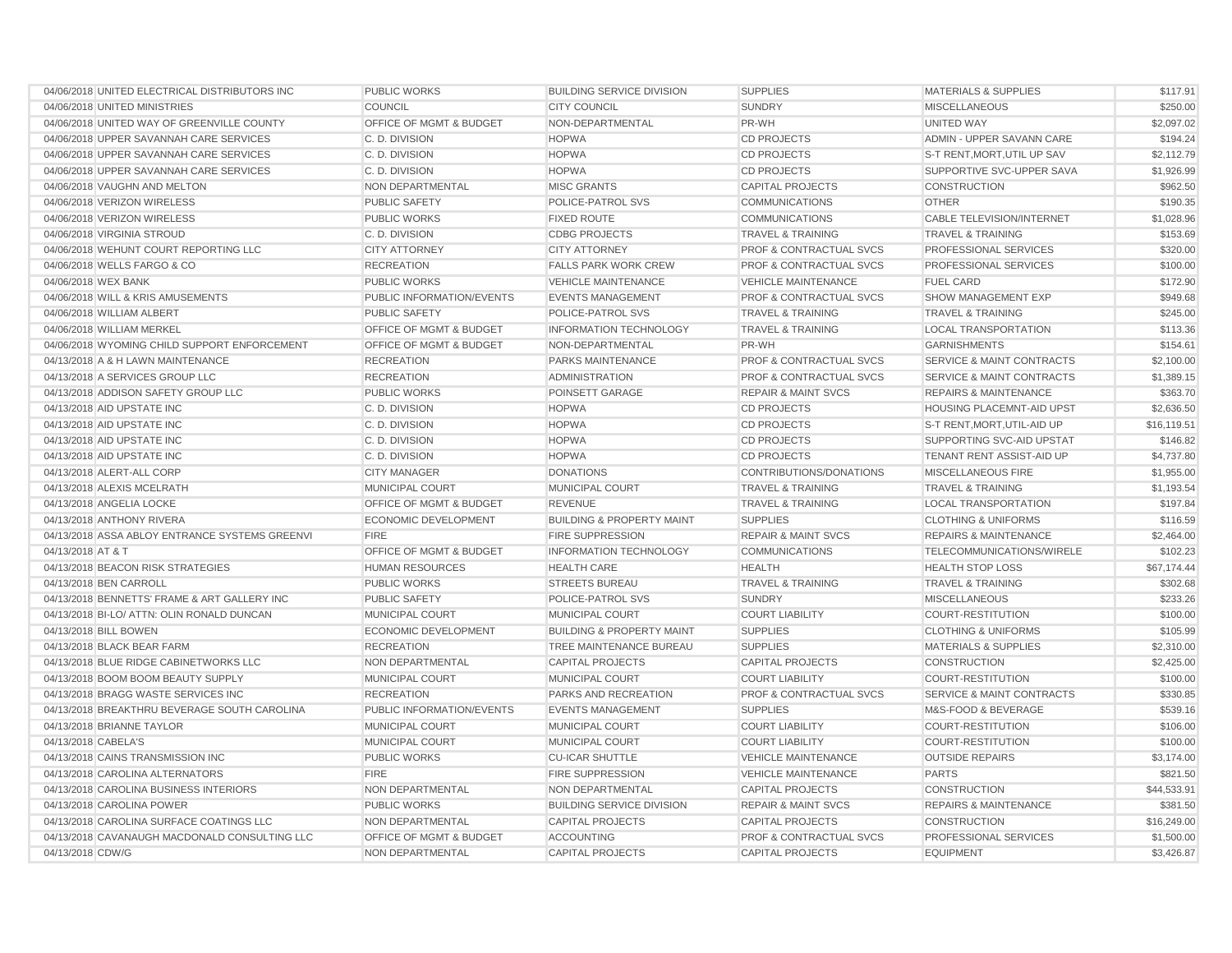| | | | | | | |
|---|---|---|---|---|---|---|
| 04/06/2018 | UNITED ELECTRICAL DISTRIBUTORS INC | PUBLIC WORKS | BUILDING SERVICE DIVISION | SUPPLIES | MATERIALS & SUPPLIES | $117.91 |
| 04/06/2018 | UNITED MINISTRIES | COUNCIL | CITY COUNCIL | SUNDRY | MISCELLANEOUS | $250.00 |
| 04/06/2018 | UNITED WAY OF GREENVILLE COUNTY | OFFICE OF MGMT & BUDGET | NON-DEPARTMENTAL | PR-WH | UNITED WAY | $2,097.02 |
| 04/06/2018 | UPPER SAVANNAH CARE SERVICES | C. D. DIVISION | HOPWA | CD PROJECTS | ADMIN - UPPER SAVANN CARE | $194.24 |
| 04/06/2018 | UPPER SAVANNAH CARE SERVICES | C. D. DIVISION | HOPWA | CD PROJECTS | S-T RENT,MORT,UTIL UP SAV | $2,112.79 |
| 04/06/2018 | UPPER SAVANNAH CARE SERVICES | C. D. DIVISION | HOPWA | CD PROJECTS | SUPPORTIVE SVC-UPPER SAVA | $1,926.99 |
| 04/06/2018 | VAUGHN AND MELTON | NON DEPARTMENTAL | MISC GRANTS | CAPITAL PROJECTS | CONSTRUCTION | $962.50 |
| 04/06/2018 | VERIZON WIRELESS | PUBLIC SAFETY | POLICE-PATROL SVS | COMMUNICATIONS | OTHER | $190.35 |
| 04/06/2018 | VERIZON WIRELESS | PUBLIC WORKS | FIXED ROUTE | COMMUNICATIONS | CABLE TELEVISION/INTERNET | $1,028.96 |
| 04/06/2018 | VIRGINIA STROUD | C. D. DIVISION | CDBG PROJECTS | TRAVEL & TRAINING | TRAVEL & TRAINING | $153.69 |
| 04/06/2018 | WEHUNT COURT REPORTING LLC | CITY ATTORNEY | CITY ATTORNEY | PROF & CONTRACTUAL SVCS | PROFESSIONAL SERVICES | $320.00 |
| 04/06/2018 | WELLS FARGO & CO | RECREATION | FALLS PARK WORK CREW | PROF & CONTRACTUAL SVCS | PROFESSIONAL SERVICES | $100.00 |
| 04/06/2018 | WEX BANK | PUBLIC WORKS | VEHICLE MAINTENANCE | VEHICLE MAINTENANCE | FUEL CARD | $172.90 |
| 04/06/2018 | WILL & KRIS AMUSEMENTS | PUBLIC INFORMATION/EVENTS | EVENTS MANAGEMENT | PROF & CONTRACTUAL SVCS | SHOW MANAGEMENT EXP | $949.68 |
| 04/06/2018 | WILLIAM ALBERT | PUBLIC SAFETY | POLICE-PATROL SVS | TRAVEL & TRAINING | TRAVEL & TRAINING | $245.00 |
| 04/06/2018 | WILLIAM MERKEL | OFFICE OF MGMT & BUDGET | INFORMATION TECHNOLOGY | TRAVEL & TRAINING | LOCAL TRANSPORTATION | $113.36 |
| 04/06/2018 | WYOMING CHILD SUPPORT ENFORCEMENT | OFFICE OF MGMT & BUDGET | NON-DEPARTMENTAL | PR-WH | GARNISHMENTS | $154.61 |
| 04/13/2018 | A & H LAWN MAINTENANCE | RECREATION | PARKS MAINTENANCE | PROF & CONTRACTUAL SVCS | SERVICE & MAINT CONTRACTS | $2,100.00 |
| 04/13/2018 | A SERVICES GROUP LLC | RECREATION | ADMINISTRATION | PROF & CONTRACTUAL SVCS | SERVICE & MAINT CONTRACTS | $1,389.15 |
| 04/13/2018 | ADDISON SAFETY GROUP LLC | PUBLIC WORKS | POINSETT GARAGE | REPAIR & MAINT SVCS | REPAIRS & MAINTENANCE | $363.70 |
| 04/13/2018 | AID UPSTATE INC | C. D. DIVISION | HOPWA | CD PROJECTS | HOUSING PLACEMNT-AID UPST | $2,636.50 |
| 04/13/2018 | AID UPSTATE INC | C. D. DIVISION | HOPWA | CD PROJECTS | S-T RENT,MORT,UTIL-AID UP | $16,119.51 |
| 04/13/2018 | AID UPSTATE INC | C. D. DIVISION | HOPWA | CD PROJECTS | SUPPORTING SVC-AID UPSTAT | $146.82 |
| 04/13/2018 | AID UPSTATE INC | C. D. DIVISION | HOPWA | CD PROJECTS | TENANT RENT ASSIST-AID UP | $4,737.80 |
| 04/13/2018 | ALERT-ALL CORP | CITY MANAGER | DONATIONS | CONTRIBUTIONS/DONATIONS | MISCELLANEOUS FIRE | $1,955.00 |
| 04/13/2018 | ALEXIS MCELRATH | MUNICIPAL COURT | MUNICIPAL COURT | TRAVEL & TRAINING | TRAVEL & TRAINING | $1,193.54 |
| 04/13/2018 | ANGELIA LOCKE | OFFICE OF MGMT & BUDGET | REVENUE | TRAVEL & TRAINING | LOCAL TRANSPORTATION | $197.84 |
| 04/13/2018 | ANTHONY RIVERA | ECONOMIC DEVELOPMENT | BUILDING & PROPERTY MAINT | SUPPLIES | CLOTHING & UNIFORMS | $116.59 |
| 04/13/2018 | ASSA ABLOY ENTRANCE SYSTEMS GREENVI | FIRE | FIRE SUPPRESSION | REPAIR & MAINT SVCS | REPAIRS & MAINTENANCE | $2,464.00 |
| 04/13/2018 | AT & T | OFFICE OF MGMT & BUDGET | INFORMATION TECHNOLOGY | COMMUNICATIONS | TELECOMMUNICATIONS/WIRELE | $102.23 |
| 04/13/2018 | BEACON RISK STRATEGIES | HUMAN RESOURCES | HEALTH CARE | HEALTH | HEALTH STOP LOSS | $67,174.44 |
| 04/13/2018 | BEN CARROLL | PUBLIC WORKS | STREETS BUREAU | TRAVEL & TRAINING | TRAVEL & TRAINING | $302.68 |
| 04/13/2018 | BENNETTS' FRAME & ART GALLERY INC | PUBLIC SAFETY | POLICE-PATROL SVS | SUNDRY | MISCELLANEOUS | $233.26 |
| 04/13/2018 | BI-LO/ ATTN: OLIN RONALD DUNCAN | MUNICIPAL COURT | MUNICIPAL COURT | COURT LIABILITY | COURT-RESTITUTION | $100.00 |
| 04/13/2018 | BILL BOWEN | ECONOMIC DEVELOPMENT | BUILDING & PROPERTY MAINT | SUPPLIES | CLOTHING & UNIFORMS | $105.99 |
| 04/13/2018 | BLACK BEAR FARM | RECREATION | TREE MAINTENANCE BUREAU | SUPPLIES | MATERIALS & SUPPLIES | $2,310.00 |
| 04/13/2018 | BLUE RIDGE CABINETWORKS LLC | NON DEPARTMENTAL | CAPITAL PROJECTS | CAPITAL PROJECTS | CONSTRUCTION | $2,425.00 |
| 04/13/2018 | BOOM BOOM BEAUTY SUPPLY | MUNICIPAL COURT | MUNICIPAL COURT | COURT LIABILITY | COURT-RESTITUTION | $100.00 |
| 04/13/2018 | BRAGG WASTE SERVICES INC | RECREATION | PARKS AND RECREATION | PROF & CONTRACTUAL SVCS | SERVICE & MAINT CONTRACTS | $330.85 |
| 04/13/2018 | BREAKTHRU BEVERAGE SOUTH CAROLINA | PUBLIC INFORMATION/EVENTS | EVENTS MANAGEMENT | SUPPLIES | M&S-FOOD & BEVERAGE | $539.16 |
| 04/13/2018 | BRIANNE TAYLOR | MUNICIPAL COURT | MUNICIPAL COURT | COURT LIABILITY | COURT-RESTITUTION | $106.00 |
| 04/13/2018 | CABELA'S | MUNICIPAL COURT | MUNICIPAL COURT | COURT LIABILITY | COURT-RESTITUTION | $100.00 |
| 04/13/2018 | CAINS TRANSMISSION INC | PUBLIC WORKS | CU-ICAR SHUTTLE | VEHICLE MAINTENANCE | OUTSIDE REPAIRS | $3,174.00 |
| 04/13/2018 | CAROLINA ALTERNATORS | FIRE | FIRE SUPPRESSION | VEHICLE MAINTENANCE | PARTS | $821.50 |
| 04/13/2018 | CAROLINA BUSINESS INTERIORS | NON DEPARTMENTAL | NON DEPARTMENTAL | CAPITAL PROJECTS | CONSTRUCTION | $44,533.91 |
| 04/13/2018 | CAROLINA POWER | PUBLIC WORKS | BUILDING SERVICE DIVISION | REPAIR & MAINT SVCS | REPAIRS & MAINTENANCE | $381.50 |
| 04/13/2018 | CAROLINA SURFACE COATINGS LLC | NON DEPARTMENTAL | CAPITAL PROJECTS | CAPITAL PROJECTS | CONSTRUCTION | $16,249.00 |
| 04/13/2018 | CAVANAUGH MACDONALD CONSULTING LLC | OFFICE OF MGMT & BUDGET | ACCOUNTING | PROF & CONTRACTUAL SVCS | PROFESSIONAL SERVICES | $1,500.00 |
| 04/13/2018 | CDW/G | NON DEPARTMENTAL | CAPITAL PROJECTS | CAPITAL PROJECTS | EQUIPMENT | $3,426.87 |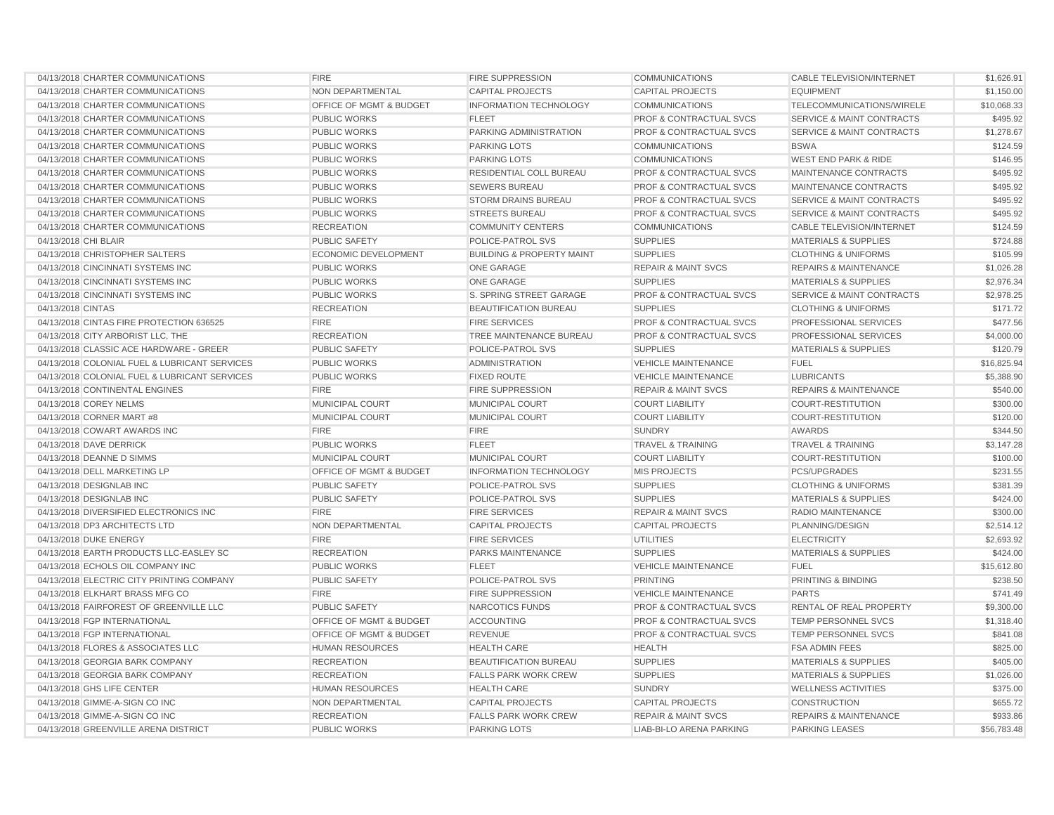| | | | | | | |
|---|---|---|---|---|---|---|
| 04/13/2018 | CHARTER COMMUNICATIONS | FIRE | FIRE SUPPRESSION | COMMUNICATIONS | CABLE TELEVISION/INTERNET | $1,626.91 |
| 04/13/2018 | CHARTER COMMUNICATIONS | NON DEPARTMENTAL | CAPITAL PROJECTS | CAPITAL PROJECTS | EQUIPMENT | $1,150.00 |
| 04/13/2018 | CHARTER COMMUNICATIONS | OFFICE OF MGMT & BUDGET | INFORMATION TECHNOLOGY | COMMUNICATIONS | TELECOMMUNICATIONS/WIRELE | $10,068.33 |
| 04/13/2018 | CHARTER COMMUNICATIONS | PUBLIC WORKS | FLEET | PROF & CONTRACTUAL SVCS | SERVICE & MAINT CONTRACTS | $495.92 |
| 04/13/2018 | CHARTER COMMUNICATIONS | PUBLIC WORKS | PARKING ADMINISTRATION | PROF & CONTRACTUAL SVCS | SERVICE & MAINT CONTRACTS | $1,278.67 |
| 04/13/2018 | CHARTER COMMUNICATIONS | PUBLIC WORKS | PARKING LOTS | COMMUNICATIONS | BSWA | $124.59 |
| 04/13/2018 | CHARTER COMMUNICATIONS | PUBLIC WORKS | PARKING LOTS | COMMUNICATIONS | WEST END PARK & RIDE | $146.95 |
| 04/13/2018 | CHARTER COMMUNICATIONS | PUBLIC WORKS | RESIDENTIAL COLL BUREAU | PROF & CONTRACTUAL SVCS | MAINTENANCE CONTRACTS | $495.92 |
| 04/13/2018 | CHARTER COMMUNICATIONS | PUBLIC WORKS | SEWERS BUREAU | PROF & CONTRACTUAL SVCS | MAINTENANCE CONTRACTS | $495.92 |
| 04/13/2018 | CHARTER COMMUNICATIONS | PUBLIC WORKS | STORM DRAINS BUREAU | PROF & CONTRACTUAL SVCS | SERVICE & MAINT CONTRACTS | $495.92 |
| 04/13/2018 | CHARTER COMMUNICATIONS | PUBLIC WORKS | STREETS BUREAU | PROF & CONTRACTUAL SVCS | SERVICE & MAINT CONTRACTS | $495.92 |
| 04/13/2018 | CHARTER COMMUNICATIONS | RECREATION | COMMUNITY CENTERS | COMMUNICATIONS | CABLE TELEVISION/INTERNET | $124.59 |
| 04/13/2018 | CHI BLAIR | PUBLIC SAFETY | POLICE-PATROL SVS | SUPPLIES | MATERIALS & SUPPLIES | $724.88 |
| 04/13/2018 | CHRISTOPHER SALTERS | ECONOMIC DEVELOPMENT | BUILDING & PROPERTY MAINT | SUPPLIES | CLOTHING & UNIFORMS | $105.99 |
| 04/13/2018 | CINCINNATI SYSTEMS INC | PUBLIC WORKS | ONE GARAGE | REPAIR & MAINT SVCS | REPAIRS & MAINTENANCE | $1,026.28 |
| 04/13/2018 | CINCINNATI SYSTEMS INC | PUBLIC WORKS | ONE GARAGE | SUPPLIES | MATERIALS & SUPPLIES | $2,976.34 |
| 04/13/2018 | CINCINNATI SYSTEMS INC | PUBLIC WORKS | S. SPRING STREET GARAGE | PROF & CONTRACTUAL SVCS | SERVICE & MAINT CONTRACTS | $2,978.25 |
| 04/13/2018 | CINTAS | RECREATION | BEAUTIFICATION BUREAU | SUPPLIES | CLOTHING & UNIFORMS | $171.72 |
| 04/13/2018 | CINTAS FIRE PROTECTION 636525 | FIRE | FIRE SERVICES | PROF & CONTRACTUAL SVCS | PROFESSIONAL SERVICES | $477.56 |
| 04/13/2018 | CITY ARBORIST LLC, THE | RECREATION | TREE MAINTENANCE BUREAU | PROF & CONTRACTUAL SVCS | PROFESSIONAL SERVICES | $4,000.00 |
| 04/13/2018 | CLASSIC ACE HARDWARE - GREER | PUBLIC SAFETY | POLICE-PATROL SVS | SUPPLIES | MATERIALS & SUPPLIES | $120.79 |
| 04/13/2018 | COLONIAL FUEL & LUBRICANT SERVICES | PUBLIC WORKS | ADMINISTRATION | VEHICLE MAINTENANCE | FUEL | $16,825.94 |
| 04/13/2018 | COLONIAL FUEL & LUBRICANT SERVICES | PUBLIC WORKS | FIXED ROUTE | VEHICLE MAINTENANCE | LUBRICANTS | $5,388.90 |
| 04/13/2018 | CONTINENTAL ENGINES | FIRE | FIRE SUPPRESSION | REPAIR & MAINT SVCS | REPAIRS & MAINTENANCE | $540.00 |
| 04/13/2018 | COREY NELMS | MUNICIPAL COURT | MUNICIPAL COURT | COURT LIABILITY | COURT-RESTITUTION | $300.00 |
| 04/13/2018 | CORNER MART #8 | MUNICIPAL COURT | MUNICIPAL COURT | COURT LIABILITY | COURT-RESTITUTION | $120.00 |
| 04/13/2018 | COWART AWARDS INC | FIRE | FIRE | SUNDRY | AWARDS | $344.50 |
| 04/13/2018 | DAVE DERRICK | PUBLIC WORKS | FLEET | TRAVEL & TRAINING | TRAVEL & TRAINING | $3,147.28 |
| 04/13/2018 | DEANNE D SIMMS | MUNICIPAL COURT | MUNICIPAL COURT | COURT LIABILITY | COURT-RESTITUTION | $100.00 |
| 04/13/2018 | DELL MARKETING LP | OFFICE OF MGMT & BUDGET | INFORMATION TECHNOLOGY | MIS PROJECTS | PCS/UPGRADES | $231.55 |
| 04/13/2018 | DESIGNLAB INC | PUBLIC SAFETY | POLICE-PATROL SVS | SUPPLIES | CLOTHING & UNIFORMS | $381.39 |
| 04/13/2018 | DESIGNLAB INC | PUBLIC SAFETY | POLICE-PATROL SVS | SUPPLIES | MATERIALS & SUPPLIES | $424.00 |
| 04/13/2018 | DIVERSIFIED ELECTRONICS INC | FIRE | FIRE SERVICES | REPAIR & MAINT SVCS | RADIO MAINTENANCE | $300.00 |
| 04/13/2018 | DP3 ARCHITECTS LTD | NON DEPARTMENTAL | CAPITAL PROJECTS | CAPITAL PROJECTS | PLANNING/DESIGN | $2,514.12 |
| 04/13/2018 | DUKE ENERGY | FIRE | FIRE SERVICES | UTILITIES | ELECTRICITY | $2,693.92 |
| 04/13/2018 | EARTH PRODUCTS LLC-EASLEY SC | RECREATION | PARKS MAINTENANCE | SUPPLIES | MATERIALS & SUPPLIES | $424.00 |
| 04/13/2018 | ECHOLS OIL COMPANY INC | PUBLIC WORKS | FLEET | VEHICLE MAINTENANCE | FUEL | $15,612.80 |
| 04/13/2018 | ELECTRIC CITY PRINTING COMPANY | PUBLIC SAFETY | POLICE-PATROL SVS | PRINTING | PRINTING & BINDING | $238.50 |
| 04/13/2018 | ELKHART BRASS MFG CO | FIRE | FIRE SUPPRESSION | VEHICLE MAINTENANCE | PARTS | $741.49 |
| 04/13/2018 | FAIRFOREST OF GREENVILLE LLC | PUBLIC SAFETY | NARCOTICS FUNDS | PROF & CONTRACTUAL SVCS | RENTAL OF REAL PROPERTY | $9,300.00 |
| 04/13/2018 | FGP INTERNATIONAL | OFFICE OF MGMT & BUDGET | ACCOUNTING | PROF & CONTRACTUAL SVCS | TEMP PERSONNEL SVCS | $1,318.40 |
| 04/13/2018 | FGP INTERNATIONAL | OFFICE OF MGMT & BUDGET | REVENUE | PROF & CONTRACTUAL SVCS | TEMP PERSONNEL SVCS | $841.08 |
| 04/13/2018 | FLORES & ASSOCIATES LLC | HUMAN RESOURCES | HEALTH CARE | HEALTH | FSA ADMIN FEES | $825.00 |
| 04/13/2018 | GEORGIA BARK COMPANY | RECREATION | BEAUTIFICATION BUREAU | SUPPLIES | MATERIALS & SUPPLIES | $405.00 |
| 04/13/2018 | GEORGIA BARK COMPANY | RECREATION | FALLS PARK WORK CREW | SUPPLIES | MATERIALS & SUPPLIES | $1,026.00 |
| 04/13/2018 | GHS LIFE CENTER | HUMAN RESOURCES | HEALTH CARE | SUNDRY | WELLNESS ACTIVITIES | $375.00 |
| 04/13/2018 | GIMME-A-SIGN CO INC | NON DEPARTMENTAL | CAPITAL PROJECTS | CAPITAL PROJECTS | CONSTRUCTION | $655.72 |
| 04/13/2018 | GIMME-A-SIGN CO INC | RECREATION | FALLS PARK WORK CREW | REPAIR & MAINT SVCS | REPAIRS & MAINTENANCE | $933.86 |
| 04/13/2018 | GREENVILLE ARENA DISTRICT | PUBLIC WORKS | PARKING LOTS | LIAB-BI-LO ARENA PARKING | PARKING LEASES | $56,783.48 |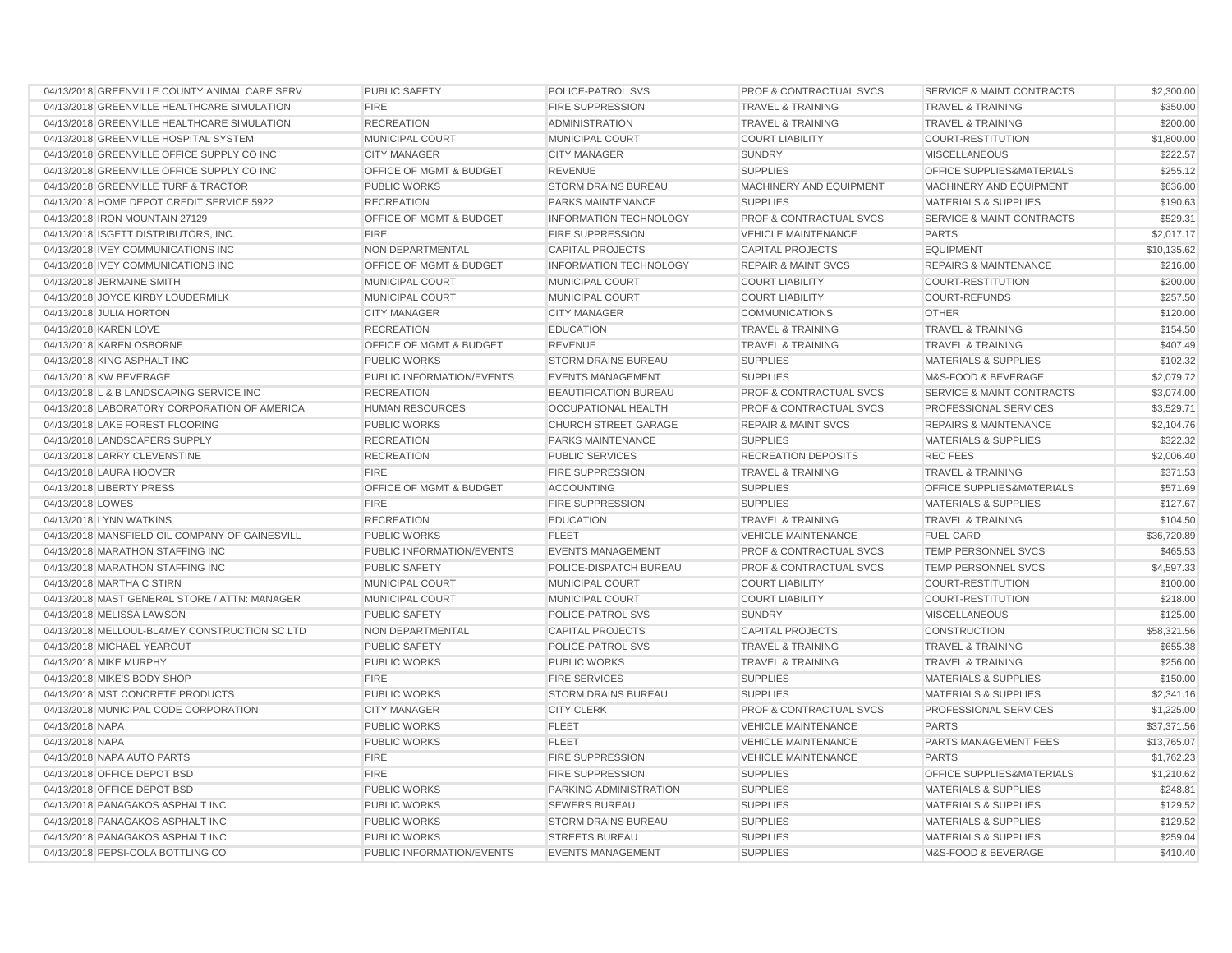| | | | | | | |
|---|---|---|---|---|---|---|
| 04/13/2018 | GREENVILLE COUNTY ANIMAL CARE SERV | PUBLIC SAFETY | POLICE-PATROL SVS | PROF & CONTRACTUAL SVCS | SERVICE & MAINT CONTRACTS | $2,300.00 |
| 04/13/2018 | GREENVILLE HEALTHCARE SIMULATION | FIRE | FIRE SUPPRESSION | TRAVEL & TRAINING | TRAVEL & TRAINING | $350.00 |
| 04/13/2018 | GREENVILLE HEALTHCARE SIMULATION | RECREATION | ADMINISTRATION | TRAVEL & TRAINING | TRAVEL & TRAINING | $200.00 |
| 04/13/2018 | GREENVILLE HOSPITAL SYSTEM | MUNICIPAL COURT | MUNICIPAL COURT | COURT LIABILITY | COURT-RESTITUTION | $1,800.00 |
| 04/13/2018 | GREENVILLE OFFICE SUPPLY CO INC | CITY MANAGER | CITY MANAGER | SUNDRY | MISCELLANEOUS | $222.57 |
| 04/13/2018 | GREENVILLE OFFICE SUPPLY CO INC | OFFICE OF MGMT & BUDGET | REVENUE | SUPPLIES | OFFICE SUPPLIES&MATERIALS | $255.12 |
| 04/13/2018 | GREENVILLE TURF & TRACTOR | PUBLIC WORKS | STORM DRAINS BUREAU | MACHINERY AND EQUIPMENT | MACHINERY AND EQUIPMENT | $636.00 |
| 04/13/2018 | HOME DEPOT CREDIT SERVICE 5922 | RECREATION | PARKS MAINTENANCE | SUPPLIES | MATERIALS & SUPPLIES | $190.63 |
| 04/13/2018 | IRON MOUNTAIN 27129 | OFFICE OF MGMT & BUDGET | INFORMATION TECHNOLOGY | PROF & CONTRACTUAL SVCS | SERVICE & MAINT CONTRACTS | $529.31 |
| 04/13/2018 | ISGETT DISTRIBUTORS, INC. | FIRE | FIRE SUPPRESSION | VEHICLE MAINTENANCE | PARTS | $2,017.17 |
| 04/13/2018 | IVEY COMMUNICATIONS INC | NON DEPARTMENTAL | CAPITAL PROJECTS | CAPITAL PROJECTS | EQUIPMENT | $10,135.62 |
| 04/13/2018 | IVEY COMMUNICATIONS INC | OFFICE OF MGMT & BUDGET | INFORMATION TECHNOLOGY | REPAIR & MAINT SVCS | REPAIRS & MAINTENANCE | $216.00 |
| 04/13/2018 | JERMAINE SMITH | MUNICIPAL COURT | MUNICIPAL COURT | COURT LIABILITY | COURT-RESTITUTION | $200.00 |
| 04/13/2018 | JOYCE KIRBY LOUDERMILK | MUNICIPAL COURT | MUNICIPAL COURT | COURT LIABILITY | COURT-REFUNDS | $257.50 |
| 04/13/2018 | JULIA HORTON | CITY MANAGER | CITY MANAGER | COMMUNICATIONS | OTHER | $120.00 |
| 04/13/2018 | KAREN LOVE | RECREATION | EDUCATION | TRAVEL & TRAINING | TRAVEL & TRAINING | $154.50 |
| 04/13/2018 | KAREN OSBORNE | OFFICE OF MGMT & BUDGET | REVENUE | TRAVEL & TRAINING | TRAVEL & TRAINING | $407.49 |
| 04/13/2018 | KING ASPHALT INC | PUBLIC WORKS | STORM DRAINS BUREAU | SUPPLIES | MATERIALS & SUPPLIES | $102.32 |
| 04/13/2018 | KW BEVERAGE | PUBLIC INFORMATION/EVENTS | EVENTS MANAGEMENT | SUPPLIES | M&S-FOOD & BEVERAGE | $2,079.72 |
| 04/13/2018 | L & B LANDSCAPING SERVICE INC | RECREATION | BEAUTIFICATION BUREAU | PROF & CONTRACTUAL SVCS | SERVICE & MAINT CONTRACTS | $3,074.00 |
| 04/13/2018 | LABORATORY CORPORATION OF AMERICA | HUMAN RESOURCES | OCCUPATIONAL HEALTH | PROF & CONTRACTUAL SVCS | PROFESSIONAL SERVICES | $3,529.71 |
| 04/13/2018 | LAKE FOREST FLOORING | PUBLIC WORKS | CHURCH STREET GARAGE | REPAIR & MAINT SVCS | REPAIRS & MAINTENANCE | $2,104.76 |
| 04/13/2018 | LANDSCAPERS SUPPLY | RECREATION | PARKS MAINTENANCE | SUPPLIES | MATERIALS & SUPPLIES | $322.32 |
| 04/13/2018 | LARRY CLEVENSTINE | RECREATION | PUBLIC SERVICES | RECREATION DEPOSITS | REC FEES | $2,006.40 |
| 04/13/2018 | LAURA HOOVER | FIRE | FIRE SUPPRESSION | TRAVEL & TRAINING | TRAVEL & TRAINING | $371.53 |
| 04/13/2018 | LIBERTY PRESS | OFFICE OF MGMT & BUDGET | ACCOUNTING | SUPPLIES | OFFICE SUPPLIES&MATERIALS | $571.69 |
| 04/13/2018 | LOWES | FIRE | FIRE SUPPRESSION | SUPPLIES | MATERIALS & SUPPLIES | $127.67 |
| 04/13/2018 | LYNN WATKINS | RECREATION | EDUCATION | TRAVEL & TRAINING | TRAVEL & TRAINING | $104.50 |
| 04/13/2018 | MANSFIELD OIL COMPANY OF GAINESVILL | PUBLIC WORKS | FLEET | VEHICLE MAINTENANCE | FUEL CARD | $36,720.89 |
| 04/13/2018 | MARATHON STAFFING INC | PUBLIC INFORMATION/EVENTS | EVENTS MANAGEMENT | PROF & CONTRACTUAL SVCS | TEMP PERSONNEL SVCS | $465.53 |
| 04/13/2018 | MARATHON STAFFING INC | PUBLIC SAFETY | POLICE-DISPATCH BUREAU | PROF & CONTRACTUAL SVCS | TEMP PERSONNEL SVCS | $4,597.33 |
| 04/13/2018 | MARTHA C STIRN | MUNICIPAL COURT | MUNICIPAL COURT | COURT LIABILITY | COURT-RESTITUTION | $100.00 |
| 04/13/2018 | MAST GENERAL STORE / ATTN: MANAGER | MUNICIPAL COURT | MUNICIPAL COURT | COURT LIABILITY | COURT-RESTITUTION | $218.00 |
| 04/13/2018 | MELISSA LAWSON | PUBLIC SAFETY | POLICE-PATROL SVS | SUNDRY | MISCELLANEOUS | $125.00 |
| 04/13/2018 | MELLOUL-BLAMEY CONSTRUCTION SC LTD | NON DEPARTMENTAL | CAPITAL PROJECTS | CAPITAL PROJECTS | CONSTRUCTION | $58,321.56 |
| 04/13/2018 | MICHAEL YEAROUT | PUBLIC SAFETY | POLICE-PATROL SVS | TRAVEL & TRAINING | TRAVEL & TRAINING | $655.38 |
| 04/13/2018 | MIKE MURPHY | PUBLIC WORKS | PUBLIC WORKS | TRAVEL & TRAINING | TRAVEL & TRAINING | $256.00 |
| 04/13/2018 | MIKE'S BODY SHOP | FIRE | FIRE SERVICES | SUPPLIES | MATERIALS & SUPPLIES | $150.00 |
| 04/13/2018 | MST CONCRETE PRODUCTS | PUBLIC WORKS | STORM DRAINS BUREAU | SUPPLIES | MATERIALS & SUPPLIES | $2,341.16 |
| 04/13/2018 | MUNICIPAL CODE CORPORATION | CITY MANAGER | CITY CLERK | PROF & CONTRACTUAL SVCS | PROFESSIONAL SERVICES | $1,225.00 |
| 04/13/2018 | NAPA | PUBLIC WORKS | FLEET | VEHICLE MAINTENANCE | PARTS | $37,371.56 |
| 04/13/2018 | NAPA | PUBLIC WORKS | FLEET | VEHICLE MAINTENANCE | PARTS MANAGEMENT FEES | $13,765.07 |
| 04/13/2018 | NAPA AUTO PARTS | FIRE | FIRE SUPPRESSION | VEHICLE MAINTENANCE | PARTS | $1,762.23 |
| 04/13/2018 | OFFICE DEPOT BSD | FIRE | FIRE SUPPRESSION | SUPPLIES | OFFICE SUPPLIES&MATERIALS | $1,210.62 |
| 04/13/2018 | OFFICE DEPOT BSD | PUBLIC WORKS | PARKING ADMINISTRATION | SUPPLIES | MATERIALS & SUPPLIES | $248.81 |
| 04/13/2018 | PANAGAKOS ASPHALT INC | PUBLIC WORKS | SEWERS BUREAU | SUPPLIES | MATERIALS & SUPPLIES | $129.52 |
| 04/13/2018 | PANAGAKOS ASPHALT INC | PUBLIC WORKS | STORM DRAINS BUREAU | SUPPLIES | MATERIALS & SUPPLIES | $129.52 |
| 04/13/2018 | PANAGAKOS ASPHALT INC | PUBLIC WORKS | STREETS BUREAU | SUPPLIES | MATERIALS & SUPPLIES | $259.04 |
| 04/13/2018 | PEPSI-COLA BOTTLING CO | PUBLIC INFORMATION/EVENTS | EVENTS MANAGEMENT | SUPPLIES | M&S-FOOD & BEVERAGE | $410.40 |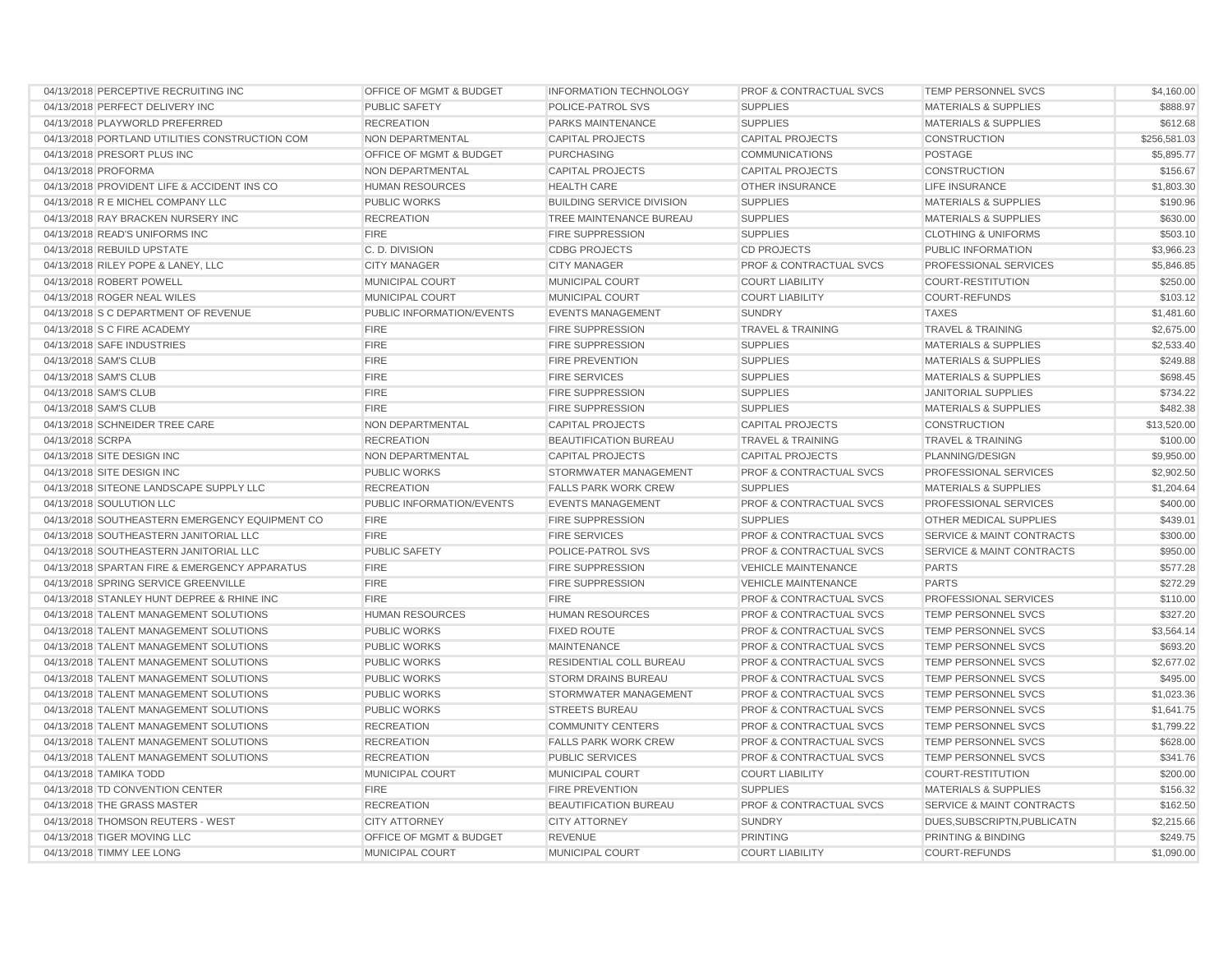| | | | | | | |
|---|---|---|---|---|---|---|
| 04/13/2018 | PERCEPTIVE RECRUITING INC | OFFICE OF MGMT & BUDGET | INFORMATION TECHNOLOGY | PROF & CONTRACTUAL SVCS | TEMP PERSONNEL SVCS | $4,160.00 |
| 04/13/2018 | PERFECT DELIVERY INC | PUBLIC SAFETY | POLICE-PATROL SVS | SUPPLIES | MATERIALS & SUPPLIES | $888.97 |
| 04/13/2018 | PLAYWORLD PREFERRED | RECREATION | PARKS MAINTENANCE | SUPPLIES | MATERIALS & SUPPLIES | $612.68 |
| 04/13/2018 | PORTLAND UTILITIES CONSTRUCTION COM | NON DEPARTMENTAL | CAPITAL PROJECTS | CAPITAL PROJECTS | CONSTRUCTION | $256,581.03 |
| 04/13/2018 | PRESORT PLUS INC | OFFICE OF MGMT & BUDGET | PURCHASING | COMMUNICATIONS | POSTAGE | $5,895.77 |
| 04/13/2018 | PROFORMA | NON DEPARTMENTAL | CAPITAL PROJECTS | CAPITAL PROJECTS | CONSTRUCTION | $156.67 |
| 04/13/2018 | PROVIDENT LIFE & ACCIDENT INS CO | HUMAN RESOURCES | HEALTH CARE | OTHER INSURANCE | LIFE INSURANCE | $1,803.30 |
| 04/13/2018 | R E MICHEL COMPANY LLC | PUBLIC WORKS | BUILDING SERVICE DIVISION | SUPPLIES | MATERIALS & SUPPLIES | $190.96 |
| 04/13/2018 | RAY BRACKEN NURSERY INC | RECREATION | TREE MAINTENANCE BUREAU | SUPPLIES | MATERIALS & SUPPLIES | $630.00 |
| 04/13/2018 | READ'S UNIFORMS INC | FIRE | FIRE SUPPRESSION | SUPPLIES | CLOTHING & UNIFORMS | $503.10 |
| 04/13/2018 | REBUILD UPSTATE | C. D. DIVISION | CDBG PROJECTS | CD PROJECTS | PUBLIC INFORMATION | $3,966.23 |
| 04/13/2018 | RILEY POPE & LANEY, LLC | CITY MANAGER | CITY MANAGER | PROF & CONTRACTUAL SVCS | PROFESSIONAL SERVICES | $5,846.85 |
| 04/13/2018 | ROBERT POWELL | MUNICIPAL COURT | MUNICIPAL COURT | COURT LIABILITY | COURT-RESTITUTION | $250.00 |
| 04/13/2018 | ROGER NEAL WILES | MUNICIPAL COURT | MUNICIPAL COURT | COURT LIABILITY | COURT-REFUNDS | $103.12 |
| 04/13/2018 | S C DEPARTMENT OF REVENUE | PUBLIC INFORMATION/EVENTS | EVENTS MANAGEMENT | SUNDRY | TAXES | $1,481.60 |
| 04/13/2018 | S C FIRE ACADEMY | FIRE | FIRE SUPPRESSION | TRAVEL & TRAINING | TRAVEL & TRAINING | $2,675.00 |
| 04/13/2018 | SAFE INDUSTRIES | FIRE | FIRE SUPPRESSION | SUPPLIES | MATERIALS & SUPPLIES | $2,533.40 |
| 04/13/2018 | SAM'S CLUB | FIRE | FIRE PREVENTION | SUPPLIES | MATERIALS & SUPPLIES | $249.88 |
| 04/13/2018 | SAM'S CLUB | FIRE | FIRE SERVICES | SUPPLIES | MATERIALS & SUPPLIES | $698.45 |
| 04/13/2018 | SAM'S CLUB | FIRE | FIRE SUPPRESSION | SUPPLIES | JANITORIAL SUPPLIES | $734.22 |
| 04/13/2018 | SAM'S CLUB | FIRE | FIRE SUPPRESSION | SUPPLIES | MATERIALS & SUPPLIES | $482.38 |
| 04/13/2018 | SCHNEIDER TREE CARE | NON DEPARTMENTAL | CAPITAL PROJECTS | CAPITAL PROJECTS | CONSTRUCTION | $13,520.00 |
| 04/13/2018 | SCRPA | RECREATION | BEAUTIFICATION BUREAU | TRAVEL & TRAINING | TRAVEL & TRAINING | $100.00 |
| 04/13/2018 | SITE DESIGN INC | NON DEPARTMENTAL | CAPITAL PROJECTS | CAPITAL PROJECTS | PLANNING/DESIGN | $9,950.00 |
| 04/13/2018 | SITE DESIGN INC | PUBLIC WORKS | STORMWATER MANAGEMENT | PROF & CONTRACTUAL SVCS | PROFESSIONAL SERVICES | $2,902.50 |
| 04/13/2018 | SITEONE LANDSCAPE SUPPLY LLC | RECREATION | FALLS PARK WORK CREW | SUPPLIES | MATERIALS & SUPPLIES | $1,204.64 |
| 04/13/2018 | SOULUTION LLC | PUBLIC INFORMATION/EVENTS | EVENTS MANAGEMENT | PROF & CONTRACTUAL SVCS | PROFESSIONAL SERVICES | $400.00 |
| 04/13/2018 | SOUTHEASTERN EMERGENCY EQUIPMENT CO | FIRE | FIRE SUPPRESSION | SUPPLIES | OTHER MEDICAL SUPPLIES | $439.01 |
| 04/13/2018 | SOUTHEASTERN JANITORIAL LLC | FIRE | FIRE SERVICES | PROF & CONTRACTUAL SVCS | SERVICE & MAINT CONTRACTS | $300.00 |
| 04/13/2018 | SOUTHEASTERN JANITORIAL LLC | PUBLIC SAFETY | POLICE-PATROL SVS | PROF & CONTRACTUAL SVCS | SERVICE & MAINT CONTRACTS | $950.00 |
| 04/13/2018 | SPARTAN FIRE & EMERGENCY APPARATUS | FIRE | FIRE SUPPRESSION | VEHICLE MAINTENANCE | PARTS | $577.28 |
| 04/13/2018 | SPRING SERVICE GREENVILLE | FIRE | FIRE SUPPRESSION | VEHICLE MAINTENANCE | PARTS | $272.29 |
| 04/13/2018 | STANLEY HUNT DEPREE & RHINE INC | FIRE | FIRE | PROF & CONTRACTUAL SVCS | PROFESSIONAL SERVICES | $110.00 |
| 04/13/2018 | TALENT MANAGEMENT SOLUTIONS | HUMAN RESOURCES | HUMAN RESOURCES | PROF & CONTRACTUAL SVCS | TEMP PERSONNEL SVCS | $327.20 |
| 04/13/2018 | TALENT MANAGEMENT SOLUTIONS | PUBLIC WORKS | FIXED ROUTE | PROF & CONTRACTUAL SVCS | TEMP PERSONNEL SVCS | $3,564.14 |
| 04/13/2018 | TALENT MANAGEMENT SOLUTIONS | PUBLIC WORKS | MAINTENANCE | PROF & CONTRACTUAL SVCS | TEMP PERSONNEL SVCS | $693.20 |
| 04/13/2018 | TALENT MANAGEMENT SOLUTIONS | PUBLIC WORKS | RESIDENTIAL COLL BUREAU | PROF & CONTRACTUAL SVCS | TEMP PERSONNEL SVCS | $2,677.02 |
| 04/13/2018 | TALENT MANAGEMENT SOLUTIONS | PUBLIC WORKS | STORM DRAINS BUREAU | PROF & CONTRACTUAL SVCS | TEMP PERSONNEL SVCS | $495.00 |
| 04/13/2018 | TALENT MANAGEMENT SOLUTIONS | PUBLIC WORKS | STORMWATER MANAGEMENT | PROF & CONTRACTUAL SVCS | TEMP PERSONNEL SVCS | $1,023.36 |
| 04/13/2018 | TALENT MANAGEMENT SOLUTIONS | PUBLIC WORKS | STREETS BUREAU | PROF & CONTRACTUAL SVCS | TEMP PERSONNEL SVCS | $1,641.75 |
| 04/13/2018 | TALENT MANAGEMENT SOLUTIONS | RECREATION | COMMUNITY CENTERS | PROF & CONTRACTUAL SVCS | TEMP PERSONNEL SVCS | $1,799.22 |
| 04/13/2018 | TALENT MANAGEMENT SOLUTIONS | RECREATION | FALLS PARK WORK CREW | PROF & CONTRACTUAL SVCS | TEMP PERSONNEL SVCS | $628.00 |
| 04/13/2018 | TALENT MANAGEMENT SOLUTIONS | RECREATION | PUBLIC SERVICES | PROF & CONTRACTUAL SVCS | TEMP PERSONNEL SVCS | $341.76 |
| 04/13/2018 | TAMIKA TODD | MUNICIPAL COURT | MUNICIPAL COURT | COURT LIABILITY | COURT-RESTITUTION | $200.00 |
| 04/13/2018 | TD CONVENTION CENTER | FIRE | FIRE PREVENTION | SUPPLIES | MATERIALS & SUPPLIES | $156.32 |
| 04/13/2018 | THE GRASS MASTER | RECREATION | BEAUTIFICATION BUREAU | PROF & CONTRACTUAL SVCS | SERVICE & MAINT CONTRACTS | $162.50 |
| 04/13/2018 | THOMSON REUTERS - WEST | CITY ATTORNEY | CITY ATTORNEY | SUNDRY | DUES,SUBSCRIPTN,PUBLICATN | $2,215.66 |
| 04/13/2018 | TIGER MOVING LLC | OFFICE OF MGMT & BUDGET | REVENUE | PRINTING | PRINTING & BINDING | $249.75 |
| 04/13/2018 | TIMMY LEE LONG | MUNICIPAL COURT | MUNICIPAL COURT | COURT LIABILITY | COURT-REFUNDS | $1,090.00 |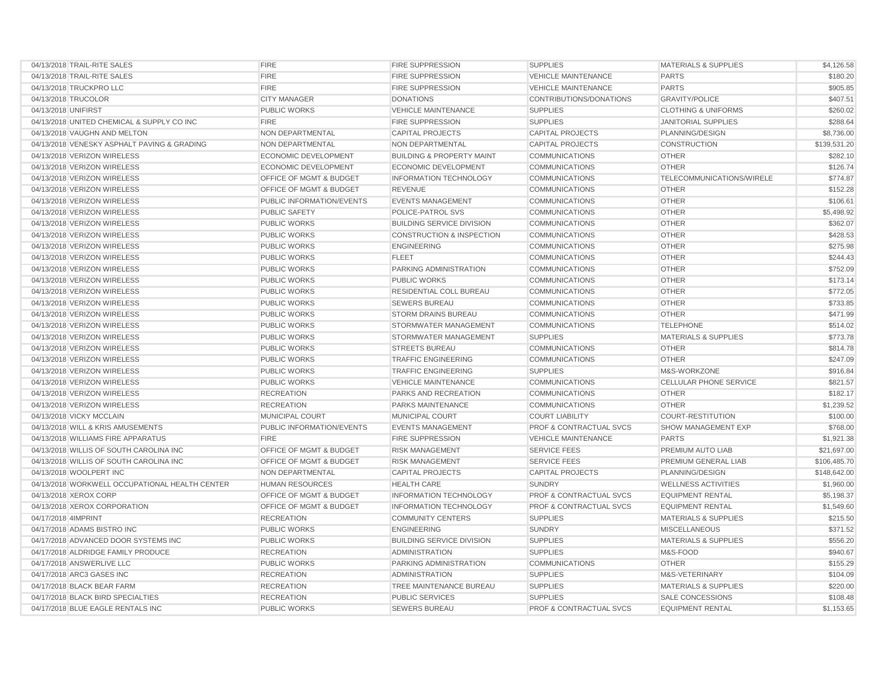| | | | | | | |
|---|---|---|---|---|---|---|
| 04/13/2018 | TRAIL-RITE SALES | FIRE | FIRE SUPPRESSION | SUPPLIES | MATERIALS & SUPPLIES | $4,126.58 |
| 04/13/2018 | TRAIL-RITE SALES | FIRE | FIRE SUPPRESSION | VEHICLE MAINTENANCE | PARTS | $180.20 |
| 04/13/2018 | TRUCKPRO LLC | FIRE | FIRE SUPPRESSION | VEHICLE MAINTENANCE | PARTS | $905.85 |
| 04/13/2018 | TRUCOLOR | CITY MANAGER | DONATIONS | CONTRIBUTIONS/DONATIONS | GRAVITY/POLICE | $407.51 |
| 04/13/2018 | UNIFIRST | PUBLIC WORKS | VEHICLE MAINTENANCE | SUPPLIES | CLOTHING & UNIFORMS | $260.02 |
| 04/13/2018 | UNITED CHEMICAL & SUPPLY CO INC | FIRE | FIRE SUPPRESSION | SUPPLIES | JANITORIAL SUPPLIES | $288.64 |
| 04/13/2018 | VAUGHN AND MELTON | NON DEPARTMENTAL | CAPITAL PROJECTS | CAPITAL PROJECTS | PLANNING/DESIGN | $8,736.00 |
| 04/13/2018 | VENESKY ASPHALT PAVING & GRADING | NON DEPARTMENTAL | NON DEPARTMENTAL | CAPITAL PROJECTS | CONSTRUCTION | $139,531.20 |
| 04/13/2018 | VERIZON WIRELESS | ECONOMIC DEVELOPMENT | BUILDING & PROPERTY MAINT | COMMUNICATIONS | OTHER | $282.10 |
| 04/13/2018 | VERIZON WIRELESS | ECONOMIC DEVELOPMENT | ECONOMIC DEVELOPMENT | COMMUNICATIONS | OTHER | $126.74 |
| 04/13/2018 | VERIZON WIRELESS | OFFICE OF MGMT & BUDGET | INFORMATION TECHNOLOGY | COMMUNICATIONS | TELECOMMUNICATIONS/WIRELE | $774.87 |
| 04/13/2018 | VERIZON WIRELESS | OFFICE OF MGMT & BUDGET | REVENUE | COMMUNICATIONS | OTHER | $152.28 |
| 04/13/2018 | VERIZON WIRELESS | PUBLIC INFORMATION/EVENTS | EVENTS MANAGEMENT | COMMUNICATIONS | OTHER | $106.61 |
| 04/13/2018 | VERIZON WIRELESS | PUBLIC SAFETY | POLICE-PATROL SVS | COMMUNICATIONS | OTHER | $5,498.92 |
| 04/13/2018 | VERIZON WIRELESS | PUBLIC WORKS | BUILDING SERVICE DIVISION | COMMUNICATIONS | OTHER | $362.07 |
| 04/13/2018 | VERIZON WIRELESS | PUBLIC WORKS | CONSTRUCTION & INSPECTION | COMMUNICATIONS | OTHER | $428.53 |
| 04/13/2018 | VERIZON WIRELESS | PUBLIC WORKS | ENGINEERING | COMMUNICATIONS | OTHER | $275.98 |
| 04/13/2018 | VERIZON WIRELESS | PUBLIC WORKS | FLEET | COMMUNICATIONS | OTHER | $244.43 |
| 04/13/2018 | VERIZON WIRELESS | PUBLIC WORKS | PARKING ADMINISTRATION | COMMUNICATIONS | OTHER | $752.09 |
| 04/13/2018 | VERIZON WIRELESS | PUBLIC WORKS | PUBLIC WORKS | COMMUNICATIONS | OTHER | $173.14 |
| 04/13/2018 | VERIZON WIRELESS | PUBLIC WORKS | RESIDENTIAL COLL BUREAU | COMMUNICATIONS | OTHER | $772.05 |
| 04/13/2018 | VERIZON WIRELESS | PUBLIC WORKS | SEWERS BUREAU | COMMUNICATIONS | OTHER | $733.85 |
| 04/13/2018 | VERIZON WIRELESS | PUBLIC WORKS | STORM DRAINS BUREAU | COMMUNICATIONS | OTHER | $471.99 |
| 04/13/2018 | VERIZON WIRELESS | PUBLIC WORKS | STORMWATER MANAGEMENT | COMMUNICATIONS | TELEPHONE | $514.02 |
| 04/13/2018 | VERIZON WIRELESS | PUBLIC WORKS | STORMWATER MANAGEMENT | SUPPLIES | MATERIALS & SUPPLIES | $773.78 |
| 04/13/2018 | VERIZON WIRELESS | PUBLIC WORKS | STREETS BUREAU | COMMUNICATIONS | OTHER | $814.78 |
| 04/13/2018 | VERIZON WIRELESS | PUBLIC WORKS | TRAFFIC ENGINEERING | COMMUNICATIONS | OTHER | $247.09 |
| 04/13/2018 | VERIZON WIRELESS | PUBLIC WORKS | TRAFFIC ENGINEERING | SUPPLIES | M&S-WORKZONE | $916.84 |
| 04/13/2018 | VERIZON WIRELESS | PUBLIC WORKS | VEHICLE MAINTENANCE | COMMUNICATIONS | CELLULAR PHONE SERVICE | $821.57 |
| 04/13/2018 | VERIZON WIRELESS | RECREATION | PARKS AND RECREATION | COMMUNICATIONS | OTHER | $182.17 |
| 04/13/2018 | VERIZON WIRELESS | RECREATION | PARKS MAINTENANCE | COMMUNICATIONS | OTHER | $1,239.52 |
| 04/13/2018 | VICKY MCCLAIN | MUNICIPAL COURT | MUNICIPAL COURT | COURT LIABILITY | COURT-RESTITUTION | $100.00 |
| 04/13/2018 | WILL & KRIS AMUSEMENTS | PUBLIC INFORMATION/EVENTS | EVENTS MANAGEMENT | PROF & CONTRACTUAL SVCS | SHOW MANAGEMENT EXP | $768.00 |
| 04/13/2018 | WILLIAMS FIRE APPARATUS | FIRE | FIRE SUPPRESSION | VEHICLE MAINTENANCE | PARTS | $1,921.38 |
| 04/13/2018 | WILLIS OF SOUTH CAROLINA INC | OFFICE OF MGMT & BUDGET | RISK MANAGEMENT | SERVICE FEES | PREMIUM AUTO LIAB | $21,697.00 |
| 04/13/2018 | WILLIS OF SOUTH CAROLINA INC | OFFICE OF MGMT & BUDGET | RISK MANAGEMENT | SERVICE FEES | PREMIUM GENERAL LIAB | $106,485.70 |
| 04/13/2018 | WOOLPERT INC | NON DEPARTMENTAL | CAPITAL PROJECTS | CAPITAL PROJECTS | PLANNING/DESIGN | $148,642.00 |
| 04/13/2018 | WORKWELL OCCUPATIONAL HEALTH CENTER | HUMAN RESOURCES | HEALTH CARE | SUNDRY | WELLNESS ACTIVITIES | $1,960.00 |
| 04/13/2018 | XEROX CORP | OFFICE OF MGMT & BUDGET | INFORMATION TECHNOLOGY | PROF & CONTRACTUAL SVCS | EQUIPMENT RENTAL | $5,198.37 |
| 04/13/2018 | XEROX CORPORATION | OFFICE OF MGMT & BUDGET | INFORMATION TECHNOLOGY | PROF & CONTRACTUAL SVCS | EQUIPMENT RENTAL | $1,549.60 |
| 04/17/2018 | 4IMPRINT | RECREATION | COMMUNITY CENTERS | SUPPLIES | MATERIALS & SUPPLIES | $215.50 |
| 04/17/2018 | ADAMS BISTRO INC | PUBLIC WORKS | ENGINEERING | SUNDRY | MISCELLANEOUS | $371.52 |
| 04/17/2018 | ADVANCED DOOR SYSTEMS INC | PUBLIC WORKS | BUILDING SERVICE DIVISION | SUPPLIES | MATERIALS & SUPPLIES | $556.20 |
| 04/17/2018 | ALDRIDGE FAMILY PRODUCE | RECREATION | ADMINISTRATION | SUPPLIES | M&S-FOOD | $940.67 |
| 04/17/2018 | ANSWERLIVE LLC | PUBLIC WORKS | PARKING ADMINISTRATION | COMMUNICATIONS | OTHER | $155.29 |
| 04/17/2018 | ARC3 GASES INC | RECREATION | ADMINISTRATION | SUPPLIES | M&S-VETERINARY | $104.09 |
| 04/17/2018 | BLACK BEAR FARM | RECREATION | TREE MAINTENANCE BUREAU | SUPPLIES | MATERIALS & SUPPLIES | $220.00 |
| 04/17/2018 | BLACK BIRD SPECIALTIES | RECREATION | PUBLIC SERVICES | SUPPLIES | SALE CONCESSIONS | $108.48 |
| 04/17/2018 | BLUE EAGLE RENTALS INC | PUBLIC WORKS | SEWERS BUREAU | PROF & CONTRACTUAL SVCS | EQUIPMENT RENTAL | $1,153.65 |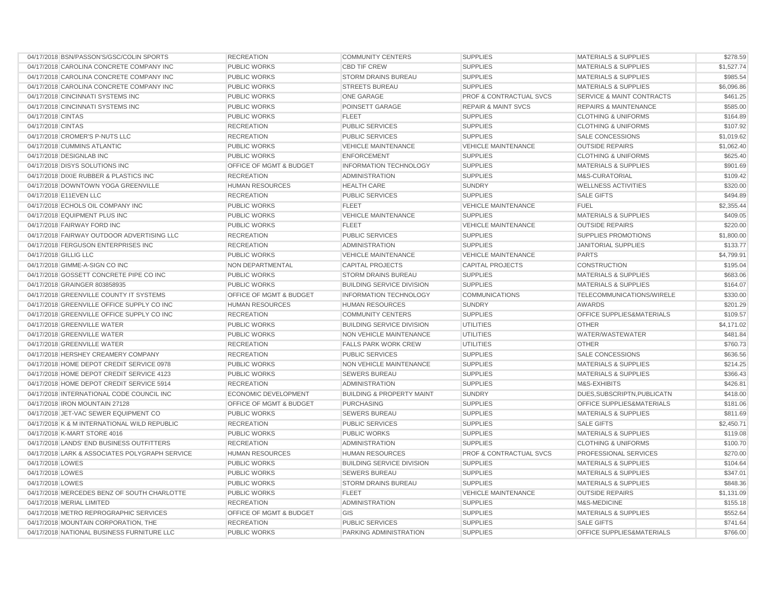| | | | | | | |
|---|---|---|---|---|---|---|
| 04/17/2018 | BSN/PASSON'S/GSC/COLIN SPORTS | RECREATION | COMMUNITY CENTERS | SUPPLIES | MATERIALS & SUPPLIES | $278.59 |
| 04/17/2018 | CAROLINA CONCRETE COMPANY INC | PUBLIC WORKS | CBD TIF CREW | SUPPLIES | MATERIALS & SUPPLIES | $1,527.74 |
| 04/17/2018 | CAROLINA CONCRETE COMPANY INC | PUBLIC WORKS | STORM DRAINS BUREAU | SUPPLIES | MATERIALS & SUPPLIES | $985.54 |
| 04/17/2018 | CAROLINA CONCRETE COMPANY INC | PUBLIC WORKS | STREETS BUREAU | SUPPLIES | MATERIALS & SUPPLIES | $6,096.86 |
| 04/17/2018 | CINCINNATI SYSTEMS INC | PUBLIC WORKS | ONE GARAGE | PROF & CONTRACTUAL SVCS | SERVICE & MAINT CONTRACTS | $461.25 |
| 04/17/2018 | CINCINNATI SYSTEMS INC | PUBLIC WORKS | POINSETT GARAGE | REPAIR & MAINT SVCS | REPAIRS & MAINTENANCE | $585.00 |
| 04/17/2018 | CINTAS | PUBLIC WORKS | FLEET | SUPPLIES | CLOTHING & UNIFORMS | $164.89 |
| 04/17/2018 | CINTAS | RECREATION | PUBLIC SERVICES | SUPPLIES | CLOTHING & UNIFORMS | $107.92 |
| 04/17/2018 | CROMER'S P-NUTS LLC | RECREATION | PUBLIC SERVICES | SUPPLIES | SALE CONCESSIONS | $1,019.62 |
| 04/17/2018 | CUMMINS ATLANTIC | PUBLIC WORKS | VEHICLE MAINTENANCE | VEHICLE MAINTENANCE | OUTSIDE REPAIRS | $1,062.40 |
| 04/17/2018 | DESIGNLAB INC | PUBLIC WORKS | ENFORCEMENT | SUPPLIES | CLOTHING & UNIFORMS | $625.40 |
| 04/17/2018 | DISYS SOLUTIONS INC | OFFICE OF MGMT & BUDGET | INFORMATION TECHNOLOGY | SUPPLIES | MATERIALS & SUPPLIES | $901.69 |
| 04/17/2018 | DIXIE RUBBER & PLASTICS INC | RECREATION | ADMINISTRATION | SUPPLIES | M&S-CURATORIAL | $109.42 |
| 04/17/2018 | DOWNTOWN YOGA GREENVILLE | HUMAN RESOURCES | HEALTH CARE | SUNDRY | WELLNESS ACTIVITIES | $320.00 |
| 04/17/2018 | E11EVEN LLC | RECREATION | PUBLIC SERVICES | SUPPLIES | SALE GIFTS | $494.89 |
| 04/17/2018 | ECHOLS OIL COMPANY INC | PUBLIC WORKS | FLEET | VEHICLE MAINTENANCE | FUEL | $2,355.44 |
| 04/17/2018 | EQUIPMENT PLUS INC | PUBLIC WORKS | VEHICLE MAINTENANCE | SUPPLIES | MATERIALS & SUPPLIES | $409.05 |
| 04/17/2018 | FAIRWAY FORD INC | PUBLIC WORKS | FLEET | VEHICLE MAINTENANCE | OUTSIDE REPAIRS | $220.00 |
| 04/17/2018 | FAIRWAY OUTDOOR ADVERTISING LLC | RECREATION | PUBLIC SERVICES | SUPPLIES | SUPPLIES PROMOTIONS | $1,800.00 |
| 04/17/2018 | FERGUSON ENTERPRISES INC | RECREATION | ADMINISTRATION | SUPPLIES | JANITORIAL SUPPLIES | $133.77 |
| 04/17/2018 | GILLIG LLC | PUBLIC WORKS | VEHICLE MAINTENANCE | VEHICLE MAINTENANCE | PARTS | $4,799.91 |
| 04/17/2018 | GIMME-A-SIGN CO INC | NON DEPARTMENTAL | CAPITAL PROJECTS | CAPITAL PROJECTS | CONSTRUCTION | $195.04 |
| 04/17/2018 | GOSSETT CONCRETE PIPE CO INC | PUBLIC WORKS | STORM DRAINS BUREAU | SUPPLIES | MATERIALS & SUPPLIES | $683.06 |
| 04/17/2018 | GRAINGER 803858935 | PUBLIC WORKS | BUILDING SERVICE DIVISION | SUPPLIES | MATERIALS & SUPPLIES | $164.07 |
| 04/17/2018 | GREENVILLE COUNTY IT SYSTEMS | OFFICE OF MGMT & BUDGET | INFORMATION TECHNOLOGY | COMMUNICATIONS | TELECOMMUNICATIONS/WIRELE | $330.00 |
| 04/17/2018 | GREENVILLE OFFICE SUPPLY CO INC | HUMAN RESOURCES | HUMAN RESOURCES | SUNDRY | AWARDS | $201.29 |
| 04/17/2018 | GREENVILLE OFFICE SUPPLY CO INC | RECREATION | COMMUNITY CENTERS | SUPPLIES | OFFICE SUPPLIES&MATERIALS | $109.57 |
| 04/17/2018 | GREENVILLE WATER | PUBLIC WORKS | BUILDING SERVICE DIVISION | UTILITIES | OTHER | $4,171.02 |
| 04/17/2018 | GREENVILLE WATER | PUBLIC WORKS | NON VEHICLE MAINTENANCE | UTILITIES | WATER/WASTEWATER | $481.84 |
| 04/17/2018 | GREENVILLE WATER | RECREATION | FALLS PARK WORK CREW | UTILITIES | OTHER | $760.73 |
| 04/17/2018 | HERSHEY CREAMERY COMPANY | RECREATION | PUBLIC SERVICES | SUPPLIES | SALE CONCESSIONS | $636.56 |
| 04/17/2018 | HOME DEPOT CREDIT SERVICE 0978 | PUBLIC WORKS | NON VEHICLE MAINTENANCE | SUPPLIES | MATERIALS & SUPPLIES | $214.25 |
| 04/17/2018 | HOME DEPOT CREDIT SERVICE 4123 | PUBLIC WORKS | SEWERS BUREAU | SUPPLIES | MATERIALS & SUPPLIES | $366.43 |
| 04/17/2018 | HOME DEPOT CREDIT SERVICE 5914 | RECREATION | ADMINISTRATION | SUPPLIES | M&S-EXHIBITS | $426.81 |
| 04/17/2018 | INTERNATIONAL CODE COUNCIL INC | ECONOMIC DEVELOPMENT | BUILDING & PROPERTY MAINT | SUNDRY | DUES,SUBSCRIPTN,PUBLICATN | $418.00 |
| 04/17/2018 | IRON MOUNTAIN 27128 | OFFICE OF MGMT & BUDGET | PURCHASING | SUPPLIES | OFFICE SUPPLIES&MATERIALS | $181.06 |
| 04/17/2018 | JET-VAC SEWER EQUIPMENT CO | PUBLIC WORKS | SEWERS BUREAU | SUPPLIES | MATERIALS & SUPPLIES | $811.69 |
| 04/17/2018 | K & M INTERNATIONAL WILD REPUBLIC | RECREATION | PUBLIC SERVICES | SUPPLIES | SALE GIFTS | $2,450.71 |
| 04/17/2018 | K-MART STORE 4016 | PUBLIC WORKS | PUBLIC WORKS | SUPPLIES | MATERIALS & SUPPLIES | $119.08 |
| 04/17/2018 | LANDS' END BUSINESS OUTFITTERS | RECREATION | ADMINISTRATION | SUPPLIES | CLOTHING & UNIFORMS | $100.70 |
| 04/17/2018 | LARK & ASSOCIATES POLYGRAPH SERVICE | HUMAN RESOURCES | HUMAN RESOURCES | PROF & CONTRACTUAL SVCS | PROFESSIONAL SERVICES | $270.00 |
| 04/17/2018 | LOWES | PUBLIC WORKS | BUILDING SERVICE DIVISION | SUPPLIES | MATERIALS & SUPPLIES | $104.64 |
| 04/17/2018 | LOWES | PUBLIC WORKS | SEWERS BUREAU | SUPPLIES | MATERIALS & SUPPLIES | $347.01 |
| 04/17/2018 | LOWES | PUBLIC WORKS | STORM DRAINS BUREAU | SUPPLIES | MATERIALS & SUPPLIES | $848.36 |
| 04/17/2018 | MERCEDES BENZ OF SOUTH CHARLOTTE | PUBLIC WORKS | FLEET | VEHICLE MAINTENANCE | OUTSIDE REPAIRS | $1,131.09 |
| 04/17/2018 | MERIAL LIMITED | RECREATION | ADMINISTRATION | SUPPLIES | M&S-MEDICINE | $155.18 |
| 04/17/2018 | METRO REPROGRAPHIC SERVICES | OFFICE OF MGMT & BUDGET | GIS | SUPPLIES | MATERIALS & SUPPLIES | $552.64 |
| 04/17/2018 | MOUNTAIN CORPORATION, THE | RECREATION | PUBLIC SERVICES | SUPPLIES | SALE GIFTS | $741.64 |
| 04/17/2018 | NATIONAL BUSINESS FURNITURE LLC | PUBLIC WORKS | PARKING ADMINISTRATION | SUPPLIES | OFFICE SUPPLIES&MATERIALS | $766.00 |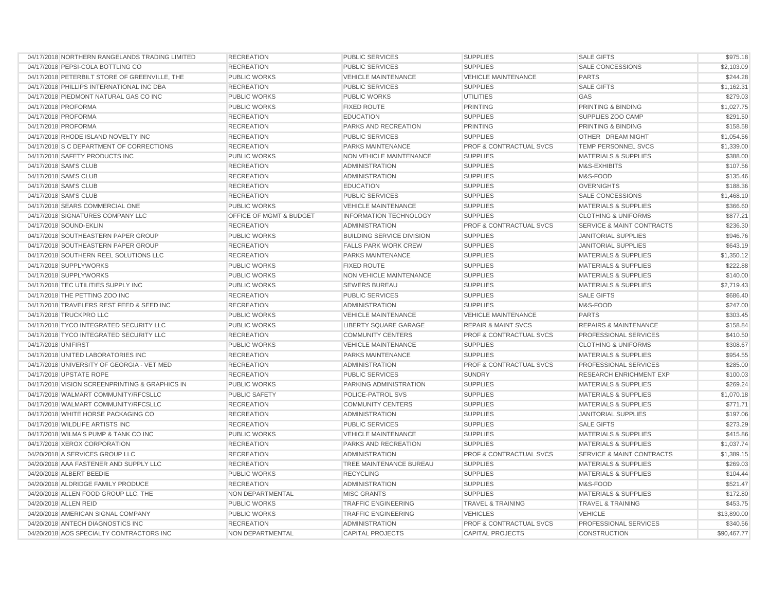| | | | | | | |
|---|---|---|---|---|---|---|
| 04/17/2018 | NORTHERN RANGELANDS TRADING LIMITED | RECREATION | PUBLIC SERVICES | SUPPLIES | SALE GIFTS | $975.18 |
| 04/17/2018 | PEPSI-COLA BOTTLING CO | RECREATION | PUBLIC SERVICES | SUPPLIES | SALE CONCESSIONS | $2,103.09 |
| 04/17/2018 | PETERBILT STORE OF GREENVILLE, THE | PUBLIC WORKS | VEHICLE MAINTENANCE | VEHICLE MAINTENANCE | PARTS | $244.28 |
| 04/17/2018 | PHILLIPS INTERNATIONAL INC DBA | RECREATION | PUBLIC SERVICES | SUPPLIES | SALE GIFTS | $1,162.31 |
| 04/17/2018 | PIEDMONT NATURAL GAS CO INC | PUBLIC WORKS | PUBLIC WORKS | UTILITIES | GAS | $279.03 |
| 04/17/2018 | PROFORMA | PUBLIC WORKS | FIXED ROUTE | PRINTING | PRINTING & BINDING | $1,027.75 |
| 04/17/2018 | PROFORMA | RECREATION | EDUCATION | SUPPLIES | SUPPLIES ZOO CAMP | $291.50 |
| 04/17/2018 | PROFORMA | RECREATION | PARKS AND RECREATION | PRINTING | PRINTING & BINDING | $158.58 |
| 04/17/2018 | RHODE ISLAND NOVELTY INC | RECREATION | PUBLIC SERVICES | SUPPLIES | OTHER DREAM NIGHT | $1,054.56 |
| 04/17/2018 | S C DEPARTMENT OF CORRECTIONS | RECREATION | PARKS MAINTENANCE | PROF & CONTRACTUAL SVCS | TEMP PERSONNEL SVCS | $1,339.00 |
| 04/17/2018 | SAFETY PRODUCTS INC | PUBLIC WORKS | NON VEHICLE MAINTENANCE | SUPPLIES | MATERIALS & SUPPLIES | $388.00 |
| 04/17/2018 | SAM'S CLUB | RECREATION | ADMINISTRATION | SUPPLIES | M&S-EXHIBITS | $107.56 |
| 04/17/2018 | SAM'S CLUB | RECREATION | ADMINISTRATION | SUPPLIES | M&S-FOOD | $135.46 |
| 04/17/2018 | SAM'S CLUB | RECREATION | EDUCATION | SUPPLIES | OVERNIGHTS | $188.36 |
| 04/17/2018 | SAM'S CLUB | RECREATION | PUBLIC SERVICES | SUPPLIES | SALE CONCESSIONS | $1,468.10 |
| 04/17/2018 | SEARS COMMERCIAL ONE | PUBLIC WORKS | VEHICLE MAINTENANCE | SUPPLIES | MATERIALS & SUPPLIES | $366.60 |
| 04/17/2018 | SIGNATURES COMPANY LLC | OFFICE OF MGMT & BUDGET | INFORMATION TECHNOLOGY | SUPPLIES | CLOTHING & UNIFORMS | $877.21 |
| 04/17/2018 | SOUND-EKLIN | RECREATION | ADMINISTRATION | PROF & CONTRACTUAL SVCS | SERVICE & MAINT CONTRACTS | $236.30 |
| 04/17/2018 | SOUTHEASTERN PAPER GROUP | PUBLIC WORKS | BUILDING SERVICE DIVISION | SUPPLIES | JANITORIAL SUPPLIES | $946.76 |
| 04/17/2018 | SOUTHEASTERN PAPER GROUP | RECREATION | FALLS PARK WORK CREW | SUPPLIES | JANITORIAL SUPPLIES | $643.19 |
| 04/17/2018 | SOUTHERN REEL SOLUTIONS LLC | RECREATION | PARKS MAINTENANCE | SUPPLIES | MATERIALS & SUPPLIES | $1,350.12 |
| 04/17/2018 | SUPPLYWORKS | PUBLIC WORKS | FIXED ROUTE | SUPPLIES | MATERIALS & SUPPLIES | $222.88 |
| 04/17/2018 | SUPPLYWORKS | PUBLIC WORKS | NON VEHICLE MAINTENANCE | SUPPLIES | MATERIALS & SUPPLIES | $140.00 |
| 04/17/2018 | TEC UTILITIES SUPPLY INC | PUBLIC WORKS | SEWERS BUREAU | SUPPLIES | MATERIALS & SUPPLIES | $2,719.43 |
| 04/17/2018 | THE PETTING ZOO INC | RECREATION | PUBLIC SERVICES | SUPPLIES | SALE GIFTS | $686.40 |
| 04/17/2018 | TRAVELERS REST FEED & SEED INC | RECREATION | ADMINISTRATION | SUPPLIES | M&S-FOOD | $247.00 |
| 04/17/2018 | TRUCKPRO LLC | PUBLIC WORKS | VEHICLE MAINTENANCE | VEHICLE MAINTENANCE | PARTS | $303.45 |
| 04/17/2018 | TYCO INTEGRATED SECURITY LLC | PUBLIC WORKS | LIBERTY SQUARE GARAGE | REPAIR & MAINT SVCS | REPAIRS & MAINTENANCE | $158.84 |
| 04/17/2018 | TYCO INTEGRATED SECURITY LLC | RECREATION | COMMUNITY CENTERS | PROF & CONTRACTUAL SVCS | PROFESSIONAL SERVICES | $410.50 |
| 04/17/2018 | UNIFIRST | PUBLIC WORKS | VEHICLE MAINTENANCE | SUPPLIES | CLOTHING & UNIFORMS | $308.67 |
| 04/17/2018 | UNITED LABORATORIES INC | RECREATION | PARKS MAINTENANCE | SUPPLIES | MATERIALS & SUPPLIES | $954.55 |
| 04/17/2018 | UNIVERSITY OF GEORGIA - VET MED | RECREATION | ADMINISTRATION | PROF & CONTRACTUAL SVCS | PROFESSIONAL SERVICES | $285.00 |
| 04/17/2018 | UPSTATE ROPE | RECREATION | PUBLIC SERVICES | SUNDRY | RESEARCH ENRICHMENT EXP | $100.03 |
| 04/17/2018 | VISION SCREENPRINTING & GRAPHICS IN | PUBLIC WORKS | PARKING ADMINISTRATION | SUPPLIES | MATERIALS & SUPPLIES | $269.24 |
| 04/17/2018 | WALMART COMMUNITY/RFCSLLC | PUBLIC SAFETY | POLICE-PATROL SVS | SUPPLIES | MATERIALS & SUPPLIES | $1,070.18 |
| 04/17/2018 | WALMART COMMUNITY/RFCSLLC | RECREATION | COMMUNITY CENTERS | SUPPLIES | MATERIALS & SUPPLIES | $771.71 |
| 04/17/2018 | WHITE HORSE PACKAGING CO | RECREATION | ADMINISTRATION | SUPPLIES | JANITORIAL SUPPLIES | $197.06 |
| 04/17/2018 | WILDLIFE ARTISTS INC | RECREATION | PUBLIC SERVICES | SUPPLIES | SALE GIFTS | $273.29 |
| 04/17/2018 | WILMA'S PUMP & TANK CO INC | PUBLIC WORKS | VEHICLE MAINTENANCE | SUPPLIES | MATERIALS & SUPPLIES | $415.86 |
| 04/17/2018 | XEROX CORPORATION | RECREATION | PARKS AND RECREATION | SUPPLIES | MATERIALS & SUPPLIES | $1,037.74 |
| 04/20/2018 | A SERVICES GROUP LLC | RECREATION | ADMINISTRATION | PROF & CONTRACTUAL SVCS | SERVICE & MAINT CONTRACTS | $1,389.15 |
| 04/20/2018 | AAA FASTENER AND SUPPLY LLC | RECREATION | TREE MAINTENANCE BUREAU | SUPPLIES | MATERIALS & SUPPLIES | $269.03 |
| 04/20/2018 | ALBERT BEEDIE | PUBLIC WORKS | RECYCLING | SUPPLIES | MATERIALS & SUPPLIES | $104.44 |
| 04/20/2018 | ALDRIDGE FAMILY PRODUCE | RECREATION | ADMINISTRATION | SUPPLIES | M&S-FOOD | $521.47 |
| 04/20/2018 | ALLEN FOOD GROUP LLC, THE | NON DEPARTMENTAL | MISC GRANTS | SUPPLIES | MATERIALS & SUPPLIES | $172.80 |
| 04/20/2018 | ALLEN REID | PUBLIC WORKS | TRAFFIC ENGINEERING | TRAVEL & TRAINING | TRAVEL & TRAINING | $453.75 |
| 04/20/2018 | AMERICAN SIGNAL COMPANY | PUBLIC WORKS | TRAFFIC ENGINEERING | VEHICLES | VEHICLE | $13,890.00 |
| 04/20/2018 | ANTECH DIAGNOSTICS INC | RECREATION | ADMINISTRATION | PROF & CONTRACTUAL SVCS | PROFESSIONAL SERVICES | $340.56 |
| 04/20/2018 | AOS SPECIALTY CONTRACTORS INC | NON DEPARTMENTAL | CAPITAL PROJECTS | CAPITAL PROJECTS | CONSTRUCTION | $90,467.77 |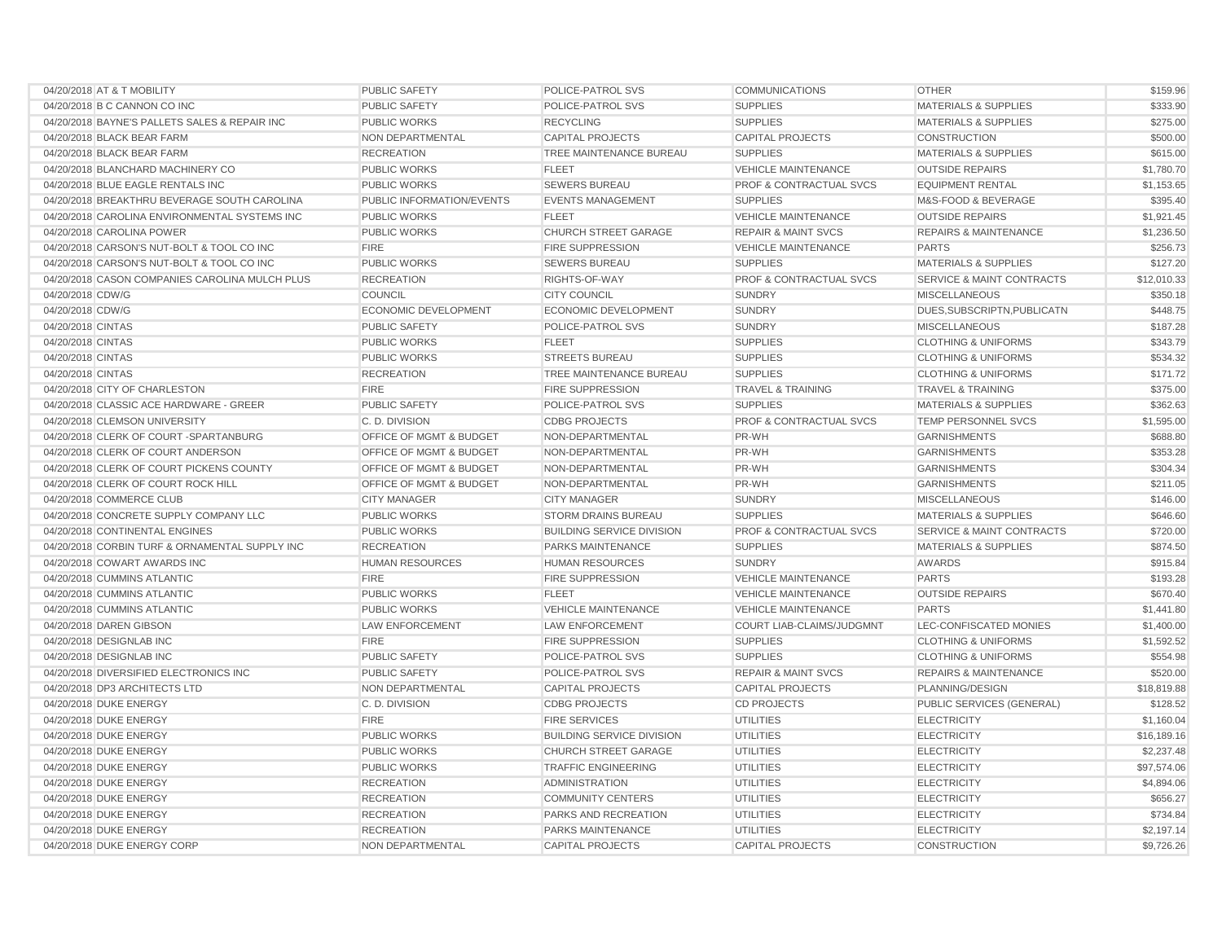| | | | | | | |
|---|---|---|---|---|---|---|
| 04/20/2018 | AT & T MOBILITY | PUBLIC SAFETY | POLICE-PATROL SVS | COMMUNICATIONS | OTHER | $159.96 |
| 04/20/2018 | B C CANNON CO INC | PUBLIC SAFETY | POLICE-PATROL SVS | SUPPLIES | MATERIALS & SUPPLIES | $333.90 |
| 04/20/2018 | BAYNE'S PALLETS SALES & REPAIR INC | PUBLIC WORKS | RECYCLING | SUPPLIES | MATERIALS & SUPPLIES | $275.00 |
| 04/20/2018 | BLACK BEAR FARM | NON DEPARTMENTAL | CAPITAL PROJECTS | CAPITAL PROJECTS | CONSTRUCTION | $500.00 |
| 04/20/2018 | BLACK BEAR FARM | RECREATION | TREE MAINTENANCE BUREAU | SUPPLIES | MATERIALS & SUPPLIES | $615.00 |
| 04/20/2018 | BLANCHARD MACHINERY CO | PUBLIC WORKS | FLEET | VEHICLE MAINTENANCE | OUTSIDE REPAIRS | $1,780.70 |
| 04/20/2018 | BLUE EAGLE RENTALS INC | PUBLIC WORKS | SEWERS BUREAU | PROF & CONTRACTUAL SVCS | EQUIPMENT RENTAL | $1,153.65 |
| 04/20/2018 | BREAKTHRU BEVERAGE SOUTH CAROLINA | PUBLIC INFORMATION/EVENTS | EVENTS MANAGEMENT | SUPPLIES | M&S-FOOD & BEVERAGE | $395.40 |
| 04/20/2018 | CAROLINA ENVIRONMENTAL SYSTEMS INC | PUBLIC WORKS | FLEET | VEHICLE MAINTENANCE | OUTSIDE REPAIRS | $1,921.45 |
| 04/20/2018 | CAROLINA POWER | PUBLIC WORKS | CHURCH STREET GARAGE | REPAIR & MAINT SVCS | REPAIRS & MAINTENANCE | $1,236.50 |
| 04/20/2018 | CARSON'S NUT-BOLT & TOOL CO INC | FIRE | FIRE SUPPRESSION | VEHICLE MAINTENANCE | PARTS | $256.73 |
| 04/20/2018 | CARSON'S NUT-BOLT & TOOL CO INC | PUBLIC WORKS | SEWERS BUREAU | SUPPLIES | MATERIALS & SUPPLIES | $127.20 |
| 04/20/2018 | CASON COMPANIES CAROLINA MULCH PLUS | RECREATION | RIGHTS-OF-WAY | PROF & CONTRACTUAL SVCS | SERVICE & MAINT CONTRACTS | $12,010.33 |
| 04/20/2018 | CDW/G | COUNCIL | CITY COUNCIL | SUNDRY | MISCELLANEOUS | $350.18 |
| 04/20/2018 | CDW/G | ECONOMIC DEVELOPMENT | ECONOMIC DEVELOPMENT | SUNDRY | DUES,SUBSCRIPTN,PUBLICATN | $448.75 |
| 04/20/2018 | CINTAS | PUBLIC SAFETY | POLICE-PATROL SVS | SUNDRY | MISCELLANEOUS | $187.28 |
| 04/20/2018 | CINTAS | PUBLIC WORKS | FLEET | SUPPLIES | CLOTHING & UNIFORMS | $343.79 |
| 04/20/2018 | CINTAS | PUBLIC WORKS | STREETS BUREAU | SUPPLIES | CLOTHING & UNIFORMS | $534.32 |
| 04/20/2018 | CINTAS | RECREATION | TREE MAINTENANCE BUREAU | SUPPLIES | CLOTHING & UNIFORMS | $171.72 |
| 04/20/2018 | CITY OF CHARLESTON | FIRE | FIRE SUPPRESSION | TRAVEL & TRAINING | TRAVEL & TRAINING | $375.00 |
| 04/20/2018 | CLASSIC ACE HARDWARE - GREER | PUBLIC SAFETY | POLICE-PATROL SVS | SUPPLIES | MATERIALS & SUPPLIES | $362.63 |
| 04/20/2018 | CLEMSON UNIVERSITY | C. D. DIVISION | CDBG PROJECTS | PROF & CONTRACTUAL SVCS | TEMP PERSONNEL SVCS | $1,595.00 |
| 04/20/2018 | CLERK OF COURT -SPARTANBURG | OFFICE OF MGMT & BUDGET | NON-DEPARTMENTAL | PR-WH | GARNISHMENTS | $688.80 |
| 04/20/2018 | CLERK OF COURT ANDERSON | OFFICE OF MGMT & BUDGET | NON-DEPARTMENTAL | PR-WH | GARNISHMENTS | $353.28 |
| 04/20/2018 | CLERK OF COURT PICKENS COUNTY | OFFICE OF MGMT & BUDGET | NON-DEPARTMENTAL | PR-WH | GARNISHMENTS | $304.34 |
| 04/20/2018 | CLERK OF COURT ROCK HILL | OFFICE OF MGMT & BUDGET | NON-DEPARTMENTAL | PR-WH | GARNISHMENTS | $211.05 |
| 04/20/2018 | COMMERCE CLUB | CITY MANAGER | CITY MANAGER | SUNDRY | MISCELLANEOUS | $146.00 |
| 04/20/2018 | CONCRETE SUPPLY COMPANY LLC | PUBLIC WORKS | STORM DRAINS BUREAU | SUPPLIES | MATERIALS & SUPPLIES | $646.60 |
| 04/20/2018 | CONTINENTAL ENGINES | PUBLIC WORKS | BUILDING SERVICE DIVISION | PROF & CONTRACTUAL SVCS | SERVICE & MAINT CONTRACTS | $720.00 |
| 04/20/2018 | CORBIN TURF & ORNAMENTAL SUPPLY INC | RECREATION | PARKS MAINTENANCE | SUPPLIES | MATERIALS & SUPPLIES | $874.50 |
| 04/20/2018 | COWART AWARDS INC | HUMAN RESOURCES | HUMAN RESOURCES | SUNDRY | AWARDS | $915.84 |
| 04/20/2018 | CUMMINS ATLANTIC | FIRE | FIRE SUPPRESSION | VEHICLE MAINTENANCE | PARTS | $193.28 |
| 04/20/2018 | CUMMINS ATLANTIC | PUBLIC WORKS | FLEET | VEHICLE MAINTENANCE | OUTSIDE REPAIRS | $670.40 |
| 04/20/2018 | CUMMINS ATLANTIC | PUBLIC WORKS | VEHICLE MAINTENANCE | VEHICLE MAINTENANCE | PARTS | $1,441.80 |
| 04/20/2018 | DAREN GIBSON | LAW ENFORCEMENT | LAW ENFORCEMENT | COURT LIAB-CLAIMS/JUDGMNT | LEC-CONFISCATED MONIES | $1,400.00 |
| 04/20/2018 | DESIGNLAB INC | FIRE | FIRE SUPPRESSION | SUPPLIES | CLOTHING & UNIFORMS | $1,592.52 |
| 04/20/2018 | DESIGNLAB INC | PUBLIC SAFETY | POLICE-PATROL SVS | SUPPLIES | CLOTHING & UNIFORMS | $554.98 |
| 04/20/2018 | DIVERSIFIED ELECTRONICS INC | PUBLIC SAFETY | POLICE-PATROL SVS | REPAIR & MAINT SVCS | REPAIRS & MAINTENANCE | $520.00 |
| 04/20/2018 | DP3 ARCHITECTS LTD | NON DEPARTMENTAL | CAPITAL PROJECTS | CAPITAL PROJECTS | PLANNING/DESIGN | $18,819.88 |
| 04/20/2018 | DUKE ENERGY | C. D. DIVISION | CDBG PROJECTS | CD PROJECTS | PUBLIC SERVICES (GENERAL) | $128.52 |
| 04/20/2018 | DUKE ENERGY | FIRE | FIRE SERVICES | UTILITIES | ELECTRICITY | $1,160.04 |
| 04/20/2018 | DUKE ENERGY | PUBLIC WORKS | BUILDING SERVICE DIVISION | UTILITIES | ELECTRICITY | $16,189.16 |
| 04/20/2018 | DUKE ENERGY | PUBLIC WORKS | CHURCH STREET GARAGE | UTILITIES | ELECTRICITY | $2,237.48 |
| 04/20/2018 | DUKE ENERGY | PUBLIC WORKS | TRAFFIC ENGINEERING | UTILITIES | ELECTRICITY | $97,574.06 |
| 04/20/2018 | DUKE ENERGY | RECREATION | ADMINISTRATION | UTILITIES | ELECTRICITY | $4,894.06 |
| 04/20/2018 | DUKE ENERGY | RECREATION | COMMUNITY CENTERS | UTILITIES | ELECTRICITY | $656.27 |
| 04/20/2018 | DUKE ENERGY | RECREATION | PARKS AND RECREATION | UTILITIES | ELECTRICITY | $734.84 |
| 04/20/2018 | DUKE ENERGY | RECREATION | PARKS MAINTENANCE | UTILITIES | ELECTRICITY | $2,197.14 |
| 04/20/2018 | DUKE ENERGY CORP | NON DEPARTMENTAL | CAPITAL PROJECTS | CAPITAL PROJECTS | CONSTRUCTION | $9,726.26 |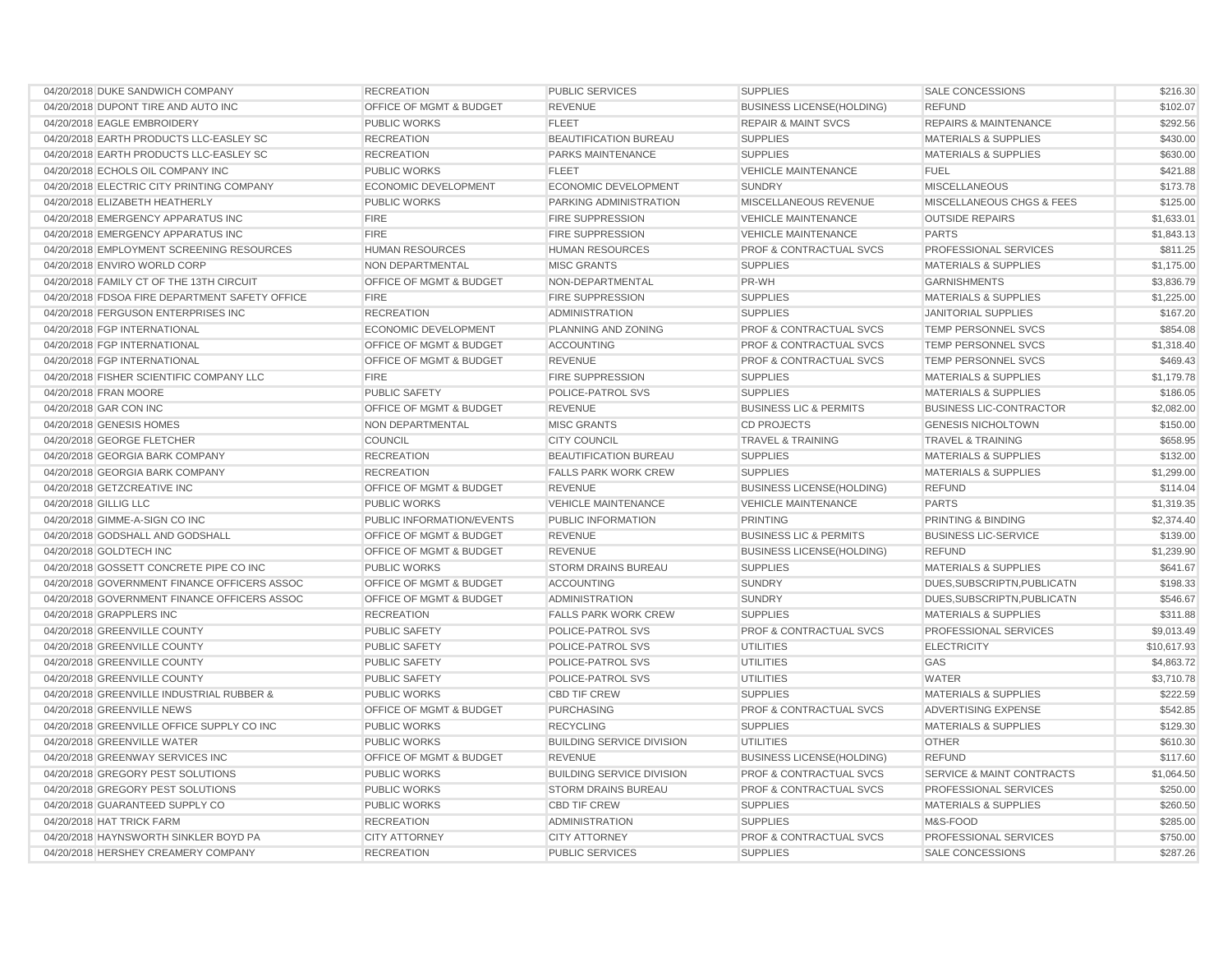| | | | | | | |
|---|---|---|---|---|---|---|
| 04/20/2018 | DUKE SANDWICH COMPANY | RECREATION | PUBLIC SERVICES | SUPPLIES | SALE CONCESSIONS | $216.30 |
| 04/20/2018 | DUPONT TIRE AND AUTO INC | OFFICE OF MGMT & BUDGET | REVENUE | BUSINESS LICENSE(HOLDING) | REFUND | $102.07 |
| 04/20/2018 | EAGLE EMBROIDERY | PUBLIC WORKS | FLEET | REPAIR & MAINT SVCS | REPAIRS & MAINTENANCE | $292.56 |
| 04/20/2018 | EARTH PRODUCTS LLC-EASLEY SC | RECREATION | BEAUTIFICATION BUREAU | SUPPLIES | MATERIALS & SUPPLIES | $430.00 |
| 04/20/2018 | EARTH PRODUCTS LLC-EASLEY SC | RECREATION | PARKS MAINTENANCE | SUPPLIES | MATERIALS & SUPPLIES | $630.00 |
| 04/20/2018 | ECHOLS OIL COMPANY INC | PUBLIC WORKS | FLEET | VEHICLE MAINTENANCE | FUEL | $421.88 |
| 04/20/2018 | ELECTRIC CITY PRINTING COMPANY | ECONOMIC DEVELOPMENT | ECONOMIC DEVELOPMENT | SUNDRY | MISCELLANEOUS | $173.78 |
| 04/20/2018 | ELIZABETH HEATHERLY | PUBLIC WORKS | PARKING ADMINISTRATION | MISCELLANEOUS REVENUE | MISCELLANEOUS CHGS & FEES | $125.00 |
| 04/20/2018 | EMERGENCY APPARATUS INC | FIRE | FIRE SUPPRESSION | VEHICLE MAINTENANCE | OUTSIDE REPAIRS | $1,633.01 |
| 04/20/2018 | EMERGENCY APPARATUS INC | FIRE | FIRE SUPPRESSION | VEHICLE MAINTENANCE | PARTS | $1,843.13 |
| 04/20/2018 | EMPLOYMENT SCREENING RESOURCES | HUMAN RESOURCES | HUMAN RESOURCES | PROF & CONTRACTUAL SVCS | PROFESSIONAL SERVICES | $811.25 |
| 04/20/2018 | ENVIRO WORLD CORP | NON DEPARTMENTAL | MISC GRANTS | SUPPLIES | MATERIALS & SUPPLIES | $1,175.00 |
| 04/20/2018 | FAMILY CT OF THE 13TH CIRCUIT | OFFICE OF MGMT & BUDGET | NON-DEPARTMENTAL | PR-WH | GARNISHMENTS | $3,836.79 |
| 04/20/2018 | FDSOA FIRE DEPARTMENT SAFETY OFFICE | FIRE | FIRE SUPPRESSION | SUPPLIES | MATERIALS & SUPPLIES | $1,225.00 |
| 04/20/2018 | FERGUSON ENTERPRISES INC | RECREATION | ADMINISTRATION | SUPPLIES | JANITORIAL SUPPLIES | $167.20 |
| 04/20/2018 | FGP INTERNATIONAL | ECONOMIC DEVELOPMENT | PLANNING AND ZONING | PROF & CONTRACTUAL SVCS | TEMP PERSONNEL SVCS | $854.08 |
| 04/20/2018 | FGP INTERNATIONAL | OFFICE OF MGMT & BUDGET | ACCOUNTING | PROF & CONTRACTUAL SVCS | TEMP PERSONNEL SVCS | $1,318.40 |
| 04/20/2018 | FGP INTERNATIONAL | OFFICE OF MGMT & BUDGET | REVENUE | PROF & CONTRACTUAL SVCS | TEMP PERSONNEL SVCS | $469.43 |
| 04/20/2018 | FISHER SCIENTIFIC COMPANY LLC | FIRE | FIRE SUPPRESSION | SUPPLIES | MATERIALS & SUPPLIES | $1,179.78 |
| 04/20/2018 | FRAN MOORE | PUBLIC SAFETY | POLICE-PATROL SVS | SUPPLIES | MATERIALS & SUPPLIES | $186.05 |
| 04/20/2018 | GAR CON INC | OFFICE OF MGMT & BUDGET | REVENUE | BUSINESS LIC & PERMITS | BUSINESS LIC-CONTRACTOR | $2,082.00 |
| 04/20/2018 | GENESIS HOMES | NON DEPARTMENTAL | MISC GRANTS | CD PROJECTS | GENESIS NICHOLTOWN | $150.00 |
| 04/20/2018 | GEORGE FLETCHER | COUNCIL | CITY COUNCIL | TRAVEL & TRAINING | TRAVEL & TRAINING | $658.95 |
| 04/20/2018 | GEORGIA BARK COMPANY | RECREATION | BEAUTIFICATION BUREAU | SUPPLIES | MATERIALS & SUPPLIES | $132.00 |
| 04/20/2018 | GEORGIA BARK COMPANY | RECREATION | FALLS PARK WORK CREW | SUPPLIES | MATERIALS & SUPPLIES | $1,299.00 |
| 04/20/2018 | GETZCREATIVE INC | OFFICE OF MGMT & BUDGET | REVENUE | BUSINESS LICENSE(HOLDING) | REFUND | $114.04 |
| 04/20/2018 | GILLIG LLC | PUBLIC WORKS | VEHICLE MAINTENANCE | VEHICLE MAINTENANCE | PARTS | $1,319.35 |
| 04/20/2018 | GIMME-A-SIGN CO INC | PUBLIC INFORMATION/EVENTS | PUBLIC INFORMATION | PRINTING | PRINTING & BINDING | $2,374.40 |
| 04/20/2018 | GODSHALL AND GODSHALL | OFFICE OF MGMT & BUDGET | REVENUE | BUSINESS LIC & PERMITS | BUSINESS LIC-SERVICE | $139.00 |
| 04/20/2018 | GOLDTECH INC | OFFICE OF MGMT & BUDGET | REVENUE | BUSINESS LICENSE(HOLDING) | REFUND | $1,239.90 |
| 04/20/2018 | GOSSETT CONCRETE PIPE CO INC | PUBLIC WORKS | STORM DRAINS BUREAU | SUPPLIES | MATERIALS & SUPPLIES | $641.67 |
| 04/20/2018 | GOVERNMENT FINANCE OFFICERS ASSOC | OFFICE OF MGMT & BUDGET | ACCOUNTING | SUNDRY | DUES,SUBSCRIPTN,PUBLICATN | $198.33 |
| 04/20/2018 | GOVERNMENT FINANCE OFFICERS ASSOC | OFFICE OF MGMT & BUDGET | ADMINISTRATION | SUNDRY | DUES,SUBSCRIPTN,PUBLICATN | $546.67 |
| 04/20/2018 | GRAPPLERS INC | RECREATION | FALLS PARK WORK CREW | SUPPLIES | MATERIALS & SUPPLIES | $311.88 |
| 04/20/2018 | GREENVILLE COUNTY | PUBLIC SAFETY | POLICE-PATROL SVS | PROF & CONTRACTUAL SVCS | PROFESSIONAL SERVICES | $9,013.49 |
| 04/20/2018 | GREENVILLE COUNTY | PUBLIC SAFETY | POLICE-PATROL SVS | UTILITIES | ELECTRICITY | $10,617.93 |
| 04/20/2018 | GREENVILLE COUNTY | PUBLIC SAFETY | POLICE-PATROL SVS | UTILITIES | GAS | $4,863.72 |
| 04/20/2018 | GREENVILLE COUNTY | PUBLIC SAFETY | POLICE-PATROL SVS | UTILITIES | WATER | $3,710.78 |
| 04/20/2018 | GREENVILLE INDUSTRIAL RUBBER & | PUBLIC WORKS | CBD TIF CREW | SUPPLIES | MATERIALS & SUPPLIES | $222.59 |
| 04/20/2018 | GREENVILLE NEWS | OFFICE OF MGMT & BUDGET | PURCHASING | PROF & CONTRACTUAL SVCS | ADVERTISING EXPENSE | $542.85 |
| 04/20/2018 | GREENVILLE OFFICE SUPPLY CO INC | PUBLIC WORKS | RECYCLING | SUPPLIES | MATERIALS & SUPPLIES | $129.30 |
| 04/20/2018 | GREENVILLE WATER | PUBLIC WORKS | BUILDING SERVICE DIVISION | UTILITIES | OTHER | $610.30 |
| 04/20/2018 | GREENWAY SERVICES INC | OFFICE OF MGMT & BUDGET | REVENUE | BUSINESS LICENSE(HOLDING) | REFUND | $117.60 |
| 04/20/2018 | GREGORY PEST SOLUTIONS | PUBLIC WORKS | BUILDING SERVICE DIVISION | PROF & CONTRACTUAL SVCS | SERVICE & MAINT CONTRACTS | $1,064.50 |
| 04/20/2018 | GREGORY PEST SOLUTIONS | PUBLIC WORKS | STORM DRAINS BUREAU | PROF & CONTRACTUAL SVCS | PROFESSIONAL SERVICES | $250.00 |
| 04/20/2018 | GUARANTEED SUPPLY CO | PUBLIC WORKS | CBD TIF CREW | SUPPLIES | MATERIALS & SUPPLIES | $260.50 |
| 04/20/2018 | HAT TRICK FARM | RECREATION | ADMINISTRATION | SUPPLIES | M&S-FOOD | $285.00 |
| 04/20/2018 | HAYNSWORTH SINKLER BOYD PA | CITY ATTORNEY | CITY ATTORNEY | PROF & CONTRACTUAL SVCS | PROFESSIONAL SERVICES | $750.00 |
| 04/20/2018 | HERSHEY CREAMERY COMPANY | RECREATION | PUBLIC SERVICES | SUPPLIES | SALE CONCESSIONS | $287.26 |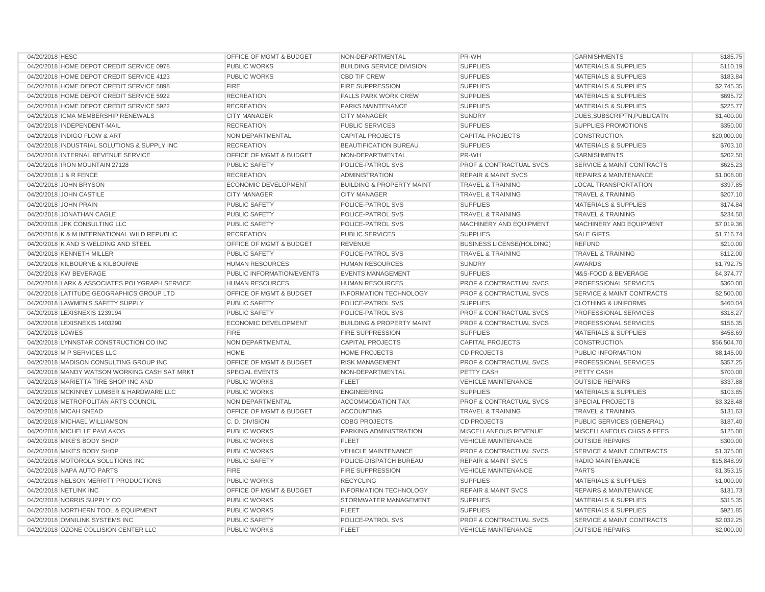| 04/20/2018 | HESC | OFFICE OF MGMT & BUDGET | NON-DEPARTMENTAL | PR-WH | GARNISHMENTS | $185.75 |
|---|---|---|---|---|---|---|
| 04/20/2018 | HOME DEPOT CREDIT SERVICE 0978 | PUBLIC WORKS | BUILDING SERVICE DIVISION | SUPPLIES | MATERIALS & SUPPLIES | $110.19 |
| 04/20/2018 | HOME DEPOT CREDIT SERVICE 4123 | PUBLIC WORKS | CBD TIF CREW | SUPPLIES | MATERIALS & SUPPLIES | $183.84 |
| 04/20/2018 | HOME DEPOT CREDIT SERVICE 5898 | FIRE | FIRE SUPPRESSION | SUPPLIES | MATERIALS & SUPPLIES | $2,745.35 |
| 04/20/2018 | HOME DEPOT CREDIT SERVICE 5922 | RECREATION | FALLS PARK WORK CREW | SUPPLIES | MATERIALS & SUPPLIES | $695.72 |
| 04/20/2018 | HOME DEPOT CREDIT SERVICE 5922 | RECREATION | PARKS MAINTENANCE | SUPPLIES | MATERIALS & SUPPLIES | $225.77 |
| 04/20/2018 | ICMA MEMBERSHIP RENEWALS | CITY MANAGER | CITY MANAGER | SUNDRY | DUES,SUBSCRIPTN,PUBLICATN | $1,400.00 |
| 04/20/2018 | INDEPENDENT-MAIL | RECREATION | PUBLIC SERVICES | SUPPLIES | SUPPLIES PROMOTIONS | $350.00 |
| 04/20/2018 | INDIGO FLOW & ART | NON DEPARTMENTAL | CAPITAL PROJECTS | CAPITAL PROJECTS | CONSTRUCTION | $20,000.00 |
| 04/20/2018 | INDUSTRIAL SOLUTIONS & SUPPLY INC | RECREATION | BEAUTIFICATION BUREAU | SUPPLIES | MATERIALS & SUPPLIES | $703.10 |
| 04/20/2018 | INTERNAL REVENUE SERVICE | OFFICE OF MGMT & BUDGET | NON-DEPARTMENTAL | PR-WH | GARNISHMENTS | $202.50 |
| 04/20/2018 | IRON MOUNTAIN 27128 | PUBLIC SAFETY | POLICE-PATROL SVS | PROF & CONTRACTUAL SVCS | SERVICE & MAINT CONTRACTS | $625.23 |
| 04/20/2018 | J & R FENCE | RECREATION | ADMINISTRATION | REPAIR & MAINT SVCS | REPAIRS & MAINTENANCE | $1,008.00 |
| 04/20/2018 | JOHN BRYSON | ECONOMIC DEVELOPMENT | BUILDING & PROPERTY MAINT | TRAVEL & TRAINING | LOCAL TRANSPORTATION | $397.85 |
| 04/20/2018 | JOHN CASTILE | CITY MANAGER | CITY MANAGER | TRAVEL & TRAINING | TRAVEL & TRAINING | $207.10 |
| 04/20/2018 | JOHN PRAIN | PUBLIC SAFETY | POLICE-PATROL SVS | SUPPLIES | MATERIALS & SUPPLIES | $174.84 |
| 04/20/2018 | JONATHAN CAGLE | PUBLIC SAFETY | POLICE-PATROL SVS | TRAVEL & TRAINING | TRAVEL & TRAINING | $234.50 |
| 04/20/2018 | JPK CONSULTING LLC | PUBLIC SAFETY | POLICE-PATROL SVS | MACHINERY AND EQUIPMENT | MACHINERY AND EQUIPMENT | $7,019.36 |
| 04/20/2018 | K & M INTERNATIONAL WILD REPUBLIC | RECREATION | PUBLIC SERVICES | SUPPLIES | SALE GIFTS | $1,716.74 |
| 04/20/2018 | K AND S WELDING AND STEEL | OFFICE OF MGMT & BUDGET | REVENUE | BUSINESS LICENSE(HOLDING) | REFUND | $210.00 |
| 04/20/2018 | KENNETH MILLER | PUBLIC SAFETY | POLICE-PATROL SVS | TRAVEL & TRAINING | TRAVEL & TRAINING | $112.00 |
| 04/20/2018 | KILBOURNE & KILBOURNE | HUMAN RESOURCES | HUMAN RESOURCES | SUNDRY | AWARDS | $1,792.75 |
| 04/20/2018 | KW BEVERAGE | PUBLIC INFORMATION/EVENTS | EVENTS MANAGEMENT | SUPPLIES | M&S-FOOD & BEVERAGE | $4,374.77 |
| 04/20/2018 | LARK & ASSOCIATES POLYGRAPH SERVICE | HUMAN RESOURCES | HUMAN RESOURCES | PROF & CONTRACTUAL SVCS | PROFESSIONAL SERVICES | $360.00 |
| 04/20/2018 | LATITUDE GEOGRAPHICS GROUP LTD | OFFICE OF MGMT & BUDGET | INFORMATION TECHNOLOGY | PROF & CONTRACTUAL SVCS | SERVICE & MAINT CONTRACTS | $2,500.00 |
| 04/20/2018 | LAWMEN'S SAFETY SUPPLY | PUBLIC SAFETY | POLICE-PATROL SVS | SUPPLIES | CLOTHING & UNIFORMS | $460.04 |
| 04/20/2018 | LEXISNEXIS 1239194 | PUBLIC SAFETY | POLICE-PATROL SVS | PROF & CONTRACTUAL SVCS | PROFESSIONAL SERVICES | $318.27 |
| 04/20/2018 | LEXISNEXIS 1403290 | ECONOMIC DEVELOPMENT | BUILDING & PROPERTY MAINT | PROF & CONTRACTUAL SVCS | PROFESSIONAL SERVICES | $156.35 |
| 04/20/2018 | LOWES | FIRE | FIRE SUPPRESSION | SUPPLIES | MATERIALS & SUPPLIES | $458.69 |
| 04/20/2018 | LYNNSTAR CONSTRUCTION CO INC | NON DEPARTMENTAL | CAPITAL PROJECTS | CAPITAL PROJECTS | CONSTRUCTION | $56,504.70 |
| 04/20/2018 | M P SERVICES LLC | HOME | HOME PROJECTS | CD PROJECTS | PUBLIC INFORMATION | $8,145.00 |
| 04/20/2018 | MADISON CONSULTING GROUP INC | OFFICE OF MGMT & BUDGET | RISK MANAGEMENT | PROF & CONTRACTUAL SVCS | PROFESSIONAL SERVICES | $357.25 |
| 04/20/2018 | MANDY WATSON WORKING CASH SAT MRKT | SPECIAL EVENTS | NON-DEPARTMENTAL | PETTY CASH | PETTY CASH | $700.00 |
| 04/20/2018 | MARIETTA TIRE SHOP INC AND | PUBLIC WORKS | FLEET | VEHICLE MAINTENANCE | OUTSIDE REPAIRS | $337.88 |
| 04/20/2018 | MCKINNEY LUMBER & HARDWARE LLC | PUBLIC WORKS | ENGINEERING | SUPPLIES | MATERIALS & SUPPLIES | $103.85 |
| 04/20/2018 | METROPOLITAN ARTS COUNCIL | NON DEPARTMENTAL | ACCOMMODATION TAX | PROF & CONTRACTUAL SVCS | SPECIAL PROJECTS | $3,328.48 |
| 04/20/2018 | MICAH SNEAD | OFFICE OF MGMT & BUDGET | ACCOUNTING | TRAVEL & TRAINING | TRAVEL & TRAINING | $131.63 |
| 04/20/2018 | MICHAEL WILLIAMSON | C. D. DIVISION | CDBG PROJECTS | CD PROJECTS | PUBLIC SERVICES (GENERAL) | $187.40 |
| 04/20/2018 | MICHELLE PAVLAKOS | PUBLIC WORKS | PARKING ADMINISTRATION | MISCELLANEOUS REVENUE | MISCELLANEOUS CHGS & FEES | $125.00 |
| 04/20/2018 | MIKE'S BODY SHOP | PUBLIC WORKS | FLEET | VEHICLE MAINTENANCE | OUTSIDE REPAIRS | $300.00 |
| 04/20/2018 | MIKE'S BODY SHOP | PUBLIC WORKS | VEHICLE MAINTENANCE | PROF & CONTRACTUAL SVCS | SERVICE & MAINT CONTRACTS | $1,375.00 |
| 04/20/2018 | MOTOROLA SOLUTIONS INC | PUBLIC SAFETY | POLICE-DISPATCH BUREAU | REPAIR & MAINT SVCS | RADIO MAINTENANCE | $15,848.99 |
| 04/20/2018 | NAPA AUTO PARTS | FIRE | FIRE SUPPRESSION | VEHICLE MAINTENANCE | PARTS | $1,353.15 |
| 04/20/2018 | NELSON MERRITT PRODUCTIONS | PUBLIC WORKS | RECYCLING | SUPPLIES | MATERIALS & SUPPLIES | $1,000.00 |
| 04/20/2018 | NETLINK INC | OFFICE OF MGMT & BUDGET | INFORMATION TECHNOLOGY | REPAIR & MAINT SVCS | REPAIRS & MAINTENANCE | $131.73 |
| 04/20/2018 | NORRIS SUPPLY CO | PUBLIC WORKS | STORMWATER MANAGEMENT | SUPPLIES | MATERIALS & SUPPLIES | $315.35 |
| 04/20/2018 | NORTHERN TOOL & EQUIPMENT | PUBLIC WORKS | FLEET | SUPPLIES | MATERIALS & SUPPLIES | $921.85 |
| 04/20/2018 | OMNILINK SYSTEMS INC | PUBLIC SAFETY | POLICE-PATROL SVS | PROF & CONTRACTUAL SVCS | SERVICE & MAINT CONTRACTS | $2,032.25 |
| 04/20/2018 | OZONE COLLISION CENTER LLC | PUBLIC WORKS | FLEET | VEHICLE MAINTENANCE | OUTSIDE REPAIRS | $2,000.00 |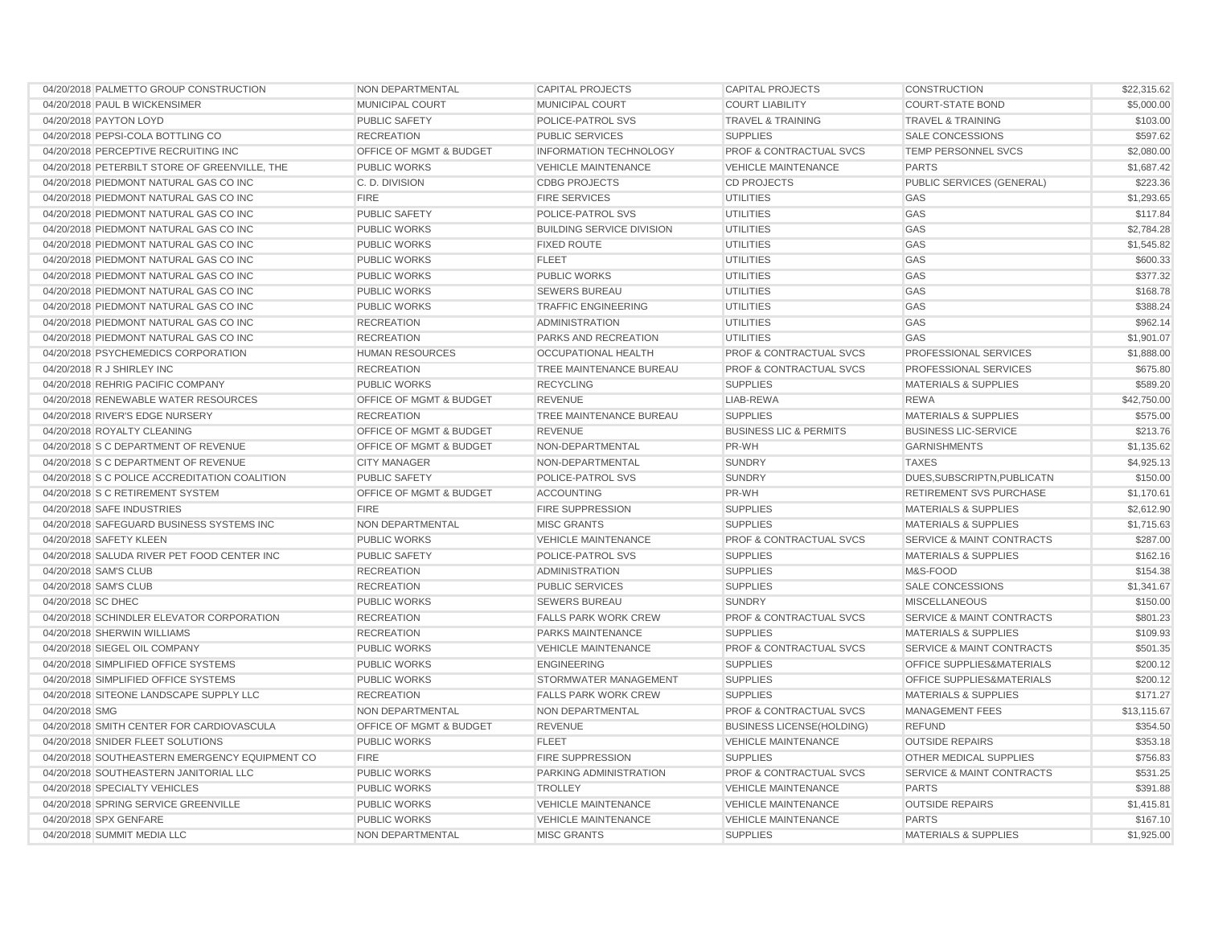| 04/20/2018 | PALMETTO GROUP CONSTRUCTION | NON DEPARTMENTAL | CAPITAL PROJECTS | CAPITAL PROJECTS | CONSTRUCTION | $22,315.62 |
|---|---|---|---|---|---|---|
| 04/20/2018 | PAUL B WICKENSIMER | MUNICIPAL COURT | MUNICIPAL COURT | COURT LIABILITY | COURT-STATE BOND | $5,000.00 |
| 04/20/2018 | PAYTON LOYD | PUBLIC SAFETY | POLICE-PATROL SVS | TRAVEL & TRAINING | TRAVEL & TRAINING | $103.00 |
| 04/20/2018 | PEPSI-COLA BOTTLING CO | RECREATION | PUBLIC SERVICES | SUPPLIES | SALE CONCESSIONS | $597.62 |
| 04/20/2018 | PERCEPTIVE RECRUITING INC | OFFICE OF MGMT & BUDGET | INFORMATION TECHNOLOGY | PROF & CONTRACTUAL SVCS | TEMP PERSONNEL SVCS | $2,080.00 |
| 04/20/2018 | PETERBILT STORE OF GREENVILLE, THE | PUBLIC WORKS | VEHICLE MAINTENANCE | VEHICLE MAINTENANCE | PARTS | $1,687.42 |
| 04/20/2018 | PIEDMONT NATURAL GAS CO INC | C. D. DIVISION | CDBG PROJECTS | CD PROJECTS | PUBLIC SERVICES (GENERAL) | $223.36 |
| 04/20/2018 | PIEDMONT NATURAL GAS CO INC | FIRE | FIRE SERVICES | UTILITIES | GAS | $1,293.65 |
| 04/20/2018 | PIEDMONT NATURAL GAS CO INC | PUBLIC SAFETY | POLICE-PATROL SVS | UTILITIES | GAS | $117.84 |
| 04/20/2018 | PIEDMONT NATURAL GAS CO INC | PUBLIC WORKS | BUILDING SERVICE DIVISION | UTILITIES | GAS | $2,784.28 |
| 04/20/2018 | PIEDMONT NATURAL GAS CO INC | PUBLIC WORKS | FIXED ROUTE | UTILITIES | GAS | $1,545.82 |
| 04/20/2018 | PIEDMONT NATURAL GAS CO INC | PUBLIC WORKS | FLEET | UTILITIES | GAS | $600.33 |
| 04/20/2018 | PIEDMONT NATURAL GAS CO INC | PUBLIC WORKS | PUBLIC WORKS | UTILITIES | GAS | $377.32 |
| 04/20/2018 | PIEDMONT NATURAL GAS CO INC | PUBLIC WORKS | SEWERS BUREAU | UTILITIES | GAS | $168.78 |
| 04/20/2018 | PIEDMONT NATURAL GAS CO INC | PUBLIC WORKS | TRAFFIC ENGINEERING | UTILITIES | GAS | $388.24 |
| 04/20/2018 | PIEDMONT NATURAL GAS CO INC | RECREATION | ADMINISTRATION | UTILITIES | GAS | $962.14 |
| 04/20/2018 | PIEDMONT NATURAL GAS CO INC | RECREATION | PARKS AND RECREATION | UTILITIES | GAS | $1,901.07 |
| 04/20/2018 | PSYCHEMEDICS CORPORATION | HUMAN RESOURCES | OCCUPATIONAL HEALTH | PROF & CONTRACTUAL SVCS | PROFESSIONAL SERVICES | $1,888.00 |
| 04/20/2018 | R J SHIRLEY INC | RECREATION | TREE MAINTENANCE BUREAU | PROF & CONTRACTUAL SVCS | PROFESSIONAL SERVICES | $675.80 |
| 04/20/2018 | REHRIG PACIFIC COMPANY | PUBLIC WORKS | RECYCLING | SUPPLIES | MATERIALS & SUPPLIES | $589.20 |
| 04/20/2018 | RENEWABLE WATER RESOURCES | OFFICE OF MGMT & BUDGET | REVENUE | LIAB-REWA | REWA | $42,750.00 |
| 04/20/2018 | RIVER'S EDGE NURSERY | RECREATION | TREE MAINTENANCE BUREAU | SUPPLIES | MATERIALS & SUPPLIES | $575.00 |
| 04/20/2018 | ROYALTY CLEANING | OFFICE OF MGMT & BUDGET | REVENUE | BUSINESS LIC & PERMITS | BUSINESS LIC-SERVICE | $213.76 |
| 04/20/2018 | S C DEPARTMENT OF REVENUE | OFFICE OF MGMT & BUDGET | NON-DEPARTMENTAL | PR-WH | GARNISHMENTS | $1,135.62 |
| 04/20/2018 | S C DEPARTMENT OF REVENUE | CITY MANAGER | NON-DEPARTMENTAL | SUNDRY | TAXES | $4,925.13 |
| 04/20/2018 | S C POLICE ACCREDITATION COALITION | PUBLIC SAFETY | POLICE-PATROL SVS | SUNDRY | DUES,SUBSCRIPTN,PUBLICATN | $150.00 |
| 04/20/2018 | S C RETIREMENT SYSTEM | OFFICE OF MGMT & BUDGET | ACCOUNTING | PR-WH | RETIREMENT SVS PURCHASE | $1,170.61 |
| 04/20/2018 | SAFE INDUSTRIES | FIRE | FIRE SUPPRESSION | SUPPLIES | MATERIALS & SUPPLIES | $2,612.90 |
| 04/20/2018 | SAFEGUARD BUSINESS SYSTEMS INC | NON DEPARTMENTAL | MISC GRANTS | SUPPLIES | MATERIALS & SUPPLIES | $1,715.63 |
| 04/20/2018 | SAFETY KLEEN | PUBLIC WORKS | VEHICLE MAINTENANCE | PROF & CONTRACTUAL SVCS | SERVICE & MAINT CONTRACTS | $287.00 |
| 04/20/2018 | SALUDA RIVER PET FOOD CENTER INC | PUBLIC SAFETY | POLICE-PATROL SVS | SUPPLIES | MATERIALS & SUPPLIES | $162.16 |
| 04/20/2018 | SAM'S CLUB | RECREATION | ADMINISTRATION | SUPPLIES | M&S-FOOD | $154.38 |
| 04/20/2018 | SAM'S CLUB | RECREATION | PUBLIC SERVICES | SUPPLIES | SALE CONCESSIONS | $1,341.67 |
| 04/20/2018 | SC DHEC | PUBLIC WORKS | SEWERS BUREAU | SUNDRY | MISCELLANEOUS | $150.00 |
| 04/20/2018 | SCHINDLER ELEVATOR CORPORATION | RECREATION | FALLS PARK WORK CREW | PROF & CONTRACTUAL SVCS | SERVICE & MAINT CONTRACTS | $801.23 |
| 04/20/2018 | SHERWIN WILLIAMS | RECREATION | PARKS MAINTENANCE | SUPPLIES | MATERIALS & SUPPLIES | $109.93 |
| 04/20/2018 | SIEGEL OIL COMPANY | PUBLIC WORKS | VEHICLE MAINTENANCE | PROF & CONTRACTUAL SVCS | SERVICE & MAINT CONTRACTS | $501.35 |
| 04/20/2018 | SIMPLIFIED OFFICE SYSTEMS | PUBLIC WORKS | ENGINEERING | SUPPLIES | OFFICE SUPPLIES&MATERIALS | $200.12 |
| 04/20/2018 | SIMPLIFIED OFFICE SYSTEMS | PUBLIC WORKS | STORMWATER MANAGEMENT | SUPPLIES | OFFICE SUPPLIES&MATERIALS | $200.12 |
| 04/20/2018 | SITEONE LANDSCAPE SUPPLY LLC | RECREATION | FALLS PARK WORK CREW | SUPPLIES | MATERIALS & SUPPLIES | $171.27 |
| 04/20/2018 | SMG | NON DEPARTMENTAL | NON DEPARTMENTAL | PROF & CONTRACTUAL SVCS | MANAGEMENT FEES | $13,115.67 |
| 04/20/2018 | SMITH CENTER FOR CARDIOVASCULA | OFFICE OF MGMT & BUDGET | REVENUE | BUSINESS LICENSE(HOLDING) | REFUND | $354.50 |
| 04/20/2018 | SNIDER FLEET SOLUTIONS | PUBLIC WORKS | FLEET | VEHICLE MAINTENANCE | OUTSIDE REPAIRS | $353.18 |
| 04/20/2018 | SOUTHEASTERN EMERGENCY EQUIPMENT CO | FIRE | FIRE SUPPRESSION | SUPPLIES | OTHER MEDICAL SUPPLIES | $756.83 |
| 04/20/2018 | SOUTHEASTERN JANITORIAL LLC | PUBLIC WORKS | PARKING ADMINISTRATION | PROF & CONTRACTUAL SVCS | SERVICE & MAINT CONTRACTS | $531.25 |
| 04/20/2018 | SPECIALTY VEHICLES | PUBLIC WORKS | TROLLEY | VEHICLE MAINTENANCE | PARTS | $391.88 |
| 04/20/2018 | SPRING SERVICE GREENVILLE | PUBLIC WORKS | VEHICLE MAINTENANCE | VEHICLE MAINTENANCE | OUTSIDE REPAIRS | $1,415.81 |
| 04/20/2018 | SPX GENFARE | PUBLIC WORKS | VEHICLE MAINTENANCE | VEHICLE MAINTENANCE | PARTS | $167.10 |
| 04/20/2018 | SUMMIT MEDIA LLC | NON DEPARTMENTAL | MISC GRANTS | SUPPLIES | MATERIALS & SUPPLIES | $1,925.00 |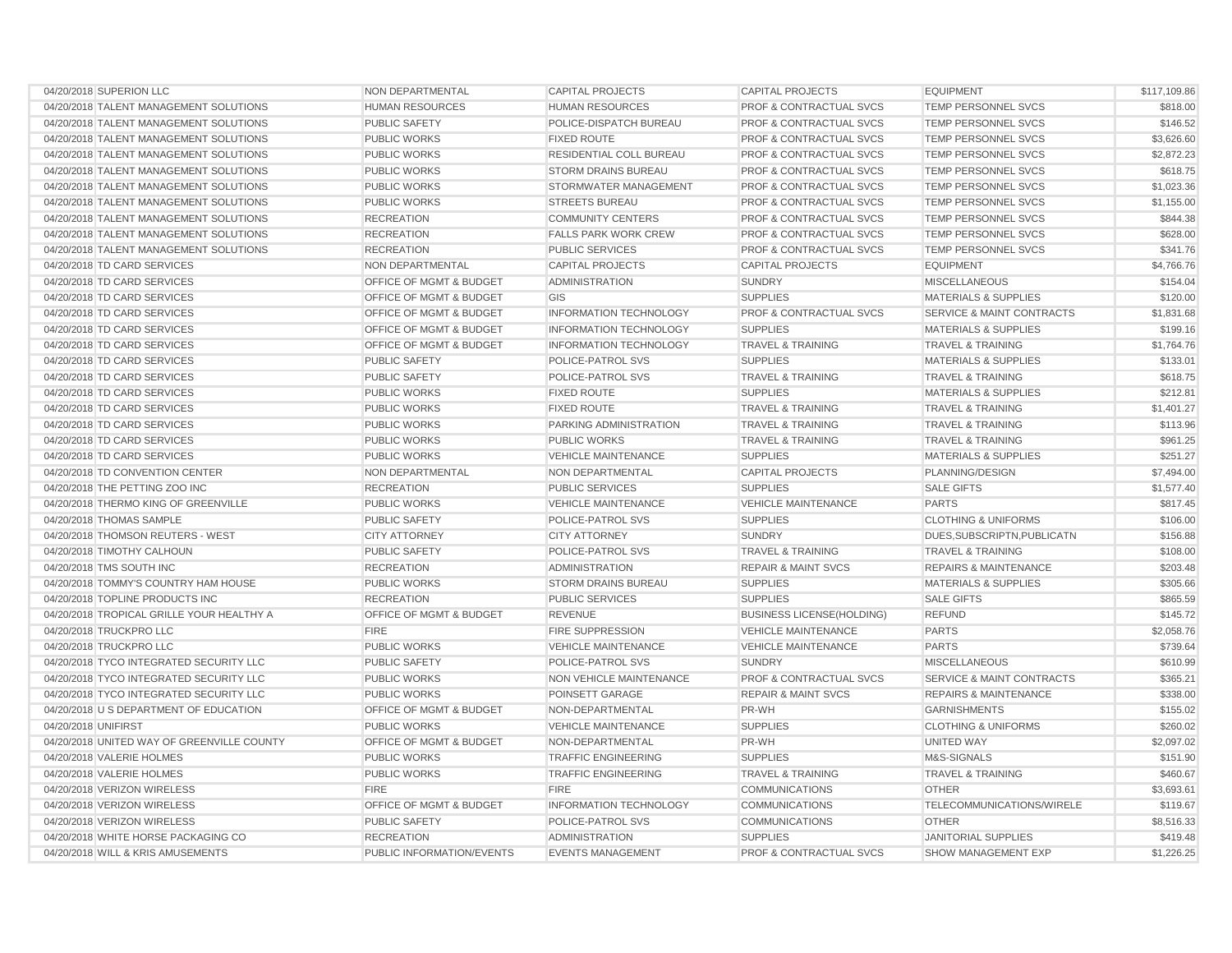| 04/20/2018 | SUPERION LLC | NON DEPARTMENTAL | CAPITAL PROJECTS | CAPITAL PROJECTS | EQUIPMENT | $117,109.86 |
|---|---|---|---|---|---|---|
| 04/20/2018 | TALENT MANAGEMENT SOLUTIONS | HUMAN RESOURCES | HUMAN RESOURCES | PROF & CONTRACTUAL SVCS | TEMP PERSONNEL SVCS | $818.00 |
| 04/20/2018 | TALENT MANAGEMENT SOLUTIONS | PUBLIC SAFETY | POLICE-DISPATCH BUREAU | PROF & CONTRACTUAL SVCS | TEMP PERSONNEL SVCS | $146.52 |
| 04/20/2018 | TALENT MANAGEMENT SOLUTIONS | PUBLIC WORKS | FIXED ROUTE | PROF & CONTRACTUAL SVCS | TEMP PERSONNEL SVCS | $3,626.60 |
| 04/20/2018 | TALENT MANAGEMENT SOLUTIONS | PUBLIC WORKS | RESIDENTIAL COLL BUREAU | PROF & CONTRACTUAL SVCS | TEMP PERSONNEL SVCS | $2,872.23 |
| 04/20/2018 | TALENT MANAGEMENT SOLUTIONS | PUBLIC WORKS | STORM DRAINS BUREAU | PROF & CONTRACTUAL SVCS | TEMP PERSONNEL SVCS | $618.75 |
| 04/20/2018 | TALENT MANAGEMENT SOLUTIONS | PUBLIC WORKS | STORMWATER MANAGEMENT | PROF & CONTRACTUAL SVCS | TEMP PERSONNEL SVCS | $1,023.36 |
| 04/20/2018 | TALENT MANAGEMENT SOLUTIONS | PUBLIC WORKS | STREETS BUREAU | PROF & CONTRACTUAL SVCS | TEMP PERSONNEL SVCS | $1,155.00 |
| 04/20/2018 | TALENT MANAGEMENT SOLUTIONS | RECREATION | COMMUNITY CENTERS | PROF & CONTRACTUAL SVCS | TEMP PERSONNEL SVCS | $844.38 |
| 04/20/2018 | TALENT MANAGEMENT SOLUTIONS | RECREATION | FALLS PARK WORK CREW | PROF & CONTRACTUAL SVCS | TEMP PERSONNEL SVCS | $628.00 |
| 04/20/2018 | TALENT MANAGEMENT SOLUTIONS | RECREATION | PUBLIC SERVICES | PROF & CONTRACTUAL SVCS | TEMP PERSONNEL SVCS | $341.76 |
| 04/20/2018 | TD CARD SERVICES | NON DEPARTMENTAL | CAPITAL PROJECTS | CAPITAL PROJECTS | EQUIPMENT | $4,766.76 |
| 04/20/2018 | TD CARD SERVICES | OFFICE OF MGMT & BUDGET | ADMINISTRATION | SUNDRY | MISCELLANEOUS | $154.04 |
| 04/20/2018 | TD CARD SERVICES | OFFICE OF MGMT & BUDGET | GIS | SUPPLIES | MATERIALS & SUPPLIES | $120.00 |
| 04/20/2018 | TD CARD SERVICES | OFFICE OF MGMT & BUDGET | INFORMATION TECHNOLOGY | PROF & CONTRACTUAL SVCS | SERVICE & MAINT CONTRACTS | $1,831.68 |
| 04/20/2018 | TD CARD SERVICES | OFFICE OF MGMT & BUDGET | INFORMATION TECHNOLOGY | SUPPLIES | MATERIALS & SUPPLIES | $199.16 |
| 04/20/2018 | TD CARD SERVICES | OFFICE OF MGMT & BUDGET | INFORMATION TECHNOLOGY | TRAVEL & TRAINING | TRAVEL & TRAINING | $1,764.76 |
| 04/20/2018 | TD CARD SERVICES | PUBLIC SAFETY | POLICE-PATROL SVS | SUPPLIES | MATERIALS & SUPPLIES | $133.01 |
| 04/20/2018 | TD CARD SERVICES | PUBLIC SAFETY | POLICE-PATROL SVS | TRAVEL & TRAINING | TRAVEL & TRAINING | $618.75 |
| 04/20/2018 | TD CARD SERVICES | PUBLIC WORKS | FIXED ROUTE | SUPPLIES | MATERIALS & SUPPLIES | $212.81 |
| 04/20/2018 | TD CARD SERVICES | PUBLIC WORKS | FIXED ROUTE | TRAVEL & TRAINING | TRAVEL & TRAINING | $1,401.27 |
| 04/20/2018 | TD CARD SERVICES | PUBLIC WORKS | PARKING ADMINISTRATION | TRAVEL & TRAINING | TRAVEL & TRAINING | $113.96 |
| 04/20/2018 | TD CARD SERVICES | PUBLIC WORKS | PUBLIC WORKS | TRAVEL & TRAINING | TRAVEL & TRAINING | $961.25 |
| 04/20/2018 | TD CARD SERVICES | PUBLIC WORKS | VEHICLE MAINTENANCE | SUPPLIES | MATERIALS & SUPPLIES | $251.27 |
| 04/20/2018 | TD CONVENTION CENTER | NON DEPARTMENTAL | NON DEPARTMENTAL | CAPITAL PROJECTS | PLANNING/DESIGN | $7,494.00 |
| 04/20/2018 | THE PETTING ZOO INC | RECREATION | PUBLIC SERVICES | SUPPLIES | SALE GIFTS | $1,577.40 |
| 04/20/2018 | THERMO KING OF GREENVILLE | PUBLIC WORKS | VEHICLE MAINTENANCE | VEHICLE MAINTENANCE | PARTS | $817.45 |
| 04/20/2018 | THOMAS SAMPLE | PUBLIC SAFETY | POLICE-PATROL SVS | SUPPLIES | CLOTHING & UNIFORMS | $106.00 |
| 04/20/2018 | THOMSON REUTERS - WEST | CITY ATTORNEY | CITY ATTORNEY | SUNDRY | DUES,SUBSCRIPTN,PUBLICATN | $156.88 |
| 04/20/2018 | TIMOTHY CALHOUN | PUBLIC SAFETY | POLICE-PATROL SVS | TRAVEL & TRAINING | TRAVEL & TRAINING | $108.00 |
| 04/20/2018 | TMS SOUTH INC | RECREATION | ADMINISTRATION | REPAIR & MAINT SVCS | REPAIRS & MAINTENANCE | $203.48 |
| 04/20/2018 | TOMMY'S COUNTRY HAM HOUSE | PUBLIC WORKS | STORM DRAINS BUREAU | SUPPLIES | MATERIALS & SUPPLIES | $305.66 |
| 04/20/2018 | TOPLINE PRODUCTS INC | RECREATION | PUBLIC SERVICES | SUPPLIES | SALE GIFTS | $865.59 |
| 04/20/2018 | TROPICAL GRILLE YOUR HEALTHY A | OFFICE OF MGMT & BUDGET | REVENUE | BUSINESS LICENSE(HOLDING) | REFUND | $145.72 |
| 04/20/2018 | TRUCKPRO LLC | FIRE | FIRE SUPPRESSION | VEHICLE MAINTENANCE | PARTS | $2,058.76 |
| 04/20/2018 | TRUCKPRO LLC | PUBLIC WORKS | VEHICLE MAINTENANCE | VEHICLE MAINTENANCE | PARTS | $739.64 |
| 04/20/2018 | TYCO INTEGRATED SECURITY LLC | PUBLIC SAFETY | POLICE-PATROL SVS | SUNDRY | MISCELLANEOUS | $610.99 |
| 04/20/2018 | TYCO INTEGRATED SECURITY LLC | PUBLIC WORKS | NON VEHICLE MAINTENANCE | PROF & CONTRACTUAL SVCS | SERVICE & MAINT CONTRACTS | $365.21 |
| 04/20/2018 | TYCO INTEGRATED SECURITY LLC | PUBLIC WORKS | POINSETT GARAGE | REPAIR & MAINT SVCS | REPAIRS & MAINTENANCE | $338.00 |
| 04/20/2018 | U S DEPARTMENT OF EDUCATION | OFFICE OF MGMT & BUDGET | NON-DEPARTMENTAL | PR-WH | GARNISHMENTS | $155.02 |
| 04/20/2018 | UNIFIRST | PUBLIC WORKS | VEHICLE MAINTENANCE | SUPPLIES | CLOTHING & UNIFORMS | $260.02 |
| 04/20/2018 | UNITED WAY OF GREENVILLE COUNTY | OFFICE OF MGMT & BUDGET | NON-DEPARTMENTAL | PR-WH | UNITED WAY | $2,097.02 |
| 04/20/2018 | VALERIE HOLMES | PUBLIC WORKS | TRAFFIC ENGINEERING | SUPPLIES | M&S-SIGNALS | $151.90 |
| 04/20/2018 | VALERIE HOLMES | PUBLIC WORKS | TRAFFIC ENGINEERING | TRAVEL & TRAINING | TRAVEL & TRAINING | $460.67 |
| 04/20/2018 | VERIZON WIRELESS | FIRE | FIRE | COMMUNICATIONS | OTHER | $3,693.61 |
| 04/20/2018 | VERIZON WIRELESS | OFFICE OF MGMT & BUDGET | INFORMATION TECHNOLOGY | COMMUNICATIONS | TELECOMMUNICATIONS/WIRELE | $119.67 |
| 04/20/2018 | VERIZON WIRELESS | PUBLIC SAFETY | POLICE-PATROL SVS | COMMUNICATIONS | OTHER | $8,516.33 |
| 04/20/2018 | WHITE HORSE PACKAGING CO | RECREATION | ADMINISTRATION | SUPPLIES | JANITORIAL SUPPLIES | $419.48 |
| 04/20/2018 | WILL & KRIS AMUSEMENTS | PUBLIC INFORMATION/EVENTS | EVENTS MANAGEMENT | PROF & CONTRACTUAL SVCS | SHOW MANAGEMENT EXP | $1,226.25 |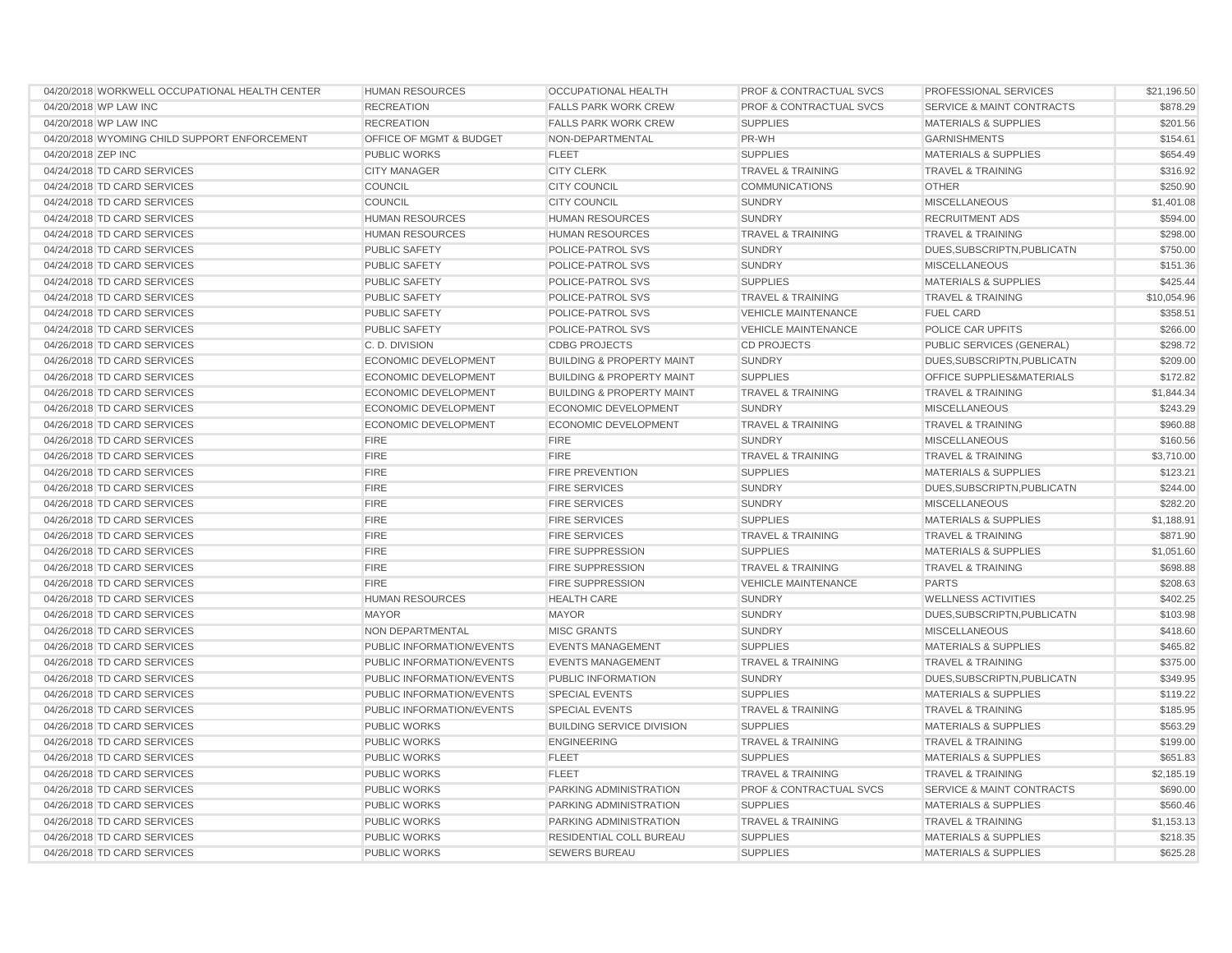| 04/20/2018 WORKWELL OCCUPATIONAL HEALTH CENTER | HUMAN RESOURCES | OCCUPATIONAL HEALTH | PROF & CONTRACTUAL SVCS | PROFESSIONAL SERVICES | $21,196.50 |
|---|---|---|---|---|---|
| 04/20/2018 WP LAW INC | RECREATION | FALLS PARK WORK CREW | PROF & CONTRACTUAL SVCS | SERVICE & MAINT CONTRACTS | $878.29 |
| 04/20/2018 WP LAW INC | RECREATION | FALLS PARK WORK CREW | SUPPLIES | MATERIALS & SUPPLIES | $201.56 |
| 04/20/2018 WYOMING CHILD SUPPORT ENFORCEMENT | OFFICE OF MGMT & BUDGET | NON-DEPARTMENTAL | PR-WH | GARNISHMENTS | $154.61 |
| 04/20/2018 ZEP INC | PUBLIC WORKS | FLEET | SUPPLIES | MATERIALS & SUPPLIES | $654.49 |
| 04/24/2018 TD CARD SERVICES | CITY MANAGER | CITY CLERK | TRAVEL & TRAINING | TRAVEL & TRAINING | $316.92 |
| 04/24/2018 TD CARD SERVICES | COUNCIL | CITY COUNCIL | COMMUNICATIONS | OTHER | $250.90 |
| 04/24/2018 TD CARD SERVICES | COUNCIL | CITY COUNCIL | SUNDRY | MISCELLANEOUS | $1,401.08 |
| 04/24/2018 TD CARD SERVICES | HUMAN RESOURCES | HUMAN RESOURCES | SUNDRY | RECRUITMENT ADS | $594.00 |
| 04/24/2018 TD CARD SERVICES | HUMAN RESOURCES | HUMAN RESOURCES | TRAVEL & TRAINING | TRAVEL & TRAINING | $298.00 |
| 04/24/2018 TD CARD SERVICES | PUBLIC SAFETY | POLICE-PATROL SVS | SUNDRY | DUES,SUBSCRIPTN,PUBLICATN | $750.00 |
| 04/24/2018 TD CARD SERVICES | PUBLIC SAFETY | POLICE-PATROL SVS | SUNDRY | MISCELLANEOUS | $151.36 |
| 04/24/2018 TD CARD SERVICES | PUBLIC SAFETY | POLICE-PATROL SVS | SUPPLIES | MATERIALS & SUPPLIES | $425.44 |
| 04/24/2018 TD CARD SERVICES | PUBLIC SAFETY | POLICE-PATROL SVS | TRAVEL & TRAINING | TRAVEL & TRAINING | $10,054.96 |
| 04/24/2018 TD CARD SERVICES | PUBLIC SAFETY | POLICE-PATROL SVS | VEHICLE MAINTENANCE | FUEL CARD | $358.51 |
| 04/24/2018 TD CARD SERVICES | PUBLIC SAFETY | POLICE-PATROL SVS | VEHICLE MAINTENANCE | POLICE CAR UPFITS | $266.00 |
| 04/26/2018 TD CARD SERVICES | C. D. DIVISION | CDBG PROJECTS | CD PROJECTS | PUBLIC SERVICES (GENERAL) | $298.72 |
| 04/26/2018 TD CARD SERVICES | ECONOMIC DEVELOPMENT | BUILDING & PROPERTY MAINT | SUNDRY | DUES,SUBSCRIPTN,PUBLICATN | $209.00 |
| 04/26/2018 TD CARD SERVICES | ECONOMIC DEVELOPMENT | BUILDING & PROPERTY MAINT | SUPPLIES | OFFICE SUPPLIES&MATERIALS | $172.82 |
| 04/26/2018 TD CARD SERVICES | ECONOMIC DEVELOPMENT | BUILDING & PROPERTY MAINT | TRAVEL & TRAINING | TRAVEL & TRAINING | $1,844.34 |
| 04/26/2018 TD CARD SERVICES | ECONOMIC DEVELOPMENT | ECONOMIC DEVELOPMENT | SUNDRY | MISCELLANEOUS | $243.29 |
| 04/26/2018 TD CARD SERVICES | ECONOMIC DEVELOPMENT | ECONOMIC DEVELOPMENT | TRAVEL & TRAINING | TRAVEL & TRAINING | $960.88 |
| 04/26/2018 TD CARD SERVICES | FIRE | FIRE | SUNDRY | MISCELLANEOUS | $160.56 |
| 04/26/2018 TD CARD SERVICES | FIRE | FIRE | TRAVEL & TRAINING | TRAVEL & TRAINING | $3,710.00 |
| 04/26/2018 TD CARD SERVICES | FIRE | FIRE PREVENTION | SUPPLIES | MATERIALS & SUPPLIES | $123.21 |
| 04/26/2018 TD CARD SERVICES | FIRE | FIRE SERVICES | SUNDRY | DUES,SUBSCRIPTN,PUBLICATN | $244.00 |
| 04/26/2018 TD CARD SERVICES | FIRE | FIRE SERVICES | SUNDRY | MISCELLANEOUS | $282.20 |
| 04/26/2018 TD CARD SERVICES | FIRE | FIRE SERVICES | SUPPLIES | MATERIALS & SUPPLIES | $1,188.91 |
| 04/26/2018 TD CARD SERVICES | FIRE | FIRE SERVICES | TRAVEL & TRAINING | TRAVEL & TRAINING | $871.90 |
| 04/26/2018 TD CARD SERVICES | FIRE | FIRE SUPPRESSION | SUPPLIES | MATERIALS & SUPPLIES | $1,051.60 |
| 04/26/2018 TD CARD SERVICES | FIRE | FIRE SUPPRESSION | TRAVEL & TRAINING | TRAVEL & TRAINING | $698.88 |
| 04/26/2018 TD CARD SERVICES | FIRE | FIRE SUPPRESSION | VEHICLE MAINTENANCE | PARTS | $208.63 |
| 04/26/2018 TD CARD SERVICES | HUMAN RESOURCES | HEALTH CARE | SUNDRY | WELLNESS ACTIVITIES | $402.25 |
| 04/26/2018 TD CARD SERVICES | MAYOR | MAYOR | SUNDRY | DUES,SUBSCRIPTN,PUBLICATN | $103.98 |
| 04/26/2018 TD CARD SERVICES | NON DEPARTMENTAL | MISC GRANTS | SUNDRY | MISCELLANEOUS | $418.60 |
| 04/26/2018 TD CARD SERVICES | PUBLIC INFORMATION/EVENTS | EVENTS MANAGEMENT | SUPPLIES | MATERIALS & SUPPLIES | $465.82 |
| 04/26/2018 TD CARD SERVICES | PUBLIC INFORMATION/EVENTS | EVENTS MANAGEMENT | TRAVEL & TRAINING | TRAVEL & TRAINING | $375.00 |
| 04/26/2018 TD CARD SERVICES | PUBLIC INFORMATION/EVENTS | PUBLIC INFORMATION | SUNDRY | DUES,SUBSCRIPTN,PUBLICATN | $349.95 |
| 04/26/2018 TD CARD SERVICES | PUBLIC INFORMATION/EVENTS | SPECIAL EVENTS | SUPPLIES | MATERIALS & SUPPLIES | $119.22 |
| 04/26/2018 TD CARD SERVICES | PUBLIC INFORMATION/EVENTS | SPECIAL EVENTS | TRAVEL & TRAINING | TRAVEL & TRAINING | $185.95 |
| 04/26/2018 TD CARD SERVICES | PUBLIC WORKS | BUILDING SERVICE DIVISION | SUPPLIES | MATERIALS & SUPPLIES | $563.29 |
| 04/26/2018 TD CARD SERVICES | PUBLIC WORKS | ENGINEERING | TRAVEL & TRAINING | TRAVEL & TRAINING | $199.00 |
| 04/26/2018 TD CARD SERVICES | PUBLIC WORKS | FLEET | SUPPLIES | MATERIALS & SUPPLIES | $651.83 |
| 04/26/2018 TD CARD SERVICES | PUBLIC WORKS | FLEET | TRAVEL & TRAINING | TRAVEL & TRAINING | $2,185.19 |
| 04/26/2018 TD CARD SERVICES | PUBLIC WORKS | PARKING ADMINISTRATION | PROF & CONTRACTUAL SVCS | SERVICE & MAINT CONTRACTS | $690.00 |
| 04/26/2018 TD CARD SERVICES | PUBLIC WORKS | PARKING ADMINISTRATION | SUPPLIES | MATERIALS & SUPPLIES | $560.46 |
| 04/26/2018 TD CARD SERVICES | PUBLIC WORKS | PARKING ADMINISTRATION | TRAVEL & TRAINING | TRAVEL & TRAINING | $1,153.13 |
| 04/26/2018 TD CARD SERVICES | PUBLIC WORKS | RESIDENTIAL COLL BUREAU | SUPPLIES | MATERIALS & SUPPLIES | $218.35 |
| 04/26/2018 TD CARD SERVICES | PUBLIC WORKS | SEWERS BUREAU | SUPPLIES | MATERIALS & SUPPLIES | $625.28 |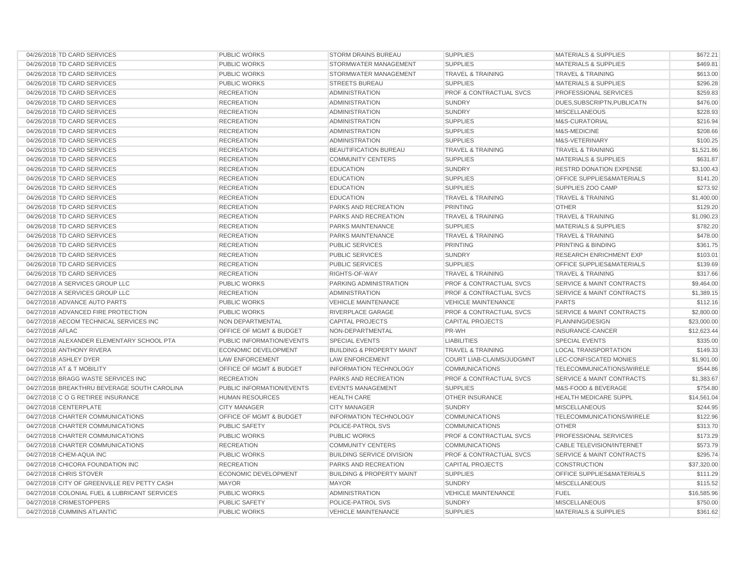| | | | | | | |
|---|---|---|---|---|---|---|
| 04/26/2018 | TD CARD SERVICES | PUBLIC WORKS | STORM DRAINS BUREAU | SUPPLIES | MATERIALS & SUPPLIES | $672.21 |
| 04/26/2018 | TD CARD SERVICES | PUBLIC WORKS | STORMWATER MANAGEMENT | SUPPLIES | MATERIALS & SUPPLIES | $469.81 |
| 04/26/2018 | TD CARD SERVICES | PUBLIC WORKS | STORMWATER MANAGEMENT | TRAVEL & TRAINING | TRAVEL & TRAINING | $613.00 |
| 04/26/2018 | TD CARD SERVICES | PUBLIC WORKS | STREETS BUREAU | SUPPLIES | MATERIALS & SUPPLIES | $296.28 |
| 04/26/2018 | TD CARD SERVICES | RECREATION | ADMINISTRATION | PROF & CONTRACTUAL SVCS | PROFESSIONAL SERVICES | $259.83 |
| 04/26/2018 | TD CARD SERVICES | RECREATION | ADMINISTRATION | SUNDRY | DUES,SUBSCRIPTN,PUBLICATN | $476.00 |
| 04/26/2018 | TD CARD SERVICES | RECREATION | ADMINISTRATION | SUNDRY | MISCELLANEOUS | $228.93 |
| 04/26/2018 | TD CARD SERVICES | RECREATION | ADMINISTRATION | SUPPLIES | M&S-CURATORIAL | $216.94 |
| 04/26/2018 | TD CARD SERVICES | RECREATION | ADMINISTRATION | SUPPLIES | M&S-MEDICINE | $208.66 |
| 04/26/2018 | TD CARD SERVICES | RECREATION | ADMINISTRATION | SUPPLIES | M&S-VETERINARY | $100.25 |
| 04/26/2018 | TD CARD SERVICES | RECREATION | BEAUTIFICATION BUREAU | TRAVEL & TRAINING | TRAVEL & TRAINING | $1,521.86 |
| 04/26/2018 | TD CARD SERVICES | RECREATION | COMMUNITY CENTERS | SUPPLIES | MATERIALS & SUPPLIES | $631.87 |
| 04/26/2018 | TD CARD SERVICES | RECREATION | EDUCATION | SUNDRY | RESTRD DONATION EXPENSE | $3,100.43 |
| 04/26/2018 | TD CARD SERVICES | RECREATION | EDUCATION | SUPPLIES | OFFICE SUPPLIES&MATERIALS | $141.20 |
| 04/26/2018 | TD CARD SERVICES | RECREATION | EDUCATION | SUPPLIES | SUPPLIES ZOO CAMP | $273.92 |
| 04/26/2018 | TD CARD SERVICES | RECREATION | EDUCATION | TRAVEL & TRAINING | TRAVEL & TRAINING | $1,400.00 |
| 04/26/2018 | TD CARD SERVICES | RECREATION | PARKS AND RECREATION | PRINTING | OTHER | $129.20 |
| 04/26/2018 | TD CARD SERVICES | RECREATION | PARKS AND RECREATION | TRAVEL & TRAINING | TRAVEL & TRAINING | $1,090.23 |
| 04/26/2018 | TD CARD SERVICES | RECREATION | PARKS MAINTENANCE | SUPPLIES | MATERIALS & SUPPLIES | $782.20 |
| 04/26/2018 | TD CARD SERVICES | RECREATION | PARKS MAINTENANCE | TRAVEL & TRAINING | TRAVEL & TRAINING | $478.00 |
| 04/26/2018 | TD CARD SERVICES | RECREATION | PUBLIC SERVICES | PRINTING | PRINTING & BINDING | $361.75 |
| 04/26/2018 | TD CARD SERVICES | RECREATION | PUBLIC SERVICES | SUNDRY | RESEARCH ENRICHMENT EXP | $103.01 |
| 04/26/2018 | TD CARD SERVICES | RECREATION | PUBLIC SERVICES | SUPPLIES | OFFICE SUPPLIES&MATERIALS | $139.69 |
| 04/26/2018 | TD CARD SERVICES | RECREATION | RIGHTS-OF-WAY | TRAVEL & TRAINING | TRAVEL & TRAINING | $317.66 |
| 04/27/2018 | A SERVICES GROUP LLC | PUBLIC WORKS | PARKING ADMINISTRATION | PROF & CONTRACTUAL SVCS | SERVICE & MAINT CONTRACTS | $9,464.00 |
| 04/27/2018 | A SERVICES GROUP LLC | RECREATION | ADMINISTRATION | PROF & CONTRACTUAL SVCS | SERVICE & MAINT CONTRACTS | $1,389.15 |
| 04/27/2018 | ADVANCE AUTO PARTS | PUBLIC WORKS | VEHICLE MAINTENANCE | VEHICLE MAINTENANCE | PARTS | $112.16 |
| 04/27/2018 | ADVANCED FIRE PROTECTION | PUBLIC WORKS | RIVERPLACE GARAGE | PROF & CONTRACTUAL SVCS | SERVICE & MAINT CONTRACTS | $2,800.00 |
| 04/27/2018 | AECOM TECHNICAL SERVICES INC | NON DEPARTMENTAL | CAPITAL PROJECTS | CAPITAL PROJECTS | PLANNING/DESIGN | $23,000.00 |
| 04/27/2018 | AFLAC | OFFICE OF MGMT & BUDGET | NON-DEPARTMENTAL | PR-WH | INSURANCE-CANCER | $12,623.44 |
| 04/27/2018 | ALEXANDER ELEMENTARY SCHOOL PTA | PUBLIC INFORMATION/EVENTS | SPECIAL EVENTS | LIABILITIES | SPECIAL EVENTS | $335.00 |
| 04/27/2018 | ANTHONY RIVERA | ECONOMIC DEVELOPMENT | BUILDING & PROPERTY MAINT | TRAVEL & TRAINING | LOCAL TRANSPORTATION | $149.33 |
| 04/27/2018 | ASHLEY DYER | LAW ENFORCEMENT | LAW ENFORCEMENT | COURT LIAB-CLAIMS/JUDGMNT | LEC-CONFISCATED MONIES | $1,901.00 |
| 04/27/2018 | AT & T MOBILITY | OFFICE OF MGMT & BUDGET | INFORMATION TECHNOLOGY | COMMUNICATIONS | TELECOMMUNICATIONS/WIRELE | $544.86 |
| 04/27/2018 | BRAGG WASTE SERVICES INC | RECREATION | PARKS AND RECREATION | PROF & CONTRACTUAL SVCS | SERVICE & MAINT CONTRACTS | $1,383.67 |
| 04/27/2018 | BREAKTHRU BEVERAGE SOUTH CAROLINA | PUBLIC INFORMATION/EVENTS | EVENTS MANAGEMENT | SUPPLIES | M&S-FOOD & BEVERAGE | $754.80 |
| 04/27/2018 | C O G RETIREE INSURANCE | HUMAN RESOURCES | HEALTH CARE | OTHER INSURANCE | HEALTH MEDICARE SUPPL | $14,561.04 |
| 04/27/2018 | CENTERPLATE | CITY MANAGER | CITY MANAGER | SUNDRY | MISCELLANEOUS | $244.95 |
| 04/27/2018 | CHARTER COMMUNICATIONS | OFFICE OF MGMT & BUDGET | INFORMATION TECHNOLOGY | COMMUNICATIONS | TELECOMMUNICATIONS/WIRELE | $122.96 |
| 04/27/2018 | CHARTER COMMUNICATIONS | PUBLIC SAFETY | POLICE-PATROL SVS | COMMUNICATIONS | OTHER | $313.70 |
| 04/27/2018 | CHARTER COMMUNICATIONS | PUBLIC WORKS | PUBLIC WORKS | PROF & CONTRACTUAL SVCS | PROFESSIONAL SERVICES | $173.29 |
| 04/27/2018 | CHARTER COMMUNICATIONS | RECREATION | COMMUNITY CENTERS | COMMUNICATIONS | CABLE TELEVISION/INTERNET | $573.79 |
| 04/27/2018 | CHEM-AQUA INC | PUBLIC WORKS | BUILDING SERVICE DIVISION | PROF & CONTRACTUAL SVCS | SERVICE & MAINT CONTRACTS | $295.74 |
| 04/27/2018 | CHICORA FOUNDATION INC | RECREATION | PARKS AND RECREATION | CAPITAL PROJECTS | CONSTRUCTION | $37,320.00 |
| 04/27/2018 | CHRIS STOVER | ECONOMIC DEVELOPMENT | BUILDING & PROPERTY MAINT | SUPPLIES | OFFICE SUPPLIES&MATERIALS | $111.29 |
| 04/27/2018 | CITY OF GREENVILLE REV PETTY CASH | MAYOR | MAYOR | SUNDRY | MISCELLANEOUS | $115.52 |
| 04/27/2018 | COLONIAL FUEL & LUBRICANT SERVICES | PUBLIC WORKS | ADMINISTRATION | VEHICLE MAINTENANCE | FUEL | $16,585.96 |
| 04/27/2018 | CRIMESTOPPERS | PUBLIC SAFETY | POLICE-PATROL SVS | SUNDRY | MISCELLANEOUS | $750.00 |
| 04/27/2018 | CUMMINS ATLANTIC | PUBLIC WORKS | VEHICLE MAINTENANCE | SUPPLIES | MATERIALS & SUPPLIES | $361.62 |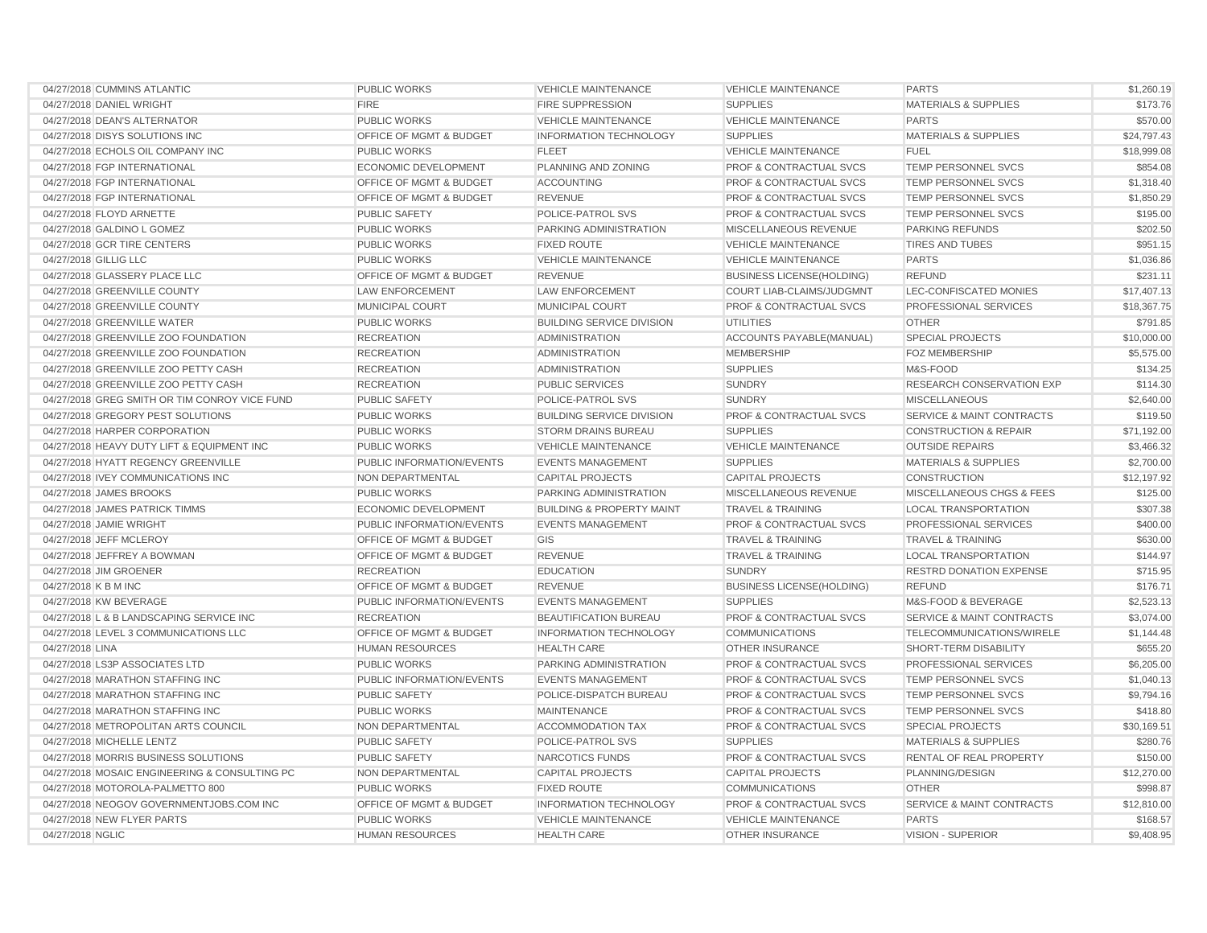| | | | | | | |
|---|---|---|---|---|---|---|
| 04/27/2018 | CUMMINS ATLANTIC | PUBLIC WORKS | VEHICLE MAINTENANCE | VEHICLE MAINTENANCE | PARTS | $1,260.19 |
| 04/27/2018 | DANIEL WRIGHT | FIRE | FIRE SUPPRESSION | SUPPLIES | MATERIALS & SUPPLIES | $173.76 |
| 04/27/2018 | DEAN'S ALTERNATOR | PUBLIC WORKS | VEHICLE MAINTENANCE | VEHICLE MAINTENANCE | PARTS | $570.00 |
| 04/27/2018 | DISYS SOLUTIONS INC | OFFICE OF MGMT & BUDGET | INFORMATION TECHNOLOGY | SUPPLIES | MATERIALS & SUPPLIES | $24,797.43 |
| 04/27/2018 | ECHOLS OIL COMPANY INC | PUBLIC WORKS | FLEET | VEHICLE MAINTENANCE | FUEL | $18,999.08 |
| 04/27/2018 | FGP INTERNATIONAL | ECONOMIC DEVELOPMENT | PLANNING AND ZONING | PROF & CONTRACTUAL SVCS | TEMP PERSONNEL SVCS | $854.08 |
| 04/27/2018 | FGP INTERNATIONAL | OFFICE OF MGMT & BUDGET | ACCOUNTING | PROF & CONTRACTUAL SVCS | TEMP PERSONNEL SVCS | $1,318.40 |
| 04/27/2018 | FGP INTERNATIONAL | OFFICE OF MGMT & BUDGET | REVENUE | PROF & CONTRACTUAL SVCS | TEMP PERSONNEL SVCS | $1,850.29 |
| 04/27/2018 | FLOYD ARNETTE | PUBLIC SAFETY | POLICE-PATROL SVS | PROF & CONTRACTUAL SVCS | TEMP PERSONNEL SVCS | $195.00 |
| 04/27/2018 | GALDINO L GOMEZ | PUBLIC WORKS | PARKING ADMINISTRATION | MISCELLANEOUS REVENUE | PARKING REFUNDS | $202.50 |
| 04/27/2018 | GCR TIRE CENTERS | PUBLIC WORKS | FIXED ROUTE | VEHICLE MAINTENANCE | TIRES AND TUBES | $951.15 |
| 04/27/2018 | GILLIG LLC | PUBLIC WORKS | VEHICLE MAINTENANCE | VEHICLE MAINTENANCE | PARTS | $1,036.86 |
| 04/27/2018 | GLASSERY PLACE LLC | OFFICE OF MGMT & BUDGET | REVENUE | BUSINESS LICENSE(HOLDING) | REFUND | $231.11 |
| 04/27/2018 | GREENVILLE COUNTY | LAW ENFORCEMENT | LAW ENFORCEMENT | COURT LIAB-CLAIMS/JUDGMNT | LEC-CONFISCATED MONIES | $17,407.13 |
| 04/27/2018 | GREENVILLE COUNTY | MUNICIPAL COURT | MUNICIPAL COURT | PROF & CONTRACTUAL SVCS | PROFESSIONAL SERVICES | $18,367.75 |
| 04/27/2018 | GREENVILLE WATER | PUBLIC WORKS | BUILDING SERVICE DIVISION | UTILITIES | OTHER | $791.85 |
| 04/27/2018 | GREENVILLE ZOO FOUNDATION | RECREATION | ADMINISTRATION | ACCOUNTS PAYABLE(MANUAL) | SPECIAL PROJECTS | $10,000.00 |
| 04/27/2018 | GREENVILLE ZOO FOUNDATION | RECREATION | ADMINISTRATION | MEMBERSHIP | FOZ MEMBERSHIP | $5,575.00 |
| 04/27/2018 | GREENVILLE ZOO PETTY CASH | RECREATION | ADMINISTRATION | SUPPLIES | M&S-FOOD | $134.25 |
| 04/27/2018 | GREENVILLE ZOO PETTY CASH | RECREATION | PUBLIC SERVICES | SUNDRY | RESEARCH CONSERVATION EXP | $114.30 |
| 04/27/2018 | GREG SMITH OR TIM CONROY VICE FUND | PUBLIC SAFETY | POLICE-PATROL SVS | SUNDRY | MISCELLANEOUS | $2,640.00 |
| 04/27/2018 | GREGORY PEST SOLUTIONS | PUBLIC WORKS | BUILDING SERVICE DIVISION | PROF & CONTRACTUAL SVCS | SERVICE & MAINT CONTRACTS | $119.50 |
| 04/27/2018 | HARPER CORPORATION | PUBLIC WORKS | STORM DRAINS BUREAU | SUPPLIES | CONSTRUCTION & REPAIR | $71,192.00 |
| 04/27/2018 | HEAVY DUTY LIFT & EQUIPMENT INC | PUBLIC WORKS | VEHICLE MAINTENANCE | VEHICLE MAINTENANCE | OUTSIDE REPAIRS | $3,466.32 |
| 04/27/2018 | HYATT REGENCY GREENVILLE | PUBLIC INFORMATION/EVENTS | EVENTS MANAGEMENT | SUPPLIES | MATERIALS & SUPPLIES | $2,700.00 |
| 04/27/2018 | IVEY COMMUNICATIONS INC | NON DEPARTMENTAL | CAPITAL PROJECTS | CAPITAL PROJECTS | CONSTRUCTION | $12,197.92 |
| 04/27/2018 | JAMES BROOKS | PUBLIC WORKS | PARKING ADMINISTRATION | MISCELLANEOUS REVENUE | MISCELLANEOUS CHGS & FEES | $125.00 |
| 04/27/2018 | JAMES PATRICK TIMMS | ECONOMIC DEVELOPMENT | BUILDING & PROPERTY MAINT | TRAVEL & TRAINING | LOCAL TRANSPORTATION | $307.38 |
| 04/27/2018 | JAMIE WRIGHT | PUBLIC INFORMATION/EVENTS | EVENTS MANAGEMENT | PROF & CONTRACTUAL SVCS | PROFESSIONAL SERVICES | $400.00 |
| 04/27/2018 | JEFF MCLEROY | OFFICE OF MGMT & BUDGET | GIS | TRAVEL & TRAINING | TRAVEL & TRAINING | $630.00 |
| 04/27/2018 | JEFFREY A BOWMAN | OFFICE OF MGMT & BUDGET | REVENUE | TRAVEL & TRAINING | LOCAL TRANSPORTATION | $144.97 |
| 04/27/2018 | JIM GROENER | RECREATION | EDUCATION | SUNDRY | RESTRD DONATION EXPENSE | $715.95 |
| 04/27/2018 | K B M INC | OFFICE OF MGMT & BUDGET | REVENUE | BUSINESS LICENSE(HOLDING) | REFUND | $176.71 |
| 04/27/2018 | KW BEVERAGE | PUBLIC INFORMATION/EVENTS | EVENTS MANAGEMENT | SUPPLIES | M&S-FOOD & BEVERAGE | $2,523.13 |
| 04/27/2018 | L & B LANDSCAPING SERVICE INC | RECREATION | BEAUTIFICATION BUREAU | PROF & CONTRACTUAL SVCS | SERVICE & MAINT CONTRACTS | $3,074.00 |
| 04/27/2018 | LEVEL 3 COMMUNICATIONS LLC | OFFICE OF MGMT & BUDGET | INFORMATION TECHNOLOGY | COMMUNICATIONS | TELECOMMUNICATIONS/WIRELE | $1,144.48 |
| 04/27/2018 | LINA | HUMAN RESOURCES | HEALTH CARE | OTHER INSURANCE | SHORT-TERM DISABILITY | $655.20 |
| 04/27/2018 | LS3P ASSOCIATES LTD | PUBLIC WORKS | PARKING ADMINISTRATION | PROF & CONTRACTUAL SVCS | PROFESSIONAL SERVICES | $6,205.00 |
| 04/27/2018 | MARATHON STAFFING INC | PUBLIC INFORMATION/EVENTS | EVENTS MANAGEMENT | PROF & CONTRACTUAL SVCS | TEMP PERSONNEL SVCS | $1,040.13 |
| 04/27/2018 | MARATHON STAFFING INC | PUBLIC SAFETY | POLICE-DISPATCH BUREAU | PROF & CONTRACTUAL SVCS | TEMP PERSONNEL SVCS | $9,794.16 |
| 04/27/2018 | MARATHON STAFFING INC | PUBLIC WORKS | MAINTENANCE | PROF & CONTRACTUAL SVCS | TEMP PERSONNEL SVCS | $418.80 |
| 04/27/2018 | METROPOLITAN ARTS COUNCIL | NON DEPARTMENTAL | ACCOMMODATION TAX | PROF & CONTRACTUAL SVCS | SPECIAL PROJECTS | $30,169.51 |
| 04/27/2018 | MICHELLE LENTZ | PUBLIC SAFETY | POLICE-PATROL SVS | SUPPLIES | MATERIALS & SUPPLIES | $280.76 |
| 04/27/2018 | MORRIS BUSINESS SOLUTIONS | PUBLIC SAFETY | NARCOTICS FUNDS | PROF & CONTRACTUAL SVCS | RENTAL OF REAL PROPERTY | $150.00 |
| 04/27/2018 | MOSAIC ENGINEERING & CONSULTING PC | NON DEPARTMENTAL | CAPITAL PROJECTS | CAPITAL PROJECTS | PLANNING/DESIGN | $12,270.00 |
| 04/27/2018 | MOTOROLA-PALMETTO 800 | PUBLIC WORKS | FIXED ROUTE | COMMUNICATIONS | OTHER | $998.87 |
| 04/27/2018 | NEOGOV GOVERNMENTJOBS.COM INC | OFFICE OF MGMT & BUDGET | INFORMATION TECHNOLOGY | PROF & CONTRACTUAL SVCS | SERVICE & MAINT CONTRACTS | $12,810.00 |
| 04/27/2018 | NEW FLYER PARTS | PUBLIC WORKS | VEHICLE MAINTENANCE | VEHICLE MAINTENANCE | PARTS | $168.57 |
| 04/27/2018 | NGLIC | HUMAN RESOURCES | HEALTH CARE | OTHER INSURANCE | VISION - SUPERIOR | $9,408.95 |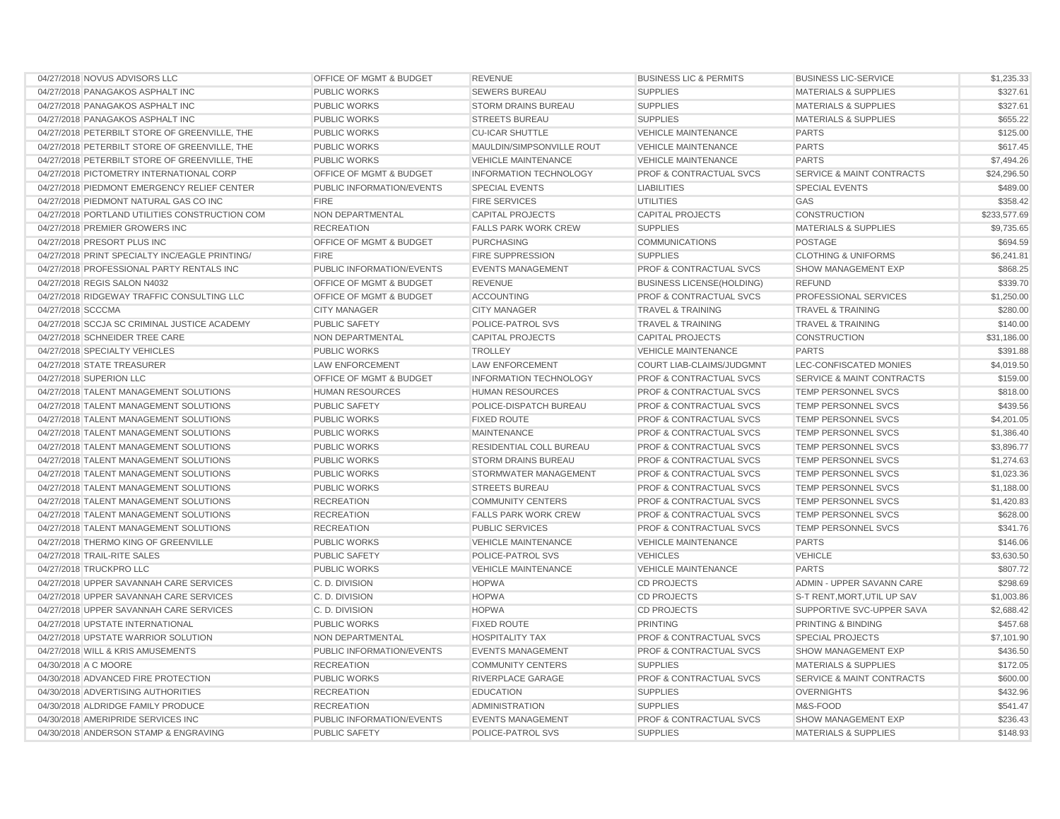| | | | | | | |
|---|---|---|---|---|---|---|
| 04/27/2018 | NOVUS ADVISORS LLC | OFFICE OF MGMT & BUDGET | REVENUE | BUSINESS LIC & PERMITS | BUSINESS LIC-SERVICE | $1,235.33 |
| 04/27/2018 | PANAGAKOS ASPHALT INC | PUBLIC WORKS | SEWERS BUREAU | SUPPLIES | MATERIALS & SUPPLIES | $327.61 |
| 04/27/2018 | PANAGAKOS ASPHALT INC | PUBLIC WORKS | STORM DRAINS BUREAU | SUPPLIES | MATERIALS & SUPPLIES | $327.61 |
| 04/27/2018 | PANAGAKOS ASPHALT INC | PUBLIC WORKS | STREETS BUREAU | SUPPLIES | MATERIALS & SUPPLIES | $655.22 |
| 04/27/2018 | PETERBILT STORE OF GREENVILLE, THE | PUBLIC WORKS | CU-ICAR SHUTTLE | VEHICLE MAINTENANCE | PARTS | $125.00 |
| 04/27/2018 | PETERBILT STORE OF GREENVILLE, THE | PUBLIC WORKS | MAULDIN/SIMPSONVILLE ROUT | VEHICLE MAINTENANCE | PARTS | $617.45 |
| 04/27/2018 | PETERBILT STORE OF GREENVILLE, THE | PUBLIC WORKS | VEHICLE MAINTENANCE | VEHICLE MAINTENANCE | PARTS | $7,494.26 |
| 04/27/2018 | PICTOMETRY INTERNATIONAL CORP | OFFICE OF MGMT & BUDGET | INFORMATION TECHNOLOGY | PROF & CONTRACTUAL SVCS | SERVICE & MAINT CONTRACTS | $24,296.50 |
| 04/27/2018 | PIEDMONT EMERGENCY RELIEF CENTER | PUBLIC INFORMATION/EVENTS | SPECIAL EVENTS | LIABILITIES | SPECIAL EVENTS | $489.00 |
| 04/27/2018 | PIEDMONT NATURAL GAS CO INC | FIRE | FIRE SERVICES | UTILITIES | GAS | $358.42 |
| 04/27/2018 | PORTLAND UTILITIES CONSTRUCTION COM | NON DEPARTMENTAL | CAPITAL PROJECTS | CAPITAL PROJECTS | CONSTRUCTION | $233,577.69 |
| 04/27/2018 | PREMIER GROWERS INC | RECREATION | FALLS PARK WORK CREW | SUPPLIES | MATERIALS & SUPPLIES | $9,735.65 |
| 04/27/2018 | PRESORT PLUS INC | OFFICE OF MGMT & BUDGET | PURCHASING | COMMUNICATIONS | POSTAGE | $694.59 |
| 04/27/2018 | PRINT SPECIALTY INC/EAGLE PRINTING/ | FIRE | FIRE SUPPRESSION | SUPPLIES | CLOTHING & UNIFORMS | $6,241.81 |
| 04/27/2018 | PROFESSIONAL PARTY RENTALS INC | PUBLIC INFORMATION/EVENTS | EVENTS MANAGEMENT | PROF & CONTRACTUAL SVCS | SHOW MANAGEMENT EXP | $868.25 |
| 04/27/2018 | REGIS SALON N4032 | OFFICE OF MGMT & BUDGET | REVENUE | BUSINESS LICENSE(HOLDING) | REFUND | $339.70 |
| 04/27/2018 | RIDGEWAY TRAFFIC CONSULTING LLC | OFFICE OF MGMT & BUDGET | ACCOUNTING | PROF & CONTRACTUAL SVCS | PROFESSIONAL SERVICES | $1,250.00 |
| 04/27/2018 | SCCCMA | CITY MANAGER | CITY MANAGER | TRAVEL & TRAINING | TRAVEL & TRAINING | $280.00 |
| 04/27/2018 | SCCJA SC CRIMINAL JUSTICE ACADEMY | PUBLIC SAFETY | POLICE-PATROL SVS | TRAVEL & TRAINING | TRAVEL & TRAINING | $140.00 |
| 04/27/2018 | SCHNEIDER TREE CARE | NON DEPARTMENTAL | CAPITAL PROJECTS | CAPITAL PROJECTS | CONSTRUCTION | $31,186.00 |
| 04/27/2018 | SPECIALTY VEHICLES | PUBLIC WORKS | TROLLEY | VEHICLE MAINTENANCE | PARTS | $391.88 |
| 04/27/2018 | STATE TREASURER | LAW ENFORCEMENT | LAW ENFORCEMENT | COURT LIAB-CLAIMS/JUDGMNT | LEC-CONFISCATED MONIES | $4,019.50 |
| 04/27/2018 | SUPERION LLC | OFFICE OF MGMT & BUDGET | INFORMATION TECHNOLOGY | PROF & CONTRACTUAL SVCS | SERVICE & MAINT CONTRACTS | $159.00 |
| 04/27/2018 | TALENT MANAGEMENT SOLUTIONS | HUMAN RESOURCES | HUMAN RESOURCES | PROF & CONTRACTUAL SVCS | TEMP PERSONNEL SVCS | $818.00 |
| 04/27/2018 | TALENT MANAGEMENT SOLUTIONS | PUBLIC SAFETY | POLICE-DISPATCH BUREAU | PROF & CONTRACTUAL SVCS | TEMP PERSONNEL SVCS | $439.56 |
| 04/27/2018 | TALENT MANAGEMENT SOLUTIONS | PUBLIC WORKS | FIXED ROUTE | PROF & CONTRACTUAL SVCS | TEMP PERSONNEL SVCS | $4,201.05 |
| 04/27/2018 | TALENT MANAGEMENT SOLUTIONS | PUBLIC WORKS | MAINTENANCE | PROF & CONTRACTUAL SVCS | TEMP PERSONNEL SVCS | $1,386.40 |
| 04/27/2018 | TALENT MANAGEMENT SOLUTIONS | PUBLIC WORKS | RESIDENTIAL COLL BUREAU | PROF & CONTRACTUAL SVCS | TEMP PERSONNEL SVCS | $3,896.77 |
| 04/27/2018 | TALENT MANAGEMENT SOLUTIONS | PUBLIC WORKS | STORM DRAINS BUREAU | PROF & CONTRACTUAL SVCS | TEMP PERSONNEL SVCS | $1,274.63 |
| 04/27/2018 | TALENT MANAGEMENT SOLUTIONS | PUBLIC WORKS | STORMWATER MANAGEMENT | PROF & CONTRACTUAL SVCS | TEMP PERSONNEL SVCS | $1,023.36 |
| 04/27/2018 | TALENT MANAGEMENT SOLUTIONS | PUBLIC WORKS | STREETS BUREAU | PROF & CONTRACTUAL SVCS | TEMP PERSONNEL SVCS | $1,188.00 |
| 04/27/2018 | TALENT MANAGEMENT SOLUTIONS | RECREATION | COMMUNITY CENTERS | PROF & CONTRACTUAL SVCS | TEMP PERSONNEL SVCS | $1,420.83 |
| 04/27/2018 | TALENT MANAGEMENT SOLUTIONS | RECREATION | FALLS PARK WORK CREW | PROF & CONTRACTUAL SVCS | TEMP PERSONNEL SVCS | $628.00 |
| 04/27/2018 | TALENT MANAGEMENT SOLUTIONS | RECREATION | PUBLIC SERVICES | PROF & CONTRACTUAL SVCS | TEMP PERSONNEL SVCS | $341.76 |
| 04/27/2018 | THERMO KING OF GREENVILLE | PUBLIC WORKS | VEHICLE MAINTENANCE | VEHICLE MAINTENANCE | PARTS | $146.06 |
| 04/27/2018 | TRAIL-RITE SALES | PUBLIC SAFETY | POLICE-PATROL SVS | VEHICLES | VEHICLE | $3,630.50 |
| 04/27/2018 | TRUCKPRO LLC | PUBLIC WORKS | VEHICLE MAINTENANCE | VEHICLE MAINTENANCE | PARTS | $807.72 |
| 04/27/2018 | UPPER SAVANNAH CARE SERVICES | C. D. DIVISION | HOPWA | CD PROJECTS | ADMIN - UPPER SAVANN CARE | $298.69 |
| 04/27/2018 | UPPER SAVANNAH CARE SERVICES | C. D. DIVISION | HOPWA | CD PROJECTS | S-T RENT,MORT,UTIL UP SAV | $1,003.86 |
| 04/27/2018 | UPPER SAVANNAH CARE SERVICES | C. D. DIVISION | HOPWA | CD PROJECTS | SUPPORTIVE SVC-UPPER SAVA | $2,688.42 |
| 04/27/2018 | UPSTATE INTERNATIONAL | PUBLIC WORKS | FIXED ROUTE | PRINTING | PRINTING & BINDING | $457.68 |
| 04/27/2018 | UPSTATE WARRIOR SOLUTION | NON DEPARTMENTAL | HOSPITALITY TAX | PROF & CONTRACTUAL SVCS | SPECIAL PROJECTS | $7,101.90 |
| 04/27/2018 | WILL & KRIS AMUSEMENTS | PUBLIC INFORMATION/EVENTS | EVENTS MANAGEMENT | PROF & CONTRACTUAL SVCS | SHOW MANAGEMENT EXP | $436.50 |
| 04/30/2018 | A C MOORE | RECREATION | COMMUNITY CENTERS | SUPPLIES | MATERIALS & SUPPLIES | $172.05 |
| 04/30/2018 | ADVANCED FIRE PROTECTION | PUBLIC WORKS | RIVERPLACE GARAGE | PROF & CONTRACTUAL SVCS | SERVICE & MAINT CONTRACTS | $600.00 |
| 04/30/2018 | ADVERTISING AUTHORITIES | RECREATION | EDUCATION | SUPPLIES | OVERNIGHTS | $432.96 |
| 04/30/2018 | ALDRIDGE FAMILY PRODUCE | RECREATION | ADMINISTRATION | SUPPLIES | M&S-FOOD | $541.47 |
| 04/30/2018 | AMERIPRIDE SERVICES INC | PUBLIC INFORMATION/EVENTS | EVENTS MANAGEMENT | PROF & CONTRACTUAL SVCS | SHOW MANAGEMENT EXP | $236.43 |
| 04/30/2018 | ANDERSON STAMP & ENGRAVING | PUBLIC SAFETY | POLICE-PATROL SVS | SUPPLIES | MATERIALS & SUPPLIES | $148.93 |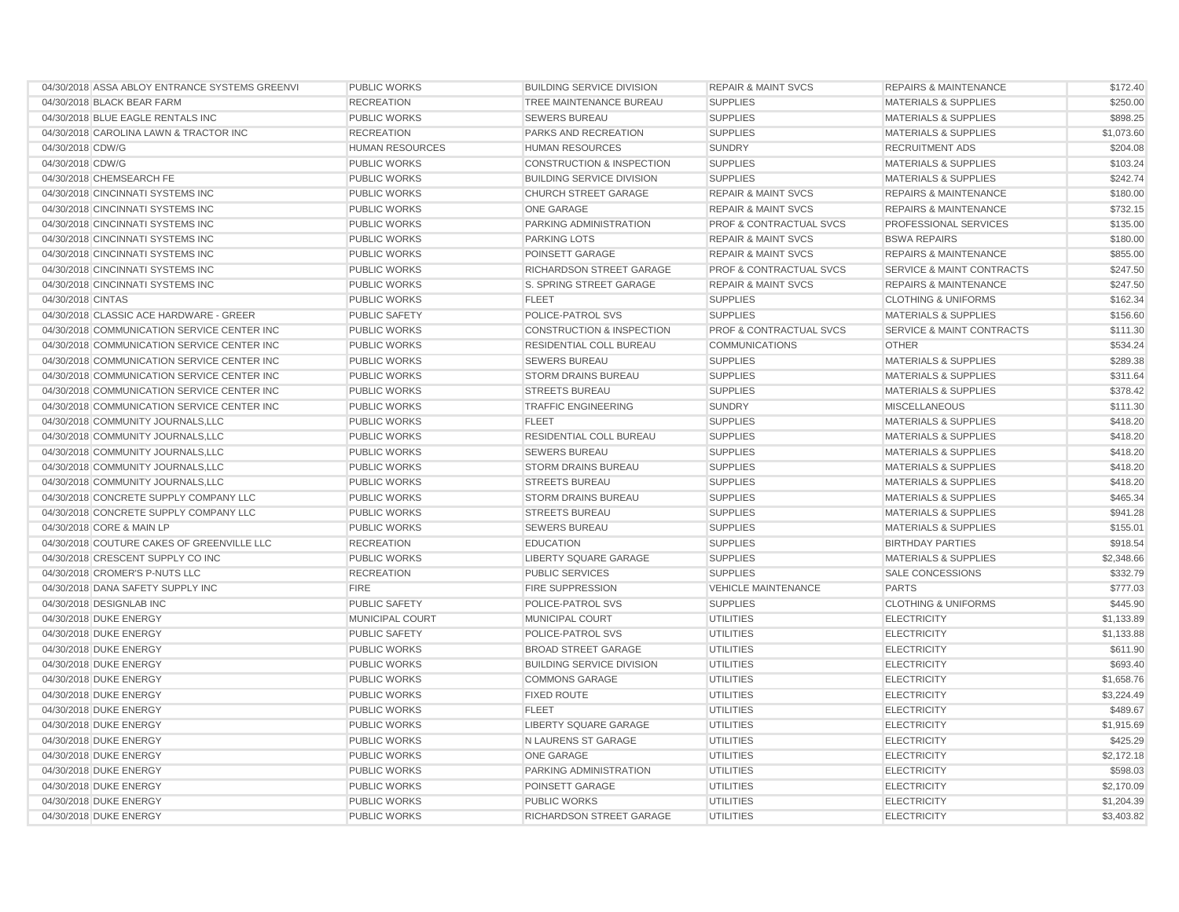| | | | | | | |
|---|---|---|---|---|---|---|
| 04/30/2018 | ASSA ABLOY ENTRANCE SYSTEMS GREENVI | PUBLIC WORKS | BUILDING SERVICE DIVISION | REPAIR & MAINT SVCS | REPAIRS & MAINTENANCE | $172.40 |
| 04/30/2018 | BLACK BEAR FARM | RECREATION | TREE MAINTENANCE BUREAU | SUPPLIES | MATERIALS & SUPPLIES | $250.00 |
| 04/30/2018 | BLUE EAGLE RENTALS INC | PUBLIC WORKS | SEWERS BUREAU | SUPPLIES | MATERIALS & SUPPLIES | $898.25 |
| 04/30/2018 | CAROLINA LAWN & TRACTOR INC | RECREATION | PARKS AND RECREATION | SUPPLIES | MATERIALS & SUPPLIES | $1,073.60 |
| 04/30/2018 | CDW/G | HUMAN RESOURCES | HUMAN RESOURCES | SUNDRY | RECRUITMENT ADS | $204.08 |
| 04/30/2018 | CDW/G | PUBLIC WORKS | CONSTRUCTION & INSPECTION | SUPPLIES | MATERIALS & SUPPLIES | $103.24 |
| 04/30/2018 | CHEMSEARCH FE | PUBLIC WORKS | BUILDING SERVICE DIVISION | SUPPLIES | MATERIALS & SUPPLIES | $242.74 |
| 04/30/2018 | CINCINNATI SYSTEMS INC | PUBLIC WORKS | CHURCH STREET GARAGE | REPAIR & MAINT SVCS | REPAIRS & MAINTENANCE | $180.00 |
| 04/30/2018 | CINCINNATI SYSTEMS INC | PUBLIC WORKS | ONE GARAGE | REPAIR & MAINT SVCS | REPAIRS & MAINTENANCE | $732.15 |
| 04/30/2018 | CINCINNATI SYSTEMS INC | PUBLIC WORKS | PARKING ADMINISTRATION | PROF & CONTRACTUAL SVCS | PROFESSIONAL SERVICES | $135.00 |
| 04/30/2018 | CINCINNATI SYSTEMS INC | PUBLIC WORKS | PARKING LOTS | REPAIR & MAINT SVCS | BSWA REPAIRS | $180.00 |
| 04/30/2018 | CINCINNATI SYSTEMS INC | PUBLIC WORKS | POINSETT GARAGE | REPAIR & MAINT SVCS | REPAIRS & MAINTENANCE | $855.00 |
| 04/30/2018 | CINCINNATI SYSTEMS INC | PUBLIC WORKS | RICHARDSON STREET GARAGE | PROF & CONTRACTUAL SVCS | SERVICE & MAINT CONTRACTS | $247.50 |
| 04/30/2018 | CINCINNATI SYSTEMS INC | PUBLIC WORKS | S. SPRING STREET GARAGE | REPAIR & MAINT SVCS | REPAIRS & MAINTENANCE | $247.50 |
| 04/30/2018 | CINTAS | PUBLIC WORKS | FLEET | SUPPLIES | CLOTHING & UNIFORMS | $162.34 |
| 04/30/2018 | CLASSIC ACE HARDWARE - GREER | PUBLIC SAFETY | POLICE-PATROL SVS | SUPPLIES | MATERIALS & SUPPLIES | $156.60 |
| 04/30/2018 | COMMUNICATION SERVICE CENTER INC | PUBLIC WORKS | CONSTRUCTION & INSPECTION | PROF & CONTRACTUAL SVCS | SERVICE & MAINT CONTRACTS | $111.30 |
| 04/30/2018 | COMMUNICATION SERVICE CENTER INC | PUBLIC WORKS | RESIDENTIAL COLL BUREAU | COMMUNICATIONS | OTHER | $534.24 |
| 04/30/2018 | COMMUNICATION SERVICE CENTER INC | PUBLIC WORKS | SEWERS BUREAU | SUPPLIES | MATERIALS & SUPPLIES | $289.38 |
| 04/30/2018 | COMMUNICATION SERVICE CENTER INC | PUBLIC WORKS | STORM DRAINS BUREAU | SUPPLIES | MATERIALS & SUPPLIES | $311.64 |
| 04/30/2018 | COMMUNICATION SERVICE CENTER INC | PUBLIC WORKS | STREETS BUREAU | SUPPLIES | MATERIALS & SUPPLIES | $378.42 |
| 04/30/2018 | COMMUNICATION SERVICE CENTER INC | PUBLIC WORKS | TRAFFIC ENGINEERING | SUNDRY | MISCELLANEOUS | $111.30 |
| 04/30/2018 | COMMUNITY JOURNALS,LLC | PUBLIC WORKS | FLEET | SUPPLIES | MATERIALS & SUPPLIES | $418.20 |
| 04/30/2018 | COMMUNITY JOURNALS,LLC | PUBLIC WORKS | RESIDENTIAL COLL BUREAU | SUPPLIES | MATERIALS & SUPPLIES | $418.20 |
| 04/30/2018 | COMMUNITY JOURNALS,LLC | PUBLIC WORKS | SEWERS BUREAU | SUPPLIES | MATERIALS & SUPPLIES | $418.20 |
| 04/30/2018 | COMMUNITY JOURNALS,LLC | PUBLIC WORKS | STORM DRAINS BUREAU | SUPPLIES | MATERIALS & SUPPLIES | $418.20 |
| 04/30/2018 | COMMUNITY JOURNALS,LLC | PUBLIC WORKS | STREETS BUREAU | SUPPLIES | MATERIALS & SUPPLIES | $418.20 |
| 04/30/2018 | CONCRETE SUPPLY COMPANY LLC | PUBLIC WORKS | STORM DRAINS BUREAU | SUPPLIES | MATERIALS & SUPPLIES | $465.34 |
| 04/30/2018 | CONCRETE SUPPLY COMPANY LLC | PUBLIC WORKS | STREETS BUREAU | SUPPLIES | MATERIALS & SUPPLIES | $941.28 |
| 04/30/2018 | CORE & MAIN LP | PUBLIC WORKS | SEWERS BUREAU | SUPPLIES | MATERIALS & SUPPLIES | $155.01 |
| 04/30/2018 | COUTURE CAKES OF GREENVILLE LLC | RECREATION | EDUCATION | SUPPLIES | BIRTHDAY PARTIES | $918.54 |
| 04/30/2018 | CRESCENT SUPPLY CO INC | PUBLIC WORKS | LIBERTY SQUARE GARAGE | SUPPLIES | MATERIALS & SUPPLIES | $2,348.66 |
| 04/30/2018 | CROMER'S P-NUTS LLC | RECREATION | PUBLIC SERVICES | SUPPLIES | SALE CONCESSIONS | $332.79 |
| 04/30/2018 | DANA SAFETY SUPPLY INC | FIRE | FIRE SUPPRESSION | VEHICLE MAINTENANCE | PARTS | $777.03 |
| 04/30/2018 | DESIGNLAB INC | PUBLIC SAFETY | POLICE-PATROL SVS | SUPPLIES | CLOTHING & UNIFORMS | $445.90 |
| 04/30/2018 | DUKE ENERGY | MUNICIPAL COURT | MUNICIPAL COURT | UTILITIES | ELECTRICITY | $1,133.89 |
| 04/30/2018 | DUKE ENERGY | PUBLIC SAFETY | POLICE-PATROL SVS | UTILITIES | ELECTRICITY | $1,133.88 |
| 04/30/2018 | DUKE ENERGY | PUBLIC WORKS | BROAD STREET GARAGE | UTILITIES | ELECTRICITY | $611.90 |
| 04/30/2018 | DUKE ENERGY | PUBLIC WORKS | BUILDING SERVICE DIVISION | UTILITIES | ELECTRICITY | $693.40 |
| 04/30/2018 | DUKE ENERGY | PUBLIC WORKS | COMMONS GARAGE | UTILITIES | ELECTRICITY | $1,658.76 |
| 04/30/2018 | DUKE ENERGY | PUBLIC WORKS | FIXED ROUTE | UTILITIES | ELECTRICITY | $3,224.49 |
| 04/30/2018 | DUKE ENERGY | PUBLIC WORKS | FLEET | UTILITIES | ELECTRICITY | $489.67 |
| 04/30/2018 | DUKE ENERGY | PUBLIC WORKS | LIBERTY SQUARE GARAGE | UTILITIES | ELECTRICITY | $1,915.69 |
| 04/30/2018 | DUKE ENERGY | PUBLIC WORKS | N LAURENS ST GARAGE | UTILITIES | ELECTRICITY | $425.29 |
| 04/30/2018 | DUKE ENERGY | PUBLIC WORKS | ONE GARAGE | UTILITIES | ELECTRICITY | $2,172.18 |
| 04/30/2018 | DUKE ENERGY | PUBLIC WORKS | PARKING ADMINISTRATION | UTILITIES | ELECTRICITY | $598.03 |
| 04/30/2018 | DUKE ENERGY | PUBLIC WORKS | POINSETT GARAGE | UTILITIES | ELECTRICITY | $2,170.09 |
| 04/30/2018 | DUKE ENERGY | PUBLIC WORKS | PUBLIC WORKS | UTILITIES | ELECTRICITY | $1,204.39 |
| 04/30/2018 | DUKE ENERGY | PUBLIC WORKS | RICHARDSON STREET GARAGE | UTILITIES | ELECTRICITY | $3,403.82 |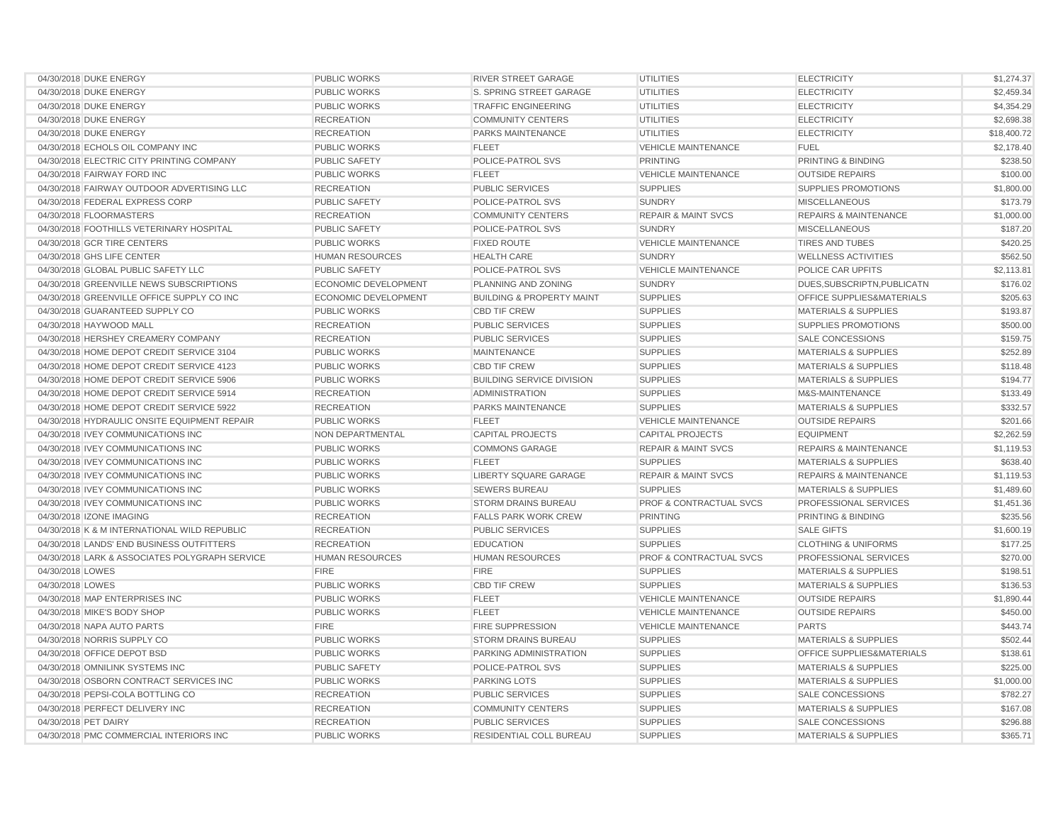| | | | | | | |
|---|---|---|---|---|---|---|
| 04/30/2018 | DUKE ENERGY | PUBLIC WORKS | RIVER STREET GARAGE | UTILITIES | ELECTRICITY | $1,274.37 |
| 04/30/2018 | DUKE ENERGY | PUBLIC WORKS | S. SPRING STREET GARAGE | UTILITIES | ELECTRICITY | $2,459.34 |
| 04/30/2018 | DUKE ENERGY | PUBLIC WORKS | TRAFFIC ENGINEERING | UTILITIES | ELECTRICITY | $4,354.29 |
| 04/30/2018 | DUKE ENERGY | RECREATION | COMMUNITY CENTERS | UTILITIES | ELECTRICITY | $2,698.38 |
| 04/30/2018 | DUKE ENERGY | RECREATION | PARKS MAINTENANCE | UTILITIES | ELECTRICITY | $18,400.72 |
| 04/30/2018 | ECHOLS OIL COMPANY INC | PUBLIC WORKS | FLEET | VEHICLE MAINTENANCE | FUEL | $2,178.40 |
| 04/30/2018 | ELECTRIC CITY PRINTING COMPANY | PUBLIC SAFETY | POLICE-PATROL SVS | PRINTING | PRINTING & BINDING | $238.50 |
| 04/30/2018 | FAIRWAY FORD INC | PUBLIC WORKS | FLEET | VEHICLE MAINTENANCE | OUTSIDE REPAIRS | $100.00 |
| 04/30/2018 | FAIRWAY OUTDOOR ADVERTISING LLC | RECREATION | PUBLIC SERVICES | SUPPLIES | SUPPLIES PROMOTIONS | $1,800.00 |
| 04/30/2018 | FEDERAL EXPRESS CORP | PUBLIC SAFETY | POLICE-PATROL SVS | SUNDRY | MISCELLANEOUS | $173.79 |
| 04/30/2018 | FLOORMASTERS | RECREATION | COMMUNITY CENTERS | REPAIR & MAINT SVCS | REPAIRS & MAINTENANCE | $1,000.00 |
| 04/30/2018 | FOOTHILLS VETERINARY HOSPITAL | PUBLIC SAFETY | POLICE-PATROL SVS | SUNDRY | MISCELLANEOUS | $187.20 |
| 04/30/2018 | GCR TIRE CENTERS | PUBLIC WORKS | FIXED ROUTE | VEHICLE MAINTENANCE | TIRES AND TUBES | $420.25 |
| 04/30/2018 | GHS LIFE CENTER | HUMAN RESOURCES | HEALTH CARE | SUNDRY | WELLNESS ACTIVITIES | $562.50 |
| 04/30/2018 | GLOBAL PUBLIC SAFETY LLC | PUBLIC SAFETY | POLICE-PATROL SVS | VEHICLE MAINTENANCE | POLICE CAR UPFITS | $2,113.81 |
| 04/30/2018 | GREENVILLE NEWS SUBSCRIPTIONS | ECONOMIC DEVELOPMENT | PLANNING AND ZONING | SUNDRY | DUES,SUBSCRIPTN,PUBLICATN | $176.02 |
| 04/30/2018 | GREENVILLE OFFICE SUPPLY CO INC | ECONOMIC DEVELOPMENT | BUILDING & PROPERTY MAINT | SUPPLIES | OFFICE SUPPLIES&MATERIALS | $205.63 |
| 04/30/2018 | GUARANTEED SUPPLY CO | PUBLIC WORKS | CBD TIF CREW | SUPPLIES | MATERIALS & SUPPLIES | $193.87 |
| 04/30/2018 | HAYWOOD MALL | RECREATION | PUBLIC SERVICES | SUPPLIES | SUPPLIES PROMOTIONS | $500.00 |
| 04/30/2018 | HERSHEY CREAMERY COMPANY | RECREATION | PUBLIC SERVICES | SUPPLIES | SALE CONCESSIONS | $159.75 |
| 04/30/2018 | HOME DEPOT CREDIT SERVICE 3104 | PUBLIC WORKS | MAINTENANCE | SUPPLIES | MATERIALS & SUPPLIES | $252.89 |
| 04/30/2018 | HOME DEPOT CREDIT SERVICE 4123 | PUBLIC WORKS | CBD TIF CREW | SUPPLIES | MATERIALS & SUPPLIES | $118.48 |
| 04/30/2018 | HOME DEPOT CREDIT SERVICE 5906 | PUBLIC WORKS | BUILDING SERVICE DIVISION | SUPPLIES | MATERIALS & SUPPLIES | $194.77 |
| 04/30/2018 | HOME DEPOT CREDIT SERVICE 5914 | RECREATION | ADMINISTRATION | SUPPLIES | M&S-MAINTENANCE | $133.49 |
| 04/30/2018 | HOME DEPOT CREDIT SERVICE 5922 | RECREATION | PARKS MAINTENANCE | SUPPLIES | MATERIALS & SUPPLIES | $332.57 |
| 04/30/2018 | HYDRAULIC ONSITE EQUIPMENT REPAIR | PUBLIC WORKS | FLEET | VEHICLE MAINTENANCE | OUTSIDE REPAIRS | $201.66 |
| 04/30/2018 | IVEY COMMUNICATIONS INC | NON DEPARTMENTAL | CAPITAL PROJECTS | CAPITAL PROJECTS | EQUIPMENT | $2,262.59 |
| 04/30/2018 | IVEY COMMUNICATIONS INC | PUBLIC WORKS | COMMONS GARAGE | REPAIR & MAINT SVCS | REPAIRS & MAINTENANCE | $1,119.53 |
| 04/30/2018 | IVEY COMMUNICATIONS INC | PUBLIC WORKS | FLEET | SUPPLIES | MATERIALS & SUPPLIES | $638.40 |
| 04/30/2018 | IVEY COMMUNICATIONS INC | PUBLIC WORKS | LIBERTY SQUARE GARAGE | REPAIR & MAINT SVCS | REPAIRS & MAINTENANCE | $1,119.53 |
| 04/30/2018 | IVEY COMMUNICATIONS INC | PUBLIC WORKS | SEWERS BUREAU | SUPPLIES | MATERIALS & SUPPLIES | $1,489.60 |
| 04/30/2018 | IVEY COMMUNICATIONS INC | PUBLIC WORKS | STORM DRAINS BUREAU | PROF & CONTRACTUAL SVCS | PROFESSIONAL SERVICES | $1,451.36 |
| 04/30/2018 | IZONE IMAGING | RECREATION | FALLS PARK WORK CREW | PRINTING | PRINTING & BINDING | $235.56 |
| 04/30/2018 | K & M INTERNATIONAL WILD REPUBLIC | RECREATION | PUBLIC SERVICES | SUPPLIES | SALE GIFTS | $1,600.19 |
| 04/30/2018 | LANDS' END BUSINESS OUTFITTERS | RECREATION | EDUCATION | SUPPLIES | CLOTHING & UNIFORMS | $177.25 |
| 04/30/2018 | LARK & ASSOCIATES POLYGRAPH SERVICE | HUMAN RESOURCES | HUMAN RESOURCES | PROF & CONTRACTUAL SVCS | PROFESSIONAL SERVICES | $270.00 |
| 04/30/2018 | LOWES | FIRE | FIRE | SUPPLIES | MATERIALS & SUPPLIES | $198.51 |
| 04/30/2018 | LOWES | PUBLIC WORKS | CBD TIF CREW | SUPPLIES | MATERIALS & SUPPLIES | $136.53 |
| 04/30/2018 | MAP ENTERPRISES INC | PUBLIC WORKS | FLEET | VEHICLE MAINTENANCE | OUTSIDE REPAIRS | $1,890.44 |
| 04/30/2018 | MIKE'S BODY SHOP | PUBLIC WORKS | FLEET | VEHICLE MAINTENANCE | OUTSIDE REPAIRS | $450.00 |
| 04/30/2018 | NAPA AUTO PARTS | FIRE | FIRE SUPPRESSION | VEHICLE MAINTENANCE | PARTS | $443.74 |
| 04/30/2018 | NORRIS SUPPLY CO | PUBLIC WORKS | STORM DRAINS BUREAU | SUPPLIES | MATERIALS & SUPPLIES | $502.44 |
| 04/30/2018 | OFFICE DEPOT BSD | PUBLIC WORKS | PARKING ADMINISTRATION | SUPPLIES | OFFICE SUPPLIES&MATERIALS | $138.61 |
| 04/30/2018 | OMNILINK SYSTEMS INC | PUBLIC SAFETY | POLICE-PATROL SVS | SUPPLIES | MATERIALS & SUPPLIES | $225.00 |
| 04/30/2018 | OSBORN CONTRACT SERVICES INC | PUBLIC WORKS | PARKING LOTS | SUPPLIES | MATERIALS & SUPPLIES | $1,000.00 |
| 04/30/2018 | PEPSI-COLA BOTTLING CO | RECREATION | PUBLIC SERVICES | SUPPLIES | SALE CONCESSIONS | $782.27 |
| 04/30/2018 | PERFECT DELIVERY INC | RECREATION | COMMUNITY CENTERS | SUPPLIES | MATERIALS & SUPPLIES | $167.08 |
| 04/30/2018 | PET DAIRY | RECREATION | PUBLIC SERVICES | SUPPLIES | SALE CONCESSIONS | $296.88 |
| 04/30/2018 | PMC COMMERCIAL INTERIORS INC | PUBLIC WORKS | RESIDENTIAL COLL BUREAU | SUPPLIES | MATERIALS & SUPPLIES | $365.71 |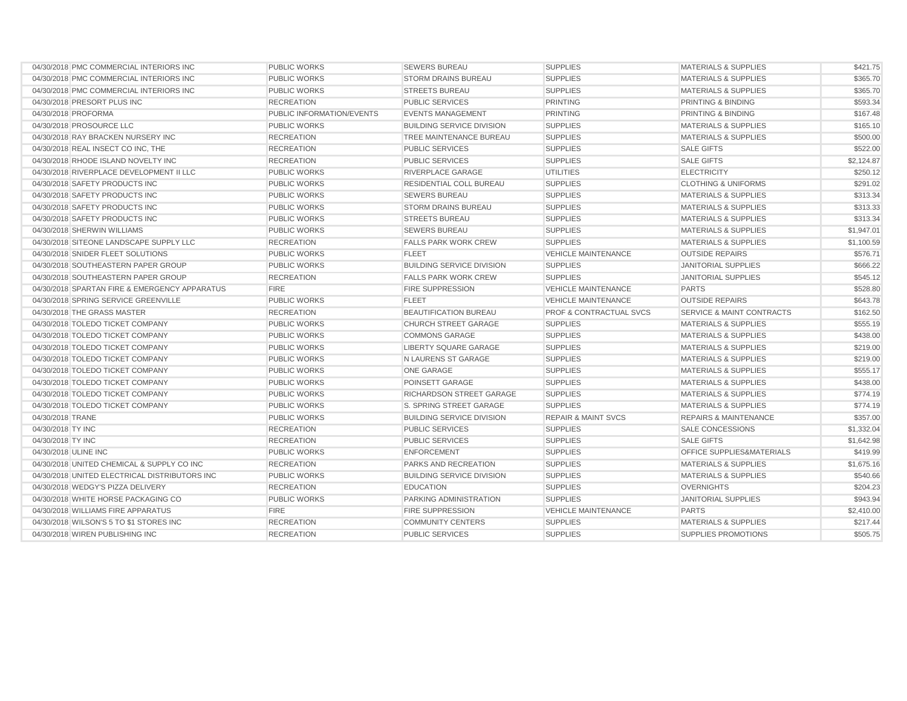| | | | | | | |
|---|---|---|---|---|---|---|
| 04/30/2018 | PMC COMMERCIAL INTERIORS INC | PUBLIC WORKS | SEWERS BUREAU | SUPPLIES | MATERIALS & SUPPLIES | $421.75 |
| 04/30/2018 | PMC COMMERCIAL INTERIORS INC | PUBLIC WORKS | STORM DRAINS BUREAU | SUPPLIES | MATERIALS & SUPPLIES | $365.70 |
| 04/30/2018 | PMC COMMERCIAL INTERIORS INC | PUBLIC WORKS | STREETS BUREAU | SUPPLIES | MATERIALS & SUPPLIES | $365.70 |
| 04/30/2018 | PRESORT PLUS INC | RECREATION | PUBLIC SERVICES | PRINTING | PRINTING & BINDING | $593.34 |
| 04/30/2018 | PROFORMA | PUBLIC INFORMATION/EVENTS | EVENTS MANAGEMENT | PRINTING | PRINTING & BINDING | $167.48 |
| 04/30/2018 | PROSOURCE LLC | PUBLIC WORKS | BUILDING SERVICE DIVISION | SUPPLIES | MATERIALS & SUPPLIES | $165.10 |
| 04/30/2018 | RAY BRACKEN NURSERY INC | RECREATION | TREE MAINTENANCE BUREAU | SUPPLIES | MATERIALS & SUPPLIES | $500.00 |
| 04/30/2018 | REAL INSECT CO INC, THE | RECREATION | PUBLIC SERVICES | SUPPLIES | SALE GIFTS | $522.00 |
| 04/30/2018 | RHODE ISLAND NOVELTY INC | RECREATION | PUBLIC SERVICES | SUPPLIES | SALE GIFTS | $2,124.87 |
| 04/30/2018 | RIVERPLACE DEVELOPMENT II LLC | PUBLIC WORKS | RIVERPLACE GARAGE | UTILITIES | ELECTRICITY | $250.12 |
| 04/30/2018 | SAFETY PRODUCTS INC | PUBLIC WORKS | RESIDENTIAL COLL BUREAU | SUPPLIES | CLOTHING & UNIFORMS | $291.02 |
| 04/30/2018 | SAFETY PRODUCTS INC | PUBLIC WORKS | SEWERS BUREAU | SUPPLIES | MATERIALS & SUPPLIES | $313.34 |
| 04/30/2018 | SAFETY PRODUCTS INC | PUBLIC WORKS | STORM DRAINS BUREAU | SUPPLIES | MATERIALS & SUPPLIES | $313.33 |
| 04/30/2018 | SAFETY PRODUCTS INC | PUBLIC WORKS | STREETS BUREAU | SUPPLIES | MATERIALS & SUPPLIES | $313.34 |
| 04/30/2018 | SHERWIN WILLIAMS | PUBLIC WORKS | SEWERS BUREAU | SUPPLIES | MATERIALS & SUPPLIES | $1,947.01 |
| 04/30/2018 | SITEONE LANDSCAPE SUPPLY LLC | RECREATION | FALLS PARK WORK CREW | SUPPLIES | MATERIALS & SUPPLIES | $1,100.59 |
| 04/30/2018 | SNIDER FLEET SOLUTIONS | PUBLIC WORKS | FLEET | VEHICLE MAINTENANCE | OUTSIDE REPAIRS | $576.71 |
| 04/30/2018 | SOUTHEASTERN PAPER GROUP | PUBLIC WORKS | BUILDING SERVICE DIVISION | SUPPLIES | JANITORIAL SUPPLIES | $666.22 |
| 04/30/2018 | SOUTHEASTERN PAPER GROUP | RECREATION | FALLS PARK WORK CREW | SUPPLIES | JANITORIAL SUPPLIES | $545.12 |
| 04/30/2018 | SPARTAN FIRE & EMERGENCY APPARATUS | FIRE | FIRE SUPPRESSION | VEHICLE MAINTENANCE | PARTS | $528.80 |
| 04/30/2018 | SPRING SERVICE GREENVILLE | PUBLIC WORKS | FLEET | VEHICLE MAINTENANCE | OUTSIDE REPAIRS | $643.78 |
| 04/30/2018 | THE GRASS MASTER | RECREATION | BEAUTIFICATION BUREAU | PROF & CONTRACTUAL SVCS | SERVICE & MAINT CONTRACTS | $162.50 |
| 04/30/2018 | TOLEDO TICKET COMPANY | PUBLIC WORKS | CHURCH STREET GARAGE | SUPPLIES | MATERIALS & SUPPLIES | $555.19 |
| 04/30/2018 | TOLEDO TICKET COMPANY | PUBLIC WORKS | COMMONS GARAGE | SUPPLIES | MATERIALS & SUPPLIES | $438.00 |
| 04/30/2018 | TOLEDO TICKET COMPANY | PUBLIC WORKS | LIBERTY SQUARE GARAGE | SUPPLIES | MATERIALS & SUPPLIES | $219.00 |
| 04/30/2018 | TOLEDO TICKET COMPANY | PUBLIC WORKS | N LAURENS ST GARAGE | SUPPLIES | MATERIALS & SUPPLIES | $219.00 |
| 04/30/2018 | TOLEDO TICKET COMPANY | PUBLIC WORKS | ONE GARAGE | SUPPLIES | MATERIALS & SUPPLIES | $555.17 |
| 04/30/2018 | TOLEDO TICKET COMPANY | PUBLIC WORKS | POINSETT GARAGE | SUPPLIES | MATERIALS & SUPPLIES | $438.00 |
| 04/30/2018 | TOLEDO TICKET COMPANY | PUBLIC WORKS | RICHARDSON STREET GARAGE | SUPPLIES | MATERIALS & SUPPLIES | $774.19 |
| 04/30/2018 | TOLEDO TICKET COMPANY | PUBLIC WORKS | S. SPRING STREET GARAGE | SUPPLIES | MATERIALS & SUPPLIES | $774.19 |
| 04/30/2018 | TRANE | PUBLIC WORKS | BUILDING SERVICE DIVISION | REPAIR & MAINT SVCS | REPAIRS & MAINTENANCE | $357.00 |
| 04/30/2018 | TY INC | RECREATION | PUBLIC SERVICES | SUPPLIES | SALE CONCESSIONS | $1,332.04 |
| 04/30/2018 | TY INC | RECREATION | PUBLIC SERVICES | SUPPLIES | SALE GIFTS | $1,642.98 |
| 04/30/2018 | ULINE INC | PUBLIC WORKS | ENFORCEMENT | SUPPLIES | OFFICE SUPPLIES&MATERIALS | $419.99 |
| 04/30/2018 | UNITED CHEMICAL & SUPPLY CO INC | RECREATION | PARKS AND RECREATION | SUPPLIES | MATERIALS & SUPPLIES | $1,675.16 |
| 04/30/2018 | UNITED ELECTRICAL DISTRIBUTORS INC | PUBLIC WORKS | BUILDING SERVICE DIVISION | SUPPLIES | MATERIALS & SUPPLIES | $540.66 |
| 04/30/2018 | WEDGY'S PIZZA DELIVERY | RECREATION | EDUCATION | SUPPLIES | OVERNIGHTS | $204.23 |
| 04/30/2018 | WHITE HORSE PACKAGING CO | PUBLIC WORKS | PARKING ADMINISTRATION | SUPPLIES | JANITORIAL SUPPLIES | $943.94 |
| 04/30/2018 | WILLIAMS FIRE APPARATUS | FIRE | FIRE SUPPRESSION | VEHICLE MAINTENANCE | PARTS | $2,410.00 |
| 04/30/2018 | WILSON'S 5 TO $1 STORES INC | RECREATION | COMMUNITY CENTERS | SUPPLIES | MATERIALS & SUPPLIES | $217.44 |
| 04/30/2018 | WIREN PUBLISHING INC | RECREATION | PUBLIC SERVICES | SUPPLIES | SUPPLIES PROMOTIONS | $505.75 |